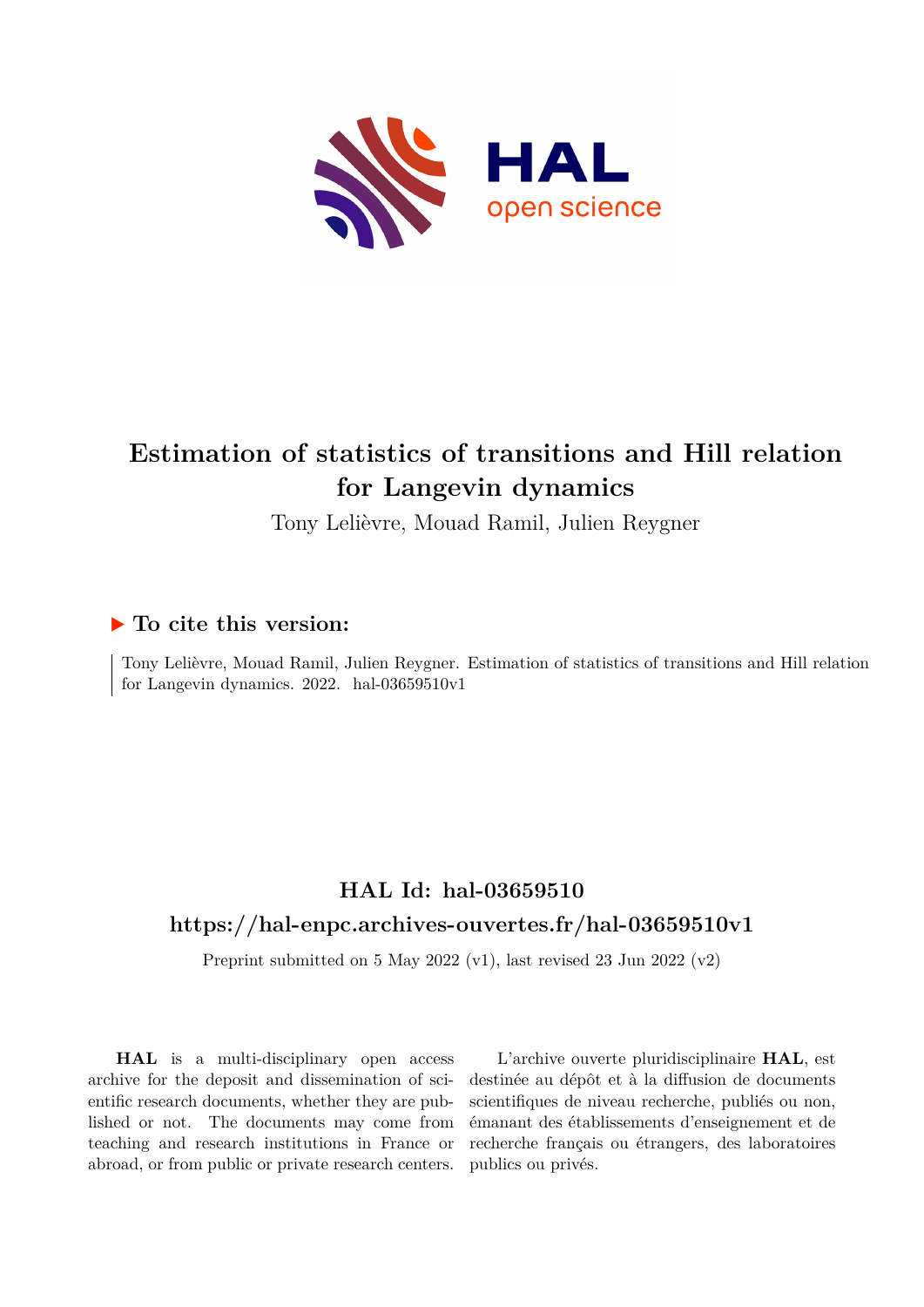# Estimation of statistics of transitions and Hill relation for Langevin dynamics

Tony Lelièvre, Mouad Ramil, Julien Reygner

## ▶ To cite this version:

Tony Lelièvre, Mouad Ramil, Julien Reygner. Estimation of statistics of transitions and Hill relation for Langevin dynamics. 2022. hal-03659510v1

## HAL Id: hal-03659510

## https://hal-enpc.archives-ouvertes.fr/hal-03659510v1

Preprint submitted on 5 May 2022 (v1), last revised 23 Jun 2022 (v2)

**HAL** is a multi-disciplinary open access archive for the deposit and dissemination of scientific research documents, whether they are published or not. The documents may come from teaching and research institutions in France or abroad, or from public or private research centers.

L'archive ouverte pluridisciplinaire **HAL**, est destinée au dépôt et à la diffusion de documents scientifiques de niveau recherche, publiés ou non, émanant des établissements d'enseignement et de recherche français ou étrangers, des laboratoires publics ou privés.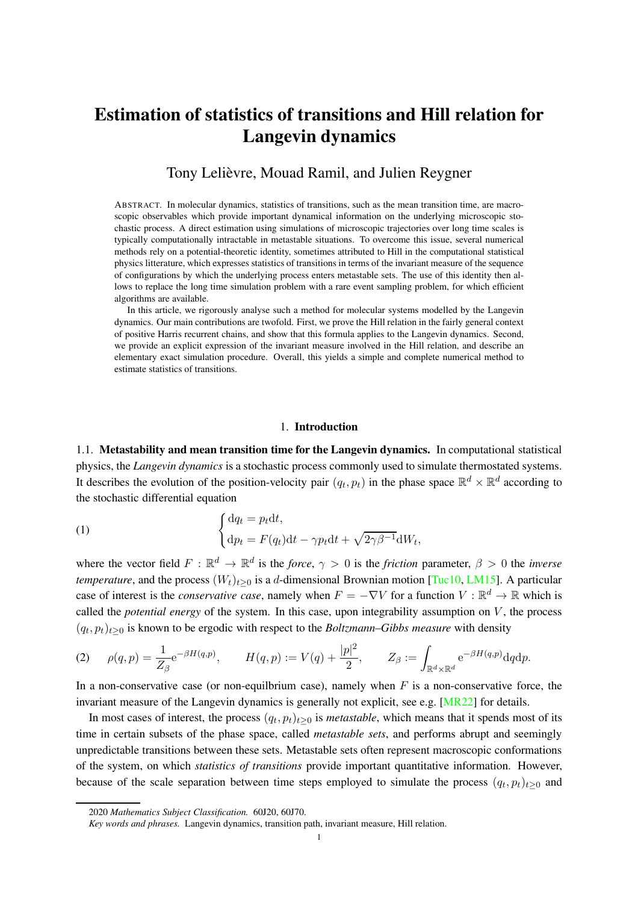# Estimation of statistics of transitions and Hill relation for Langevin dynamics

Tony Lelièvre, Mouad Ramil, and Julien Reygner

ABSTRACT. In molecular dynamics, statistics of transitions, such as the mean transition time, are macroscopic observables which provide important dynamical information on the underlying microscopic stochastic process. A direct estimation using simulations of microscopic trajectories over long time scales is typically computationally intractable in metastable situations. To overcome this issue, several numerical methods rely on a potential-theoretic identity, sometimes attributed to Hill in the computational statistical physics litterature, which expresses statistics of transitions in terms of the invariant measure of the sequence of configurations by which the underlying process enters metastable sets. The use of this identity then allows to replace the long time simulation problem with a rare event sampling problem, for which efficient algorithms are available.

In this article, we rigorously analyse such a method for molecular systems modelled by the Langevin dynamics. Our main contributions are twofold. First, we prove the Hill relation in the fairly general context of positive Harris recurrent chains, and show that this formula applies to the Langevin dynamics. Second, we provide an explicit expression of the invariant measure involved in the Hill relation, and describe an elementary exact simulation procedure. Overall, this yields a simple and complete numerical method to estimate statistics of transitions.

## 1. Introduction

**1.1. Metastability and mean transition time for the Langevin dynamics.** In computational statistical physics, the *Langevin dynamics* is a stochastic process commonly used to simulate thermostated systems. It describes the evolution of the position-velocity pair $(q_t, p_t)$ in the phase space $\mathbb{R}^d \times \mathbb{R}^d$ according to the stochastic differential equation

$$
\begin{cases} \mathrm{d}q_t = p_t \mathrm{d}t, \\ \mathrm{d}p_t = F(q_t)\mathrm{d}t - \gamma p_t \mathrm{d}t + \sqrt{2\gamma\beta^{-1}}\mathrm{d}W_t, \end{cases} \tag{1}
$$

where the vector field $F : \mathbb{R}^d \to \mathbb{R}^d$ is the *force*, $\gamma > 0$ is the *friction* parameter, $\beta > 0$ the *inverse temperature*, and the process $(W_t)_{t\geq 0}$ is a $d$-dimensional Brownian motion [Tuc10, LM15]. A particular case of interest is the *conservative case*, namely when $F = -\nabla V$ for a function $V : \mathbb{R}^d \to \mathbb{R}$ which is called the *potential energy* of the system. In this case, upon integrability assumption on $V$, the process $(q_t, p_t)_{t\geq 0}$ is known to be ergodic with respect to the *Boltzmann–Gibbs measure* with density

$$
\rho(q, p) = \frac{1}{Z_\beta} \mathrm{e}^{-\beta H(q,p)}, \qquad H(q, p) := V(q) + \frac{|p|^2}{2}, \qquad Z_\beta := \int_{\mathbb{R}^d \times \mathbb{R}^d} \mathrm{e}^{-\beta H(q,p)} \mathrm{d}q\mathrm{d}p. \tag{2}
$$

In a non-conservative case (or non-equilbrium case), namely when $F$ is a non-conservative force, the invariant measure of the Langevin dynamics is generally not explicit, see e.g. [MR22] for details.

In most cases of interest, the process $(q_t, p_t)_{t\geq 0}$ is *metastable*, which means that it spends most of its time in certain subsets of the phase space, called *metastable sets*, and performs abrupt and seemingly unpredictable transitions between these sets. Metastable sets often represent macroscopic conformations of the system, on which *statistics of transitions* provide important quantitative information. However, because of the scale separation between time steps employed to simulate the process $(q_t, p_t)_{t\geq 0}$ and

2020 *Mathematics Subject Classification.* 60J20, 60J70.

*Key words and phrases.* Langevin dynamics, transition path, invariant measure, Hill relation.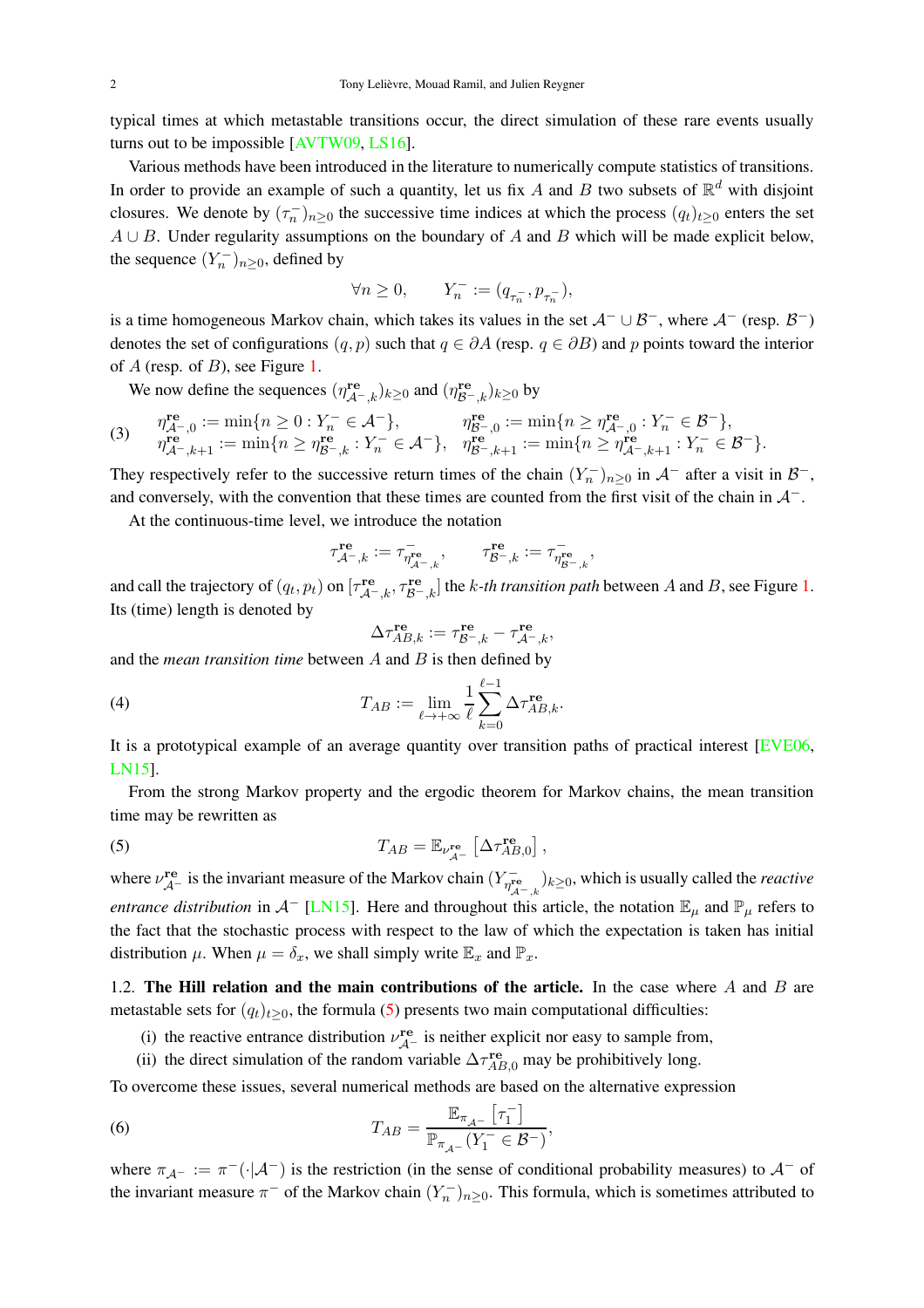typical times at which metastable transitions occur, the direct simulation of these rare events usually turns out to be impossible [AVTW09, LS16].

Various methods have been introduced in the literature to numerically compute statistics of transitions. In order to provide an example of such a quantity, let us fix $A$ and $B$ two subsets of $\mathbb{R}^d$ with disjoint closures. We denote by $(\tau_n^-)_{n\geq 0}$ the successive time indices at which the process $(q_t)_{t\geq 0}$ enters the set $A\cup B$. Under regularity assumptions on the boundary of $A$ and $B$ which will be made explicit below, the sequence $(Y_n^-)_{n\geq 0}$, defined by

$$\forall n \geq 0, \qquad Y_n^- := (q_{\tau_n^-}, p_{\tau_n^-}),$$

is a time homogeneous Markov chain, which takes its values in the set $\mathcal{A}^- \cup \mathcal{B}^-$, where $\mathcal{A}^-$ (resp. $\mathcal{B}^-$) denotes the set of configurations $(q,p)$ such that $q \in \partial A$ (resp. $q \in \partial B$) and $p$ points toward the interior of $A$ (resp. of $B$), see Figure 1.

We now define the sequences $(\eta^{\mathbf{re}}_{\mathcal{A}^-,k})_{k\geq 0}$ and $(\eta^{\mathbf{re}}_{\mathcal{B}^-,k})_{k\geq 0}$ by

$$(3) \qquad \begin{aligned} &\eta^{\mathbf{re}}_{\mathcal{A}^-,0} := \min\{n\geq 0 : Y_n^- \in \mathcal{A}^-\}, && \eta^{\mathbf{re}}_{\mathcal{B}^-,0} := \min\{n\geq \eta^{\mathbf{re}}_{\mathcal{A}^-,0} : Y_n^- \in \mathcal{B}^-\},\\ &\eta^{\mathbf{re}}_{\mathcal{A}^-,k+1} := \min\{n\geq \eta^{\mathbf{re}}_{\mathcal{B}^-,k} : Y_n^- \in \mathcal{A}^-\}, && \eta^{\mathbf{re}}_{\mathcal{B}^-,k+1} := \min\{n\geq \eta^{\mathbf{re}}_{\mathcal{A}^-,k+1} : Y_n^- \in \mathcal{B}^-\}.\end{aligned}$$

They respectively refer to the successive return times of the chain $(Y_n^-)_{n\geq 0}$ in $\mathcal{A}^-$ after a visit in $\mathcal{B}^-$, and conversely, with the convention that these times are counted from the first visit of the chain in $\mathcal{A}^-$.

At the continuous-time level, we introduce the notation

$$\tau^{\mathbf{re}}_{\mathcal{A}^-,k} := \tau^-_{\eta^{\mathbf{re}}_{\mathcal{A}^-,k}}, \qquad \tau^{\mathbf{re}}_{\mathcal{B}^-,k} := \tau^-_{\eta^{\mathbf{re}}_{\mathcal{B}^-,k}},$$

and call the trajectory of $(q_t,p_t)$ on $[\tau^{\mathbf{re}}_{\mathcal{A}^-,k}, \tau^{\mathbf{re}}_{\mathcal{B}^-,k}]$ the *k-th transition path* between $A$ and $B$, see Figure 1. Its (time) length is denoted by

$$\Delta\tau^{\mathbf{re}}_{AB,k} := \tau^{\mathbf{re}}_{\mathcal{B}^-,k} - \tau^{\mathbf{re}}_{\mathcal{A}^-,k},$$

and the *mean transition time* between $A$ and $B$ is then defined by

$$(4) \qquad T_{AB} := \lim_{\ell\to+\infty} \frac{1}{\ell}\sum_{k=0}^{\ell-1} \Delta\tau^{\mathbf{re}}_{AB,k}.$$

It is a prototypical example of an average quantity over transition paths of practical interest [EVE06, LN15].

From the strong Markov property and the ergodic theorem for Markov chains, the mean transition time may be rewritten as

$$(5) \qquad T_{AB} = \mathbb{E}_{\nu^{\mathbf{re}}_{\mathcal{A}^-}}\left[\Delta\tau^{\mathbf{re}}_{AB,0}\right],$$

where $\nu^{\mathbf{re}}_{\mathcal{A}^-}$ is the invariant measure of the Markov chain $(Y^-_{\eta^{\mathbf{re}}_{\mathcal{A}^-,k}})_{k\geq 0}$, which is usually called the *reactive entrance distribution* in $\mathcal{A}^-$ [LN15]. Here and throughout this article, the notation $\mathbb{E}_\mu$ and $\mathbb{P}_\mu$ refers to the fact that the stochastic process with respect to the law of which the expectation is taken has initial distribution $\mu$. When $\mu = \delta_x$, we shall simply write $\mathbb{E}_x$ and $\mathbb{P}_x$.

1.2. **The Hill relation and the main contributions of the article.** In the case where $A$ and $B$ are metastable sets for $(q_t)_{t\geq 0}$, the formula (5) presents two main computational difficulties:

(i) the reactive entrance distribution $\nu^{\mathbf{re}}_{\mathcal{A}^-}$ is neither explicit nor easy to sample from,
(ii) the direct simulation of the random variable $\Delta\tau^{\mathbf{re}}_{AB,0}$ may be prohibitively long.

To overcome these issues, several numerical methods are based on the alternative expression

$$(6) \qquad T_{AB} = \frac{\mathbb{E}_{\pi_{\mathcal{A}^-}}\left[\tau_1^-\right]}{\mathbb{P}_{\pi_{\mathcal{A}^-}}(Y_1^- \in \mathcal{B}^-)},$$

where $\pi_{\mathcal{A}^-} := \pi^-(\cdot|\mathcal{A}^-)$ is the restriction (in the sense of conditional probability measures) to $\mathcal{A}^-$ of the invariant measure $\pi^-$ of the Markov chain $(Y_n^-)_{n\geq 0}$. This formula, which is sometimes attributed to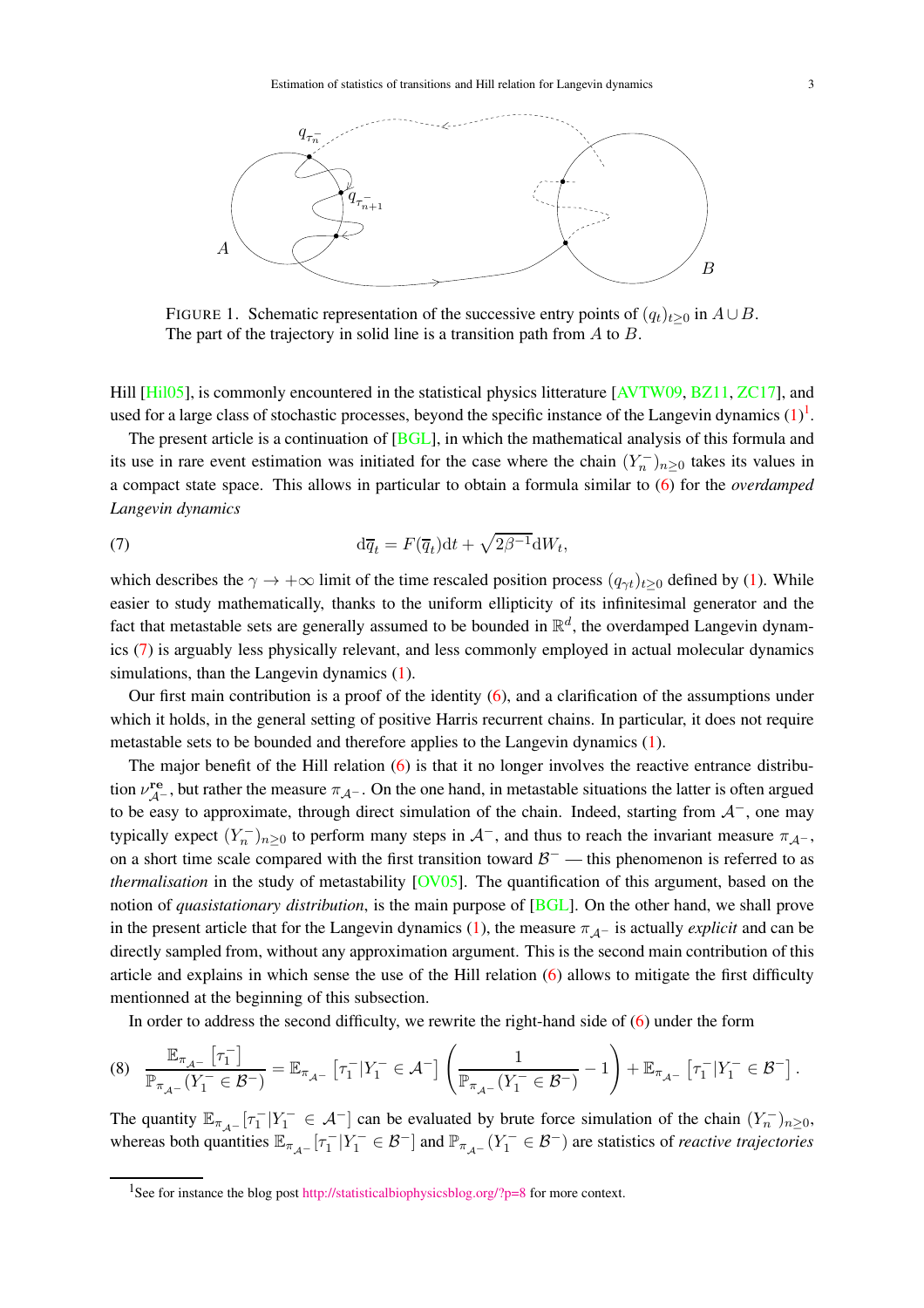FIGURE 1. Schematic representation of the successive entry points of $(q_t)_{t\geq 0}$ in $A \cup B$. The part of the trajectory in solid line is a transition path from $A$ to $B$.

Hill [Hil05], is commonly encountered in the statistical physics litterature [AVTW09, BZ11, ZC17], and used for a large class of stochastic processes, beyond the specific instance of the Langevin dynamics (1)[1].

The present article is a continuation of [BGL], in which the mathematical analysis of this formula and its use in rare event estimation was initiated for the case where the chain $(Y_n^-)_{n\geq 0}$ takes its values in a compact state space. This allows in particular to obtain a formula similar to (6) for the *overdamped Langevin dynamics*

$$\mathrm{d}\overline{q}_t = F(\overline{q}_t)\mathrm{d}t + \sqrt{2\beta^{-1}}\mathrm{d}W_t, \tag{7}$$

which describes the $\gamma \to +\infty$ limit of the time rescaled position process $(q_{\gamma t})_{t\geq 0}$ defined by (1). While easier to study mathematically, thanks to the uniform ellipticity of its infinitesimal generator and the fact that metastable sets are generally assumed to be bounded in $\mathbb{R}^d$, the overdamped Langevin dynamics (7) is arguably less physically relevant, and less commonly employed in actual molecular dynamics simulations, than the Langevin dynamics (1).

Our first main contribution is a proof of the identity (6), and a clarification of the assumptions under which it holds, in the general setting of positive Harris recurrent chains. In particular, it does not require metastable sets to be bounded and therefore applies to the Langevin dynamics (1).

The major benefit of the Hill relation (6) is that it no longer involves the reactive entrance distribution $\nu^{\mathbf{re}}_{\mathcal{A}^-}$, but rather the measure $\pi_{\mathcal{A}^-}$. On the one hand, in metastable situations the latter is often argued to be easy to approximate, through direct simulation of the chain. Indeed, starting from $\mathcal{A}^-$, one may typically expect $(Y_n^-)_{n\geq 0}$ to perform many steps in $\mathcal{A}^-$, and thus to reach the invariant measure $\pi_{\mathcal{A}^-}$, on a short time scale compared with the first transition toward $\mathcal{B}^-$ — this phenomenon is referred to as *thermalisation* in the study of metastability [OV05]. The quantification of this argument, based on the notion of *quasistationary distribution*, is the main purpose of [BGL]. On the other hand, we shall prove in the present article that for the Langevin dynamics (1), the measure $\pi_{\mathcal{A}^-}$ is actually *explicit* and can be directly sampled from, without any approximation argument. This is the second main contribution of this article and explains in which sense the use of the Hill relation (6) allows to mitigate the first difficulty mentionned at the beginning of this subsection.

In order to address the second difficulty, we rewrite the right-hand side of (6) under the form

$$\frac{\mathbb{E}_{\pi_{\mathcal{A}^-}}\left[\tau_1^-\right]}{\mathbb{P}_{\pi_{\mathcal{A}^-}}(Y_1^- \in \mathcal{B}^-)} = \mathbb{E}_{\pi_{\mathcal{A}^-}}\left[\tau_1^- | Y_1^- \in \mathcal{A}^-\right]\left(\frac{1}{\mathbb{P}_{\pi_{\mathcal{A}^-}}(Y_1^- \in \mathcal{B}^-)} - 1\right) + \mathbb{E}_{\pi_{\mathcal{A}^-}}\left[\tau_1^- | Y_1^- \in \mathcal{B}^-\right]. \tag{8}$$

The quantity $\mathbb{E}_{\pi_{\mathcal{A}^-}}[\tau_1^- | Y_1^- \in \mathcal{A}^-]$ can be evaluated by brute force simulation of the chain $(Y_n^-)_{n\geq 0}$, whereas both quantities $\mathbb{E}_{\pi_{\mathcal{A}^-}}[\tau_1^- | Y_1^- \in \mathcal{B}^-]$ and $\mathbb{P}_{\pi_{\mathcal{A}^-}}(Y_1^- \in \mathcal{B}^-)$ are statistics of *reactive trajectories*

[1] See for instance the blog post http://statisticalbiophysicsblog.org/?p=8 for more context.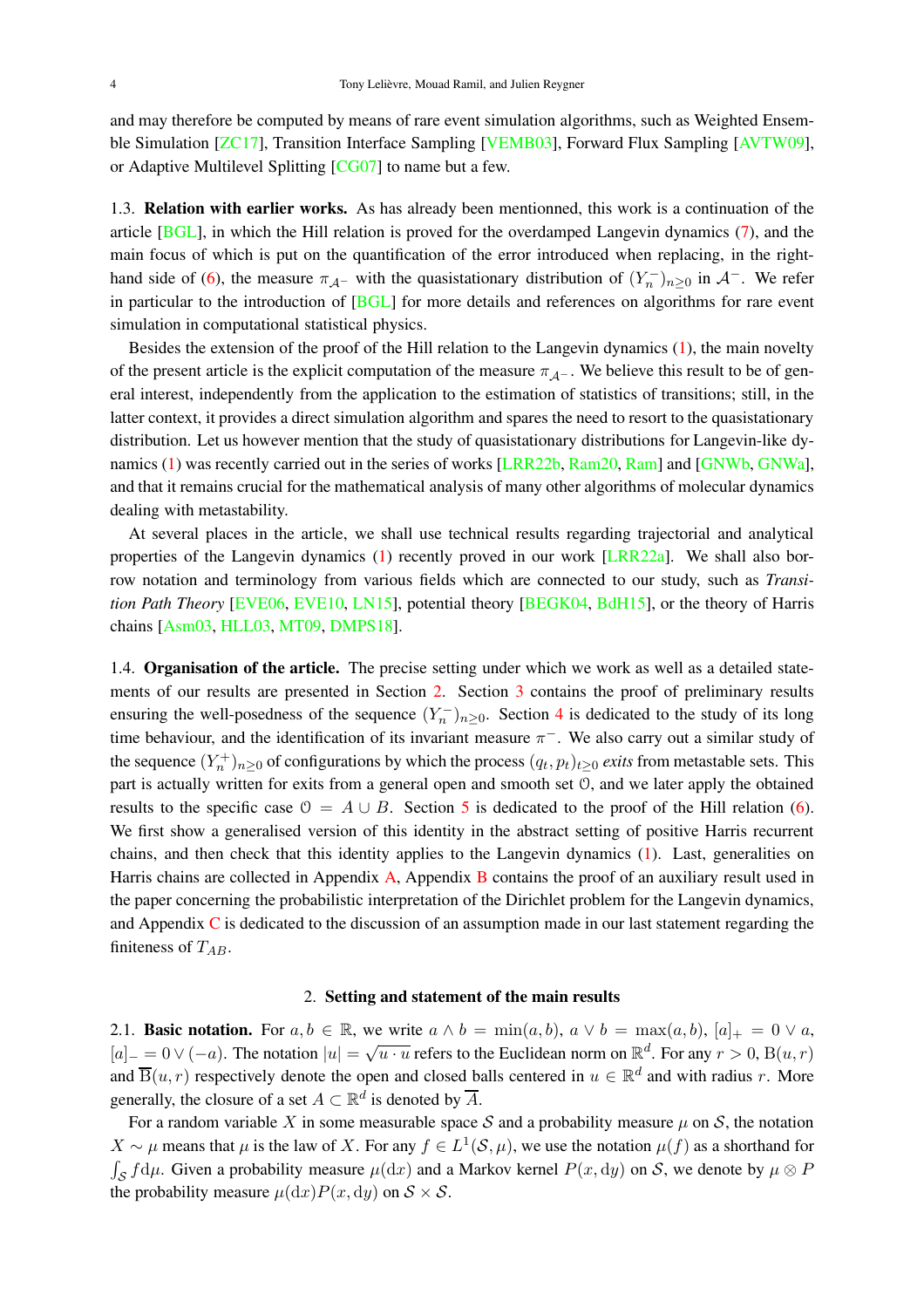and may therefore be computed by means of rare event simulation algorithms, such as Weighted Ensemble Simulation [ZC17], Transition Interface Sampling [VEMB03], Forward Flux Sampling [AVTW09], or Adaptive Multilevel Splitting [CG07] to name but a few.

1.3. **Relation with earlier works.** As has already been mentionned, this work is a continuation of the article [BGL], in which the Hill relation is proved for the overdamped Langevin dynamics (7), and the main focus of which is put on the quantification of the error introduced when replacing, in the right-hand side of (6), the measure $\pi_{\mathcal{A}^-}$ with the quasistationary distribution of $(Y_n^-)_{n\geq 0}$ in $\mathcal{A}^-$. We refer in particular to the introduction of [BGL] for more details and references on algorithms for rare event simulation in computational statistical physics.

Besides the extension of the proof of the Hill relation to the Langevin dynamics (1), the main novelty of the present article is the explicit computation of the measure $\pi_{\mathcal{A}^-}$. We believe this result to be of general interest, independently from the application to the estimation of statistics of transitions; still, in the latter context, it provides a direct simulation algorithm and spares the need to resort to the quasistationary distribution. Let us however mention that the study of quasistationary distributions for Langevin-like dynamics (1) was recently carried out in the series of works [LRR22b, Ram20, Ram] and [GNWb, GNWa], and that it remains crucial for the mathematical analysis of many other algorithms of molecular dynamics dealing with metastability.

At several places in the article, we shall use technical results regarding trajectorial and analytical properties of the Langevin dynamics (1) recently proved in our work [LRR22a]. We shall also borrow notation and terminology from various fields which are connected to our study, such as *Transition Path Theory* [EVE06, EVE10, LN15], potential theory [BEGK04, BdH15], or the theory of Harris chains [Asm03, HLL03, MT09, DMPS18].

1.4. **Organisation of the article.** The precise setting under which we work as well as a detailed statements of our results are presented in Section 2. Section 3 contains the proof of preliminary results ensuring the well-posedness of the sequence $(Y_n^-)_{n\geq 0}$. Section 4 is dedicated to the study of its long time behaviour, and the identification of its invariant measure $\pi^-$. We also carry out a similar study of the sequence $(Y_n^+)_{n\geq 0}$ of configurations by which the process $(q_t, p_t)_{t\geq 0}$ *exits* from metastable sets. This part is actually written for exits from a general open and smooth set $\mathcal{O}$, and we later apply the obtained results to the specific case $\mathcal{O} = A \cup B$. Section 5 is dedicated to the proof of the Hill relation (6). We first show a generalised version of this identity in the abstract setting of positive Harris recurrent chains, and then check that this identity applies to the Langevin dynamics (1). Last, generalities on Harris chains are collected in Appendix A, Appendix B contains the proof of an auxiliary result used in the paper concerning the probabilistic interpretation of the Dirichlet problem for the Langevin dynamics, and Appendix C is dedicated to the discussion of an assumption made in our last statement regarding the finiteness of $T_{AB}$.

## 2. Setting and statement of the main results

2.1. **Basic notation.** For $a, b \in \mathbb{R}$, we write $a \wedge b = \min(a, b)$, $a \vee b = \max(a, b)$, $[a]_+ = 0 \vee a$, $[a]_- = 0 \vee (-a)$. The notation $|u| = \sqrt{u \cdot u}$ refers to the Euclidean norm on $\mathbb{R}^d$. For any $r > 0$, $\mathrm{B}(u, r)$ and $\overline{\mathrm{B}}(u, r)$ respectively denote the open and closed balls centered in $u \in \mathbb{R}^d$ and with radius $r$. More generally, the closure of a set $A \subset \mathbb{R}^d$ is denoted by $\overline{A}$.

For a random variable $X$ in some measurable space $\mathcal{S}$ and a probability measure $\mu$ on $\mathcal{S}$, the notation $X \sim \mu$ means that $\mu$ is the law of $X$. For any $f \in L^1(\mathcal{S}, \mu)$, we use the notation $\mu(f)$ as a shorthand for $\int_{\mathcal{S}} f \mathrm{d}\mu$. Given a probability measure $\mu(\mathrm{d}x)$ and a Markov kernel $P(x, \mathrm{d}y)$ on $\mathcal{S}$, we denote by $\mu \otimes P$ the probability measure $\mu(\mathrm{d}x)P(x, \mathrm{d}y)$ on $\mathcal{S} \times \mathcal{S}$.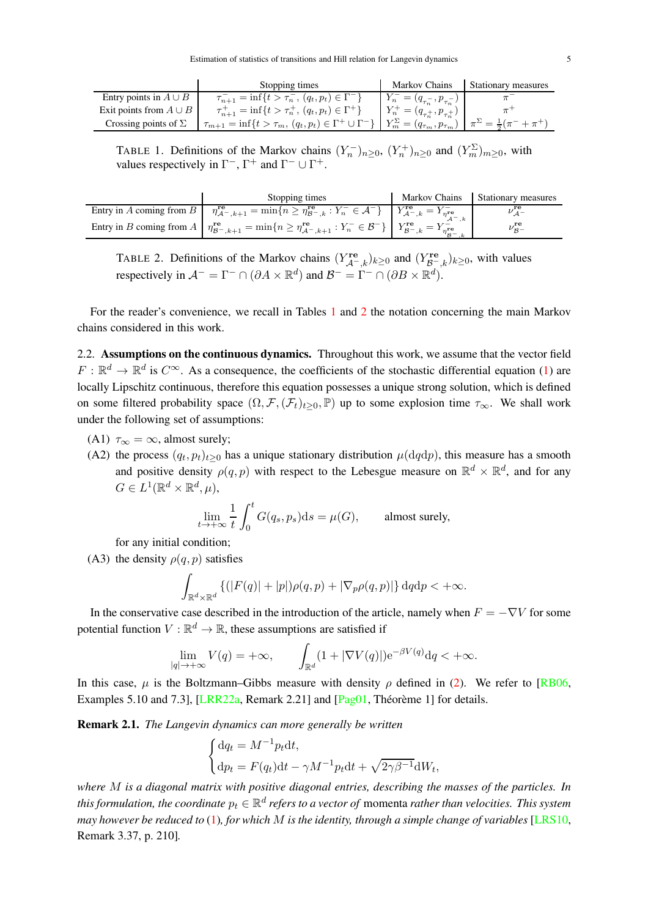|  | Stopping times | Markov Chains | Stationary measures |
|---|---|---|---|
| Entry points in $A \cup B$ | $\tau^-_{n+1} = \inf\{t > \tau^-_n, (q_t, p_t) \in \Gamma^-\}$ | $Y^-_n = (q_{\tau^-_n}, p_{\tau^-_n})$ | $\pi^-$ |
| Exit points from $A \cup B$ | $\tau^+_{n+1} = \inf\{t > \tau^+_n, (q_t, p_t) \in \Gamma^+\}$ | $Y^+_n = (q_{\tau^+_n}, p_{\tau^+_n})$ | $\pi^+$ |
| Crossing points of $\Sigma$ | $\tau_{m+1} = \inf\{t > \tau_m, (q_t, p_t) \in \Gamma^+ \cup \Gamma^-\}$ | $Y^\Sigma_m = (q_{\tau_m}, p_{\tau_m})$ | $\pi^\Sigma = \frac{1}{2}(\pi^- + \pi^+)$ |

TABLE 1. Definitions of the Markov chains $(Y^-_n)_{n\geq 0}$, $(Y^+_n)_{n\geq 0}$ and $(Y^\Sigma_m)_{m\geq 0}$, with values respectively in $\Gamma^-$, $\Gamma^+$ and $\Gamma^- \cup \Gamma^+$.

|  | Stopping times | Markov Chains | Stationary measures |
|---|---|---|---|
| Entry in $A$ coming from $B$ | $\eta^{\mathbf{re}}_{\mathcal{A}^-,k+1} = \min\{n \geq \eta^{\mathbf{re}}_{\mathcal{B}^-,k} : Y^-_n \in \mathcal{A}^-\}$ | $Y^{\mathbf{re}}_{\mathcal{A}^-,k} = Y^-_{\eta^{\mathbf{re}}_{\mathcal{A}^-,k}}$ | $\nu^{\mathbf{re}}_{\mathcal{A}^-}$ |
| Entry in $B$ coming from $A$ | $\eta^{\mathbf{re}}_{\mathcal{B}^-,k+1} = \min\{n \geq \eta^{\mathbf{re}}_{\mathcal{A}^-,k+1} : Y^-_n \in \mathcal{B}^-\}$ | $Y^{\mathbf{re}}_{\mathcal{B}^-,k} = Y^-_{\eta^{\mathbf{re}}_{\mathcal{B}^-,k}}$ | $\nu^{\mathbf{re}}_{\mathcal{B}^-}$ |

TABLE 2. Definitions of the Markov chains $(Y^{\mathbf{re}}_{\mathcal{A}^-,k})_{k\geq 0}$ and $(Y^{\mathbf{re}}_{\mathcal{B}^-,k})_{k\geq 0}$, with values respectively in $\mathcal{A}^- = \Gamma^- \cap (\partial A \times \mathbb{R}^d)$ and $\mathcal{B}^- = \Gamma^- \cap (\partial B \times \mathbb{R}^d)$.

For the reader's convenience, we recall in Tables 1 and 2 the notation concerning the main Markov chains considered in this work.

**2.2. Assumptions on the continuous dynamics.** Throughout this work, we assume that the vector field $F : \mathbb{R}^d \to \mathbb{R}^d$ is $C^\infty$. As a consequence, the coefficients of the stochastic differential equation (1) are locally Lipschitz continuous, therefore this equation possesses a unique strong solution, which is defined on some filtered probability space $(\Omega, \mathcal{F}, (\mathcal{F}_t)_{t\geq 0}, \mathbb{P})$ up to some explosion time $\tau_\infty$. We shall work under the following set of assumptions:

(A1) $\tau_\infty = \infty$, almost surely;

(A2) the process $(q_t, p_t)_{t\geq 0}$ has a unique stationary distribution $\mu(\mathrm{d}q\mathrm{d}p)$, this measure has a smooth and positive density $\rho(q, p)$ with respect to the Lebesgue measure on $\mathbb{R}^d \times \mathbb{R}^d$, and for any $G \in L^1(\mathbb{R}^d \times \mathbb{R}^d, \mu)$,

$$\lim_{t\to+\infty} \frac{1}{t} \int_0^t G(q_s, p_s)\mathrm{d}s = \mu(G), \qquad \text{almost surely,}$$

for any initial condition;

(A3) the density $\rho(q, p)$ satisfies

$$\int_{\mathbb{R}^d\times\mathbb{R}^d} \{(|F(q)| + |p|)\rho(q, p) + |\nabla_p \rho(q, p)|\}\, \mathrm{d}q\mathrm{d}p < +\infty.$$

In the conservative case described in the introduction of the article, namely when $F = -\nabla V$ for some potential function $V : \mathbb{R}^d \to \mathbb{R}$, these assumptions are satisfied if

$$\lim_{|q|\to+\infty} V(q) = +\infty, \qquad \int_{\mathbb{R}^d} (1 + |\nabla V(q)|)\mathrm{e}^{-\beta V(q)}\mathrm{d}q < +\infty.$$

In this case, $\mu$ is the Boltzmann–Gibbs measure with density $\rho$ defined in (2). We refer to [RB06, Examples 5.10 and 7.3], [LRR22a, Remark 2.21] and [Pag01, Théorème 1] for details.

**Remark 2.1.** *The Langevin dynamics can more generally be written*

$$\begin{cases} \mathrm{d}q_t = M^{-1}p_t\mathrm{d}t, \\ \mathrm{d}p_t = F(q_t)\mathrm{d}t - \gamma M^{-1}p_t\mathrm{d}t + \sqrt{2\gamma\beta^{-1}}\mathrm{d}W_t, \end{cases}$$

*where $M$ is a diagonal matrix with positive diagonal entries, describing the masses of the particles. In this formulation, the coordinate $p_t \in \mathbb{R}^d$ refers to a vector of* momenta *rather than velocities. This system may however be reduced to* (1)*, for which $M$ is the identity, through a simple change of variables* [LRS10, Remark 3.37, p. 210]*.*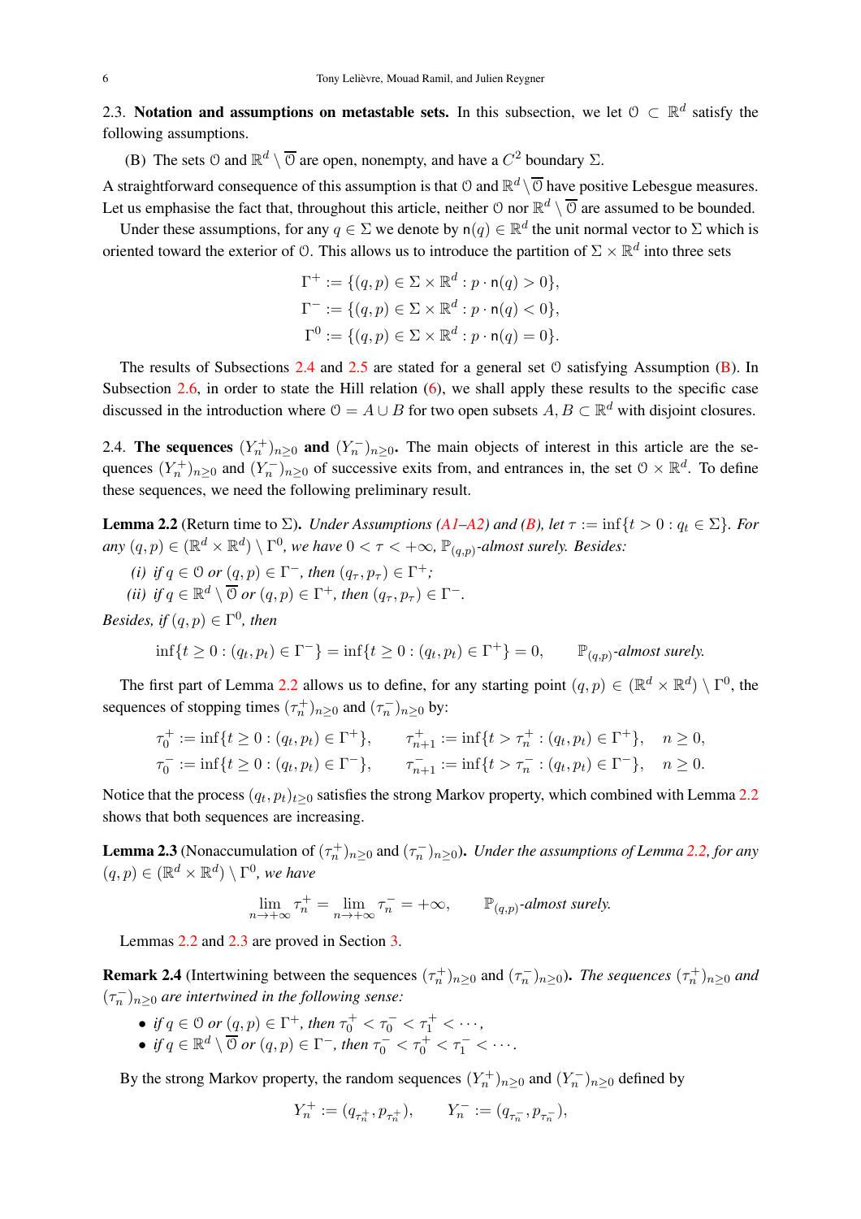2.3. **Notation and assumptions on metastable sets.** In this subsection, we let $\mathcal{O} \subset \mathbb{R}^d$ satisfy the following assumptions.

(B) The sets $\mathcal{O}$ and $\mathbb{R}^d \setminus \overline{\mathcal{O}}$ are open, nonempty, and have a $C^2$ boundary $\Sigma$.

A straightforward consequence of this assumption is that $\mathcal{O}$ and $\mathbb{R}^d \setminus \overline{\mathcal{O}}$ have positive Lebesgue measures. Let us emphasise the fact that, throughout this article, neither $\mathcal{O}$ nor $\mathbb{R}^d \setminus \overline{\mathcal{O}}$ are assumed to be bounded.

Under these assumptions, for any $q \in \Sigma$ we denote by $\mathsf{n}(q) \in \mathbb{R}^d$ the unit normal vector to $\Sigma$ which is oriented toward the exterior of $\mathcal{O}$. This allows us to introduce the partition of $\Sigma \times \mathbb{R}^d$ into three sets

$$\Gamma^+ := \{(q,p) \in \Sigma \times \mathbb{R}^d : p \cdot \mathsf{n}(q) > 0\},$$
$$\Gamma^- := \{(q,p) \in \Sigma \times \mathbb{R}^d : p \cdot \mathsf{n}(q) < 0\},$$
$$\Gamma^0 := \{(q,p) \in \Sigma \times \mathbb{R}^d : p \cdot \mathsf{n}(q) = 0\}.$$

The results of Subsections 2.4 and 2.5 are stated for a general set $\mathcal{O}$ satisfying Assumption (B). In Subsection 2.6, in order to state the Hill relation (6), we shall apply these results to the specific case discussed in the introduction where $\mathcal{O} = A \cup B$ for two open subsets $A, B \subset \mathbb{R}^d$ with disjoint closures.

2.4. **The sequences $(Y_n^+)_{n\geq 0}$ and $(Y_n^-)_{n\geq 0}$.** The main objects of interest in this article are the sequences $(Y_n^+)_{n\geq 0}$ and $(Y_n^-)_{n\geq 0}$ of successive exits from, and entrances in, the set $\mathcal{O} \times \mathbb{R}^d$. To define these sequences, we need the following preliminary result.

**Lemma 2.2** (Return time to $\Sigma$). *Under Assumptions (A1–A2) and (B), let $\tau := \inf\{t > 0 : q_t \in \Sigma\}$. For any $(q,p) \in (\mathbb{R}^d \times \mathbb{R}^d) \setminus \Gamma^0$, we have $0 < \tau < +\infty$, $\mathbb{P}_{(q,p)}$-almost surely. Besides:*

*(i) if $q \in \mathcal{O}$ or $(q,p) \in \Gamma^-$, then $(q_\tau, p_\tau) \in \Gamma^+$;*
*(ii) if $q \in \mathbb{R}^d \setminus \overline{\mathcal{O}}$ or $(q,p) \in \Gamma^+$, then $(q_\tau, p_\tau) \in \Gamma^-$.*

*Besides, if $(q,p) \in \Gamma^0$, then*

$$\inf\{t \geq 0 : (q_t,p_t) \in \Gamma^-\} = \inf\{t \geq 0 : (q_t,p_t) \in \Gamma^+\} = 0, \qquad \mathbb{P}_{(q,p)}\text{-almost surely.}$$

The first part of Lemma 2.2 allows us to define, for any starting point $(q,p) \in (\mathbb{R}^d \times \mathbb{R}^d) \setminus \Gamma^0$, the sequences of stopping times $(\tau_n^+)_{n\geq 0}$ and $(\tau_n^-)_{n\geq 0}$ by:

$$\tau_0^+ := \inf\{t \geq 0 : (q_t,p_t) \in \Gamma^+\}, \qquad \tau_{n+1}^+ := \inf\{t > \tau_n^+ : (q_t,p_t) \in \Gamma^+\}, \quad n \geq 0,$$
$$\tau_0^- := \inf\{t \geq 0 : (q_t,p_t) \in \Gamma^-\}, \qquad \tau_{n+1}^- := \inf\{t > \tau_n^- : (q_t,p_t) \in \Gamma^-\}, \quad n \geq 0.$$

Notice that the process $(q_t,p_t)_{t\geq 0}$ satisfies the strong Markov property, which combined with Lemma 2.2 shows that both sequences are increasing.

**Lemma 2.3** (Nonaccumulation of $(\tau_n^+)_{n\geq 0}$ and $(\tau_n^-)_{n\geq 0}$). *Under the assumptions of Lemma 2.2, for any $(q,p) \in (\mathbb{R}^d \times \mathbb{R}^d) \setminus \Gamma^0$, we have*

$$\lim_{n\to+\infty} \tau_n^+ = \lim_{n\to+\infty} \tau_n^- = +\infty, \qquad \mathbb{P}_{(q,p)}\text{-almost surely.}$$

Lemmas 2.2 and 2.3 are proved in Section 3.

**Remark 2.4** (Intertwining between the sequences $(\tau_n^+)_{n\geq 0}$ and $(\tau_n^-)_{n\geq 0}$). *The sequences $(\tau_n^+)_{n\geq 0}$ and $(\tau_n^-)_{n\geq 0}$ are intertwined in the following sense:*

- *if $q \in \mathcal{O}$ or $(q,p) \in \Gamma^+$, then $\tau_0^+ < \tau_0^- < \tau_1^+ < \cdots$,*
- *if $q \in \mathbb{R}^d \setminus \overline{\mathcal{O}}$ or $(q,p) \in \Gamma^-$, then $\tau_0^- < \tau_0^+ < \tau_1^- < \cdots$.*

By the strong Markov property, the random sequences $(Y_n^+)_{n\geq 0}$ and $(Y_n^-)_{n\geq 0}$ defined by

$$Y_n^+ := (q_{\tau_n^+}, p_{\tau_n^+}), \qquad Y_n^- := (q_{\tau_n^-}, p_{\tau_n^-}),$$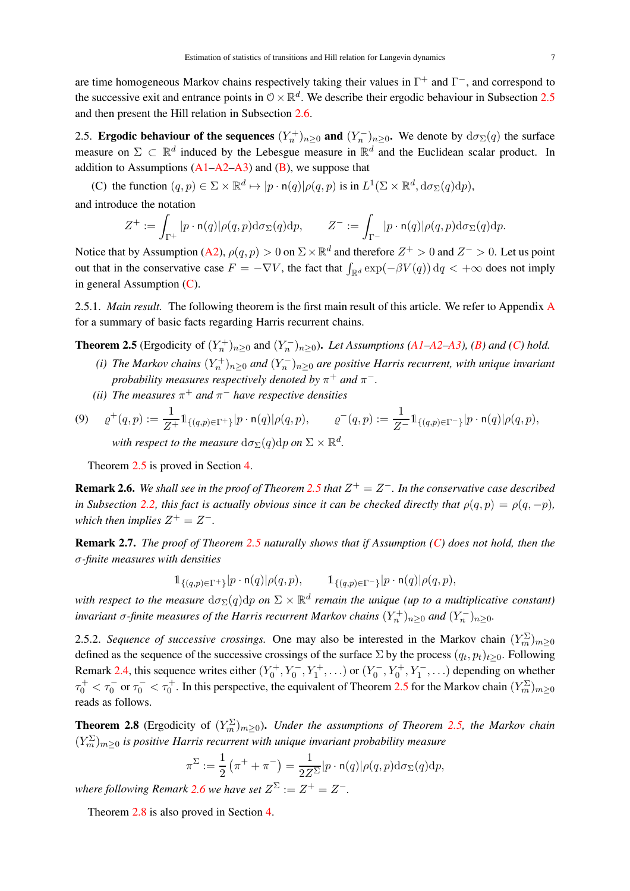are time homogeneous Markov chains respectively taking their values in $\Gamma^+$ and $\Gamma^-$, and correspond to the successive exit and entrance points in $\mathcal{O} \times \mathbb{R}^d$. We describe their ergodic behaviour in Subsection 2.5 and then present the Hill relation in Subsection 2.6.

2.5. **Ergodic behaviour of the sequences $(Y_n^+)_{n\geq 0}$ and $(Y_n^-)_{n\geq 0}$.** We denote by $\mathrm{d}\sigma_\Sigma(q)$ the surface measure on $\Sigma \subset \mathbb{R}^d$ induced by the Lebesgue measure in $\mathbb{R}^d$ and the Euclidean scalar product. In addition to Assumptions (A1–A2–A3) and (B), we suppose that

(C) the function $(q,p) \in \Sigma \times \mathbb{R}^d \mapsto |p \cdot \mathsf{n}(q)|\rho(q,p)$ is in $L^1(\Sigma \times \mathbb{R}^d, \mathrm{d}\sigma_\Sigma(q)\mathrm{d}p)$,

and introduce the notation

$$Z^+ := \int_{\Gamma^+} |p \cdot \mathsf{n}(q)|\rho(q,p)\mathrm{d}\sigma_\Sigma(q)\mathrm{d}p, \qquad Z^- := \int_{\Gamma^-} |p \cdot \mathsf{n}(q)|\rho(q,p)\mathrm{d}\sigma_\Sigma(q)\mathrm{d}p.$$

Notice that by Assumption (A2), $\rho(q,p) > 0$ on $\Sigma \times \mathbb{R}^d$ and therefore $Z^+ > 0$ and $Z^- > 0$. Let us point out that in the conservative case $F = -\nabla V$, the fact that $\int_{\mathbb{R}^d} \exp(-\beta V(q))\,\mathrm{d}q < +\infty$ does not imply in general Assumption (C).

2.5.1. *Main result.* The following theorem is the first main result of this article. We refer to Appendix A for a summary of basic facts regarding Harris recurrent chains.

**Theorem 2.5** (Ergodicity of $(Y_n^+)_{n\geq 0}$ and $(Y_n^-)_{n\geq 0}$). *Let Assumptions (A1–A2–A3), (B) and (C) hold.*

*(i) The Markov chains $(Y_n^+)_{n\geq 0}$ and $(Y_n^-)_{n\geq 0}$ are positive Harris recurrent, with unique invariant probability measures respectively denoted by $\pi^+$ and $\pi^-$.*

*(ii) The measures $\pi^+$ and $\pi^-$ have respective densities*

$$\varrho^+(q,p) := \frac{1}{Z^+}\mathbb{1}_{\{(q,p)\in\Gamma^+\}}|p \cdot \mathsf{n}(q)|\rho(q,p), \qquad \varrho^-(q,p) := \frac{1}{Z^-}\mathbb{1}_{\{(q,p)\in\Gamma^-\}}|p \cdot \mathsf{n}(q)|\rho(q,p), \tag{9}$$

*with respect to the measure $\mathrm{d}\sigma_\Sigma(q)\mathrm{d}p$ on $\Sigma \times \mathbb{R}^d$.*

Theorem 2.5 is proved in Section 4.

**Remark 2.6.** *We shall see in the proof of Theorem 2.5 that $Z^+ = Z^-$. In the conservative case described in Subsection 2.2, this fact is actually obvious since it can be checked directly that $\rho(q,p) = \rho(q,-p)$, which then implies $Z^+ = Z^-$.*

**Remark 2.7.** *The proof of Theorem 2.5 naturally shows that if Assumption (C) does not hold, then the $\sigma$-finite measures with densities*

$$\mathbb{1}_{\{(q,p)\in\Gamma^+\}}|p \cdot \mathsf{n}(q)|\rho(q,p), \qquad \mathbb{1}_{\{(q,p)\in\Gamma^-\}}|p \cdot \mathsf{n}(q)|\rho(q,p),$$

*with respect to the measure $\mathrm{d}\sigma_\Sigma(q)\mathrm{d}p$ on $\Sigma \times \mathbb{R}^d$ remain the unique (up to a multiplicative constant) invariant $\sigma$-finite measures of the Harris recurrent Markov chains $(Y_n^+)_{n\geq 0}$ and $(Y_n^-)_{n\geq 0}$.*

2.5.2. *Sequence of successive crossings.* One may also be interested in the Markov chain $(Y_m^\Sigma)_{m\geq 0}$ defined as the sequence of the successive crossings of the surface $\Sigma$ by the process $(q_t, p_t)_{t\geq 0}$. Following Remark 2.4, this sequence writes either $(Y_0^+, Y_0^-, Y_1^+, \ldots)$ or $(Y_0^-, Y_0^+, Y_1^-, \ldots)$ depending on whether $\tau_0^+ < \tau_0^-$ or $\tau_0^- < \tau_0^+$. In this perspective, the equivalent of Theorem 2.5 for the Markov chain $(Y_m^\Sigma)_{m\geq 0}$ reads as follows.

**Theorem 2.8** (Ergodicity of $(Y_m^\Sigma)_{m\geq 0}$). *Under the assumptions of Theorem 2.5, the Markov chain $(Y_m^\Sigma)_{m\geq 0}$ is positive Harris recurrent with unique invariant probability measure*

$$\pi^\Sigma := \frac{1}{2}\left(\pi^+ + \pi^-\right) = \frac{1}{2Z^\Sigma}|p \cdot \mathsf{n}(q)|\rho(q,p)\mathrm{d}\sigma_\Sigma(q)\mathrm{d}p,$$

*where following Remark 2.6 we have set $Z^\Sigma := Z^+ = Z^-$.*

Theorem 2.8 is also proved in Section 4.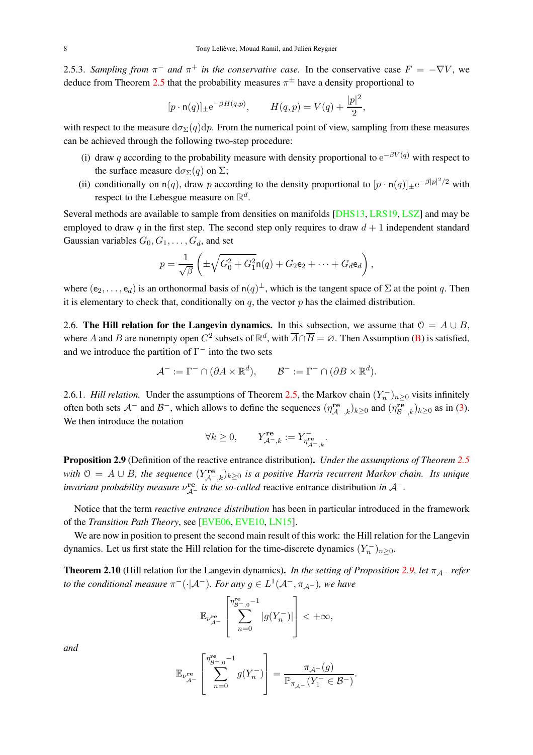2.5.3. *Sampling from $\pi^-$ and $\pi^+$ in the conservative case.* In the conservative case $F = -\nabla V$, we deduce from Theorem 2.5 that the probability measures $\pi^\pm$ have a density proportional to

$$[p \cdot \mathsf{n}(q)]_\pm \mathrm{e}^{-\beta H(q,p)}, \qquad H(q,p) = V(q) + \frac{|p|^2}{2},$$

with respect to the measure $\mathrm{d}\sigma_\Sigma(q)\mathrm{d}p$. From the numerical point of view, sampling from these measures can be achieved through the following two-step procedure:

(i) draw $q$ according to the probability measure with density proportional to $\mathrm{e}^{-\beta V(q)}$ with respect to the surface measure $\mathrm{d}\sigma_\Sigma(q)$ on $\Sigma$;

(ii) conditionally on $\mathsf{n}(q)$, draw $p$ according to the density proportional to $[p \cdot \mathsf{n}(q)]_\pm \mathrm{e}^{-\beta|p|^2/2}$ with respect to the Lebesgue measure on $\mathbb{R}^d$.

Several methods are available to sample from densities on manifolds [DHS13, LRS19, LSZ] and may be employed to draw $q$ in the first step. The second step only requires to draw $d+1$ independent standard Gaussian variables $G_0, G_1, \ldots, G_d$, and set

$$p = \frac{1}{\sqrt{\beta}} \left( \pm\sqrt{G_0^2 + G_1^2}\,\mathsf{n}(q) + G_2 \mathsf{e}_2 + \cdots + G_d \mathsf{e}_d \right),$$

where $(\mathsf{e}_2, \ldots, \mathsf{e}_d)$ is an orthonormal basis of $\mathsf{n}(q)^\perp$, which is the tangent space of $\Sigma$ at the point $q$. Then it is elementary to check that, conditionally on $q$, the vector $p$ has the claimed distribution.

2.6. **The Hill relation for the Langevin dynamics.** In this subsection, we assume that $\mathcal{O} = A \cup B$, where $A$ and $B$ are nonempty open $C^2$ subsets of $\mathbb{R}^d$, with $\overline{A} \cap \overline{B} = \varnothing$. Then Assumption (B) is satisfied, and we introduce the partition of $\Gamma^-$ into the two sets

$$\mathcal{A}^- := \Gamma^- \cap (\partial A \times \mathbb{R}^d), \qquad \mathcal{B}^- := \Gamma^- \cap (\partial B \times \mathbb{R}^d).$$

2.6.1. *Hill relation.* Under the assumptions of Theorem 2.5, the Markov chain $(Y_n^-)_{n\geq 0}$ visits infinitely often both sets $\mathcal{A}^-$ and $\mathcal{B}^-$, which allows to define the sequences $(\eta^{\mathbf{re}}_{\mathcal{A}^-,k})_{k\geq 0}$ and $(\eta^{\mathbf{re}}_{\mathcal{B}^-,k})_{k\geq 0}$ as in (3). We then introduce the notation

$$\forall k \geq 0, \qquad Y^{\mathbf{re}}_{\mathcal{A}^-,k} := Y^-_{\eta^{\mathbf{re}}_{\mathcal{A}^-,k}}.$$

**Proposition 2.9** (Definition of the reactive entrance distribution). *Under the assumptions of Theorem 2.5 with $\mathcal{O} = A \cup B$, the sequence $(Y^{\mathbf{re}}_{\mathcal{A}^-,k})_{k\geq 0}$ is a positive Harris recurrent Markov chain. Its unique invariant probability measure $\nu^{\mathbf{re}}_{\mathcal{A}^-}$ is the so-called* reactive entrance distribution *in $\mathcal{A}^-$.*

Notice that the term *reactive entrance distribution* has been in particular introduced in the framework of the *Transition Path Theory*, see [EVE06, EVE10, LN15].

We are now in position to present the second main result of this work: the Hill relation for the Langevin dynamics. Let us first state the Hill relation for the time-discrete dynamics $(Y_n^-)_{n\geq 0}$.

**Theorem 2.10** (Hill relation for the Langevin dynamics). *In the setting of Proposition 2.9, let $\pi_{\mathcal{A}^-}$ refer to the conditional measure $\pi^-(\cdot|\mathcal{A}^-)$. For any $g \in L^1(\mathcal{A}^-, \pi_{\mathcal{A}^-})$, we have*

$$\mathbb{E}_{\nu^{\mathbf{re}}_{\mathcal{A}^-}}\left[\sum_{n=0}^{\eta^{\mathbf{re}}_{\mathcal{B}^-,0}-1} |g(Y_n^-)|\right] < +\infty,$$

*and*

$$\mathbb{E}_{\nu^{\mathbf{re}}_{\mathcal{A}^-}}\left[\sum_{n=0}^{\eta^{\mathbf{re}}_{\mathcal{B}^-,0}-1} g(Y_n^-)\right] = \frac{\pi_{\mathcal{A}^-}(g)}{\mathbb{P}_{\pi_{\mathcal{A}^-}}(Y_1^- \in \mathcal{B}^-)}.$$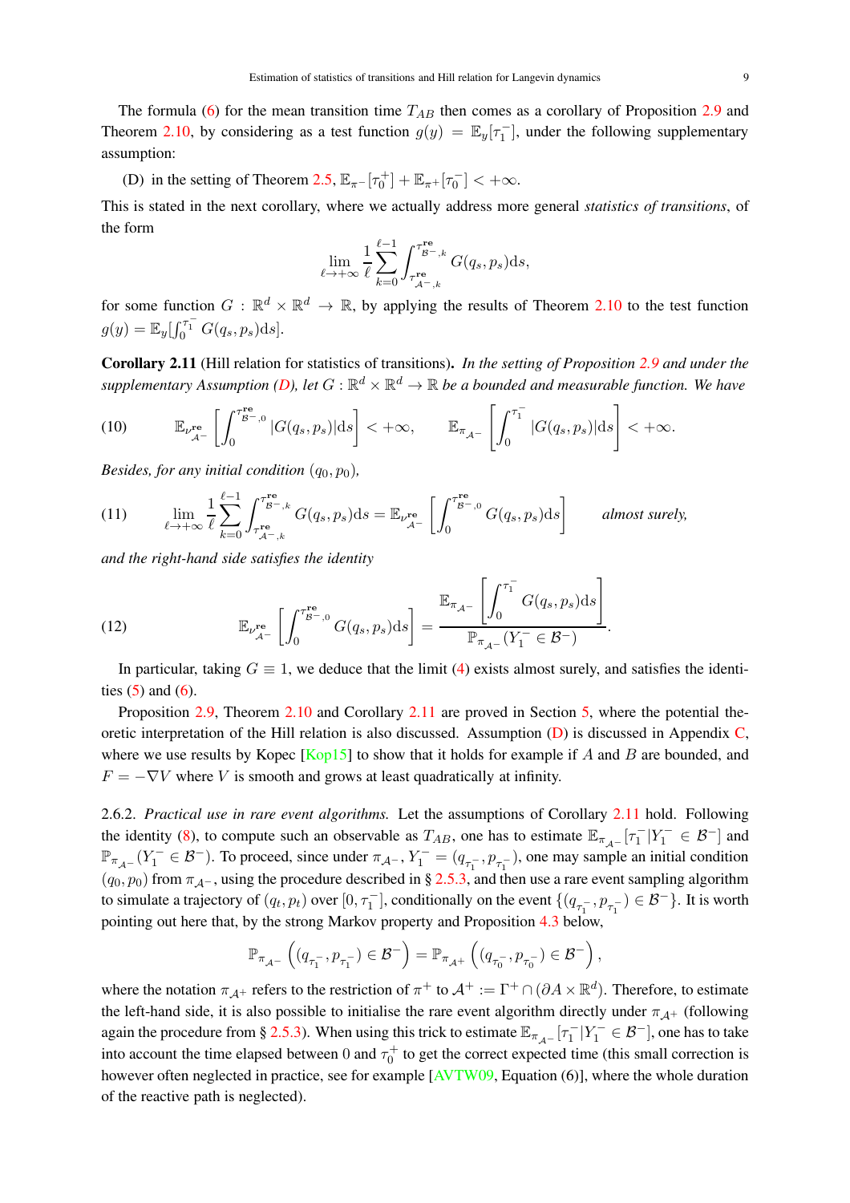The formula (6) for the mean transition time $T_{AB}$ then comes as a corollary of Proposition 2.9 and Theorem 2.10, by considering as a test function $g(y) = \mathbb{E}_y[\tau_1^-]$, under the following supplementary assumption:

(D) in the setting of Theorem 2.5, $\mathbb{E}_{\pi^-}[\tau_0^+] + \mathbb{E}_{\pi^+}[\tau_0^-] < +\infty$.

This is stated in the next corollary, where we actually address more general *statistics of transitions*, of the form

$$\lim_{\ell \to +\infty} \frac{1}{\ell} \sum_{k=0}^{\ell-1} \int_{\tau^{\mathrm{re}}_{\mathcal{A}^-,k}}^{\tau^{\mathrm{re}}_{\mathcal{B}^-,k}} G(q_s, p_s) \mathrm{d}s,$$

for some function $G : \mathbb{R}^d \times \mathbb{R}^d \to \mathbb{R}$, by applying the results of Theorem 2.10 to the test function $g(y) = \mathbb{E}_y[\int_0^{\tau_1^-} G(q_s, p_s)\mathrm{d}s]$.

**Corollary 2.11** (Hill relation for statistics of transitions)**.** *In the setting of Proposition 2.9 and under the supplementary Assumption (D), let $G : \mathbb{R}^d \times \mathbb{R}^d \to \mathbb{R}$ be a bounded and measurable function. We have*

$$\mathbb{E}_{\nu^{\mathrm{re}}_{\mathcal{A}^-}}\left[\int_0^{\tau^{\mathrm{re}}_{\mathcal{B}^-,0}} |G(q_s, p_s)| \mathrm{d}s\right] < +\infty, \qquad \mathbb{E}_{\pi_{\mathcal{A}^-}}\left[\int_0^{\tau_1^-} |G(q_s, p_s)| \mathrm{d}s\right] < +\infty. \tag{10}$$

*Besides, for any initial condition $(q_0, p_0)$,*

$$\lim_{\ell \to +\infty} \frac{1}{\ell} \sum_{k=0}^{\ell-1} \int_{\tau^{\mathrm{re}}_{\mathcal{A}^-,k}}^{\tau^{\mathrm{re}}_{\mathcal{B}^-,k}} G(q_s, p_s) \mathrm{d}s = \mathbb{E}_{\nu^{\mathrm{re}}_{\mathcal{A}^-}}\left[\int_0^{\tau^{\mathrm{re}}_{\mathcal{B}^-,0}} G(q_s, p_s) \mathrm{d}s\right] \qquad \text{almost surely,} \tag{11}$$

*and the right-hand side satisfies the identity*

$$\mathbb{E}_{\nu^{\mathrm{re}}_{\mathcal{A}^-}}\left[\int_0^{\tau^{\mathrm{re}}_{\mathcal{B}^-,0}} G(q_s, p_s) \mathrm{d}s\right] = \frac{\mathbb{E}_{\pi_{\mathcal{A}^-}}\left[\int_0^{\tau_1^-} G(q_s, p_s) \mathrm{d}s\right]}{\mathbb{P}_{\pi_{\mathcal{A}^-}}(Y_1^- \in \mathcal{B}^-)}. \tag{12}$$

In particular, taking $G \equiv 1$, we deduce that the limit (4) exists almost surely, and satisfies the identities (5) and (6).

Proposition 2.9, Theorem 2.10 and Corollary 2.11 are proved in Section 5, where the potential theoretic interpretation of the Hill relation is also discussed. Assumption (D) is discussed in Appendix C, where we use results by Kopec [Kop15] to show that it holds for example if $A$ and $B$ are bounded, and $F = -\nabla V$ where $V$ is smooth and grows at least quadratically at infinity.

2.6.2. *Practical use in rare event algorithms.* Let the assumptions of Corollary 2.11 hold. Following the identity (8), to compute such an observable as $T_{AB}$, one has to estimate $\mathbb{E}_{\pi_{\mathcal{A}^-}}[\tau_1^- | Y_1^- \in \mathcal{B}^-]$ and $\mathbb{P}_{\pi_{\mathcal{A}^-}}(Y_1^- \in \mathcal{B}^-)$. To proceed, since under $\pi_{\mathcal{A}^-}$, $Y_1^- = (q_{\tau_1^-}, p_{\tau_1^-})$, one may sample an initial condition $(q_0, p_0)$ from $\pi_{\mathcal{A}^-}$, using the procedure described in § 2.5.3, and then use a rare event sampling algorithm to simulate a trajectory of $(q_t, p_t)$ over $[0, \tau_1^-]$, conditionally on the event $\{(q_{\tau_1^-}, p_{\tau_1^-}) \in \mathcal{B}^-\}$. It is worth pointing out here that, by the strong Markov property and Proposition 4.3 below,

$$\mathbb{P}_{\pi_{\mathcal{A}^-}}\left((q_{\tau_1^-}, p_{\tau_1^-}) \in \mathcal{B}^-\right) = \mathbb{P}_{\pi_{\mathcal{A}^+}}\left((q_{\tau_0^-}, p_{\tau_0^-}) \in \mathcal{B}^-\right),$$

where the notation $\pi_{\mathcal{A}^+}$ refers to the restriction of $\pi^+$ to $\mathcal{A}^+ := \Gamma^+ \cap (\partial A \times \mathbb{R}^d)$. Therefore, to estimate the left-hand side, it is also possible to initialise the rare event algorithm directly under $\pi_{\mathcal{A}^+}$ (following again the procedure from § 2.5.3). When using this trick to estimate $\mathbb{E}_{\pi_{\mathcal{A}^-}}[\tau_1^- | Y_1^- \in \mathcal{B}^-]$, one has to take into account the time elapsed between $0$ and $\tau_0^+$ to get the correct expected time (this small correction is however often neglected in practice, see for example [AVTW09, Equation (6)], where the whole duration of the reactive path is neglected).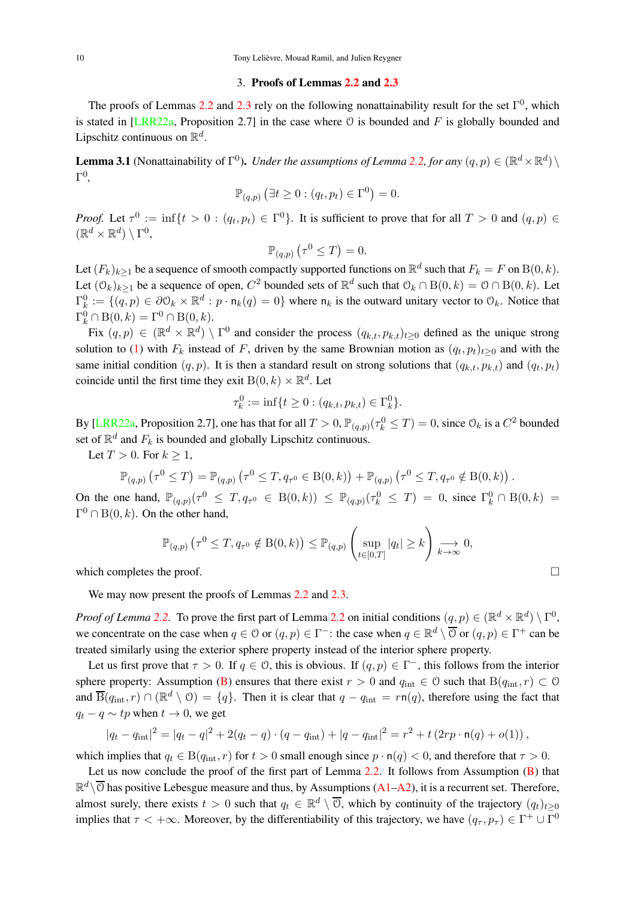## 3. Proofs of Lemmas 2.2 and 2.3

The proofs of Lemmas 2.2 and 2.3 rely on the following nonattainability result for the set $\Gamma^0$, which is stated in [LRR22a, Proposition 2.7] in the case where $\mathcal{O}$ is bounded and $F$ is globally bounded and Lipschitz continuous on $\mathbb{R}^d$.

**Lemma 3.1** (Nonattainability of $\Gamma^0$)**.** *Under the assumptions of Lemma 2.2, for any $(q,p) \in (\mathbb{R}^d \times \mathbb{R}^d) \setminus \Gamma^0$,*

$$\mathbb{P}_{(q,p)}\left(\exists t \geq 0 : (q_t, p_t) \in \Gamma^0\right) = 0.$$

*Proof.* Let $\tau^0 := \inf\{t > 0 : (q_t, p_t) \in \Gamma^0\}$. It is sufficient to prove that for all $T > 0$ and $(q,p) \in (\mathbb{R}^d \times \mathbb{R}^d) \setminus \Gamma^0$,

$$\mathbb{P}_{(q,p)}\left(\tau^0 \leq T\right) = 0.$$

Let $(F_k)_{k\geq 1}$ be a sequence of smooth compactly supported functions on $\mathbb{R}^d$ such that $F_k = F$ on $\mathrm{B}(0,k)$. Let $(\mathcal{O}_k)_{k\geq 1}$ be a sequence of open, $C^2$ bounded sets of $\mathbb{R}^d$ such that $\mathcal{O}_k \cap \mathrm{B}(0,k) = \mathcal{O} \cap \mathrm{B}(0,k)$. Let $\Gamma_k^0 := \{(q,p) \in \partial\mathcal{O}_k \times \mathbb{R}^d : p \cdot \mathsf{n}_k(q) = 0\}$ where $\mathsf{n}_k$ is the outward unitary vector to $\mathcal{O}_k$. Notice that $\Gamma_k^0 \cap \mathrm{B}(0,k) = \Gamma^0 \cap \mathrm{B}(0,k)$.

Fix $(q,p) \in (\mathbb{R}^d \times \mathbb{R}^d) \setminus \Gamma^0$ and consider the process $(q_{k,t}, p_{k,t})_{t\geq 0}$ defined as the unique strong solution to (1) with $F_k$ instead of $F$, driven by the same Brownian motion as $(q_t, p_t)_{t\geq 0}$ and with the same initial condition $(q,p)$. It is then a standard result on strong solutions that $(q_{k,t}, p_{k,t})$ and $(q_t, p_t)$ coincide until the first time they exit $\mathrm{B}(0,k) \times \mathbb{R}^d$. Let

$$\tau_k^0 := \inf\{t \geq 0 : (q_{k,t}, p_{k,t}) \in \Gamma_k^0\}.$$

By [LRR22a, Proposition 2.7], one has that for all $T > 0$, $\mathbb{P}_{(q,p)}(\tau_k^0 \leq T) = 0$, since $\mathcal{O}_k$ is a $C^2$ bounded set of $\mathbb{R}^d$ and $F_k$ is bounded and globally Lipschitz continuous.

Let $T > 0$. For $k \geq 1$,

$$\mathbb{P}_{(q,p)}\left(\tau^0 \leq T\right) = \mathbb{P}_{(q,p)}\left(\tau^0 \leq T, q_{\tau^0} \in \mathrm{B}(0,k)\right) + \mathbb{P}_{(q,p)}\left(\tau^0 \leq T, q_{\tau^0} \notin \mathrm{B}(0,k)\right).$$

On the one hand, $\mathbb{P}_{(q,p)}(\tau^0 \leq T, q_{\tau^0} \in \mathrm{B}(0,k)) \leq \mathbb{P}_{(q,p)}(\tau_k^0 \leq T) = 0$, since $\Gamma_k^0 \cap \mathrm{B}(0,k) = \Gamma^0 \cap \mathrm{B}(0,k)$. On the other hand,

$$\mathbb{P}_{(q,p)}\left(\tau^0 \leq T, q_{\tau^0} \notin \mathrm{B}(0,k)\right) \leq \mathbb{P}_{(q,p)}\left(\sup_{t\in[0,T]} |q_t| \geq k\right) \underset{k\to\infty}{\longrightarrow} 0,$$

which completes the proof. □

We may now present the proofs of Lemmas 2.2 and 2.3.

*Proof of Lemma 2.2.* To prove the first part of Lemma 2.2 on initial conditions $(q,p) \in (\mathbb{R}^d \times \mathbb{R}^d) \setminus \Gamma^0$, we concentrate on the case when $q \in \mathcal{O}$ or $(q,p) \in \Gamma^-$: the case when $q \in \mathbb{R}^d \setminus \overline{\mathcal{O}}$ or $(q,p) \in \Gamma^+$ can be treated similarly using the exterior sphere property instead of the interior sphere property.

Let us first prove that $\tau > 0$. If $q \in \mathcal{O}$, this is obvious. If $(q,p) \in \Gamma^-$, this follows from the interior sphere property: Assumption (B) ensures that there exist $r > 0$ and $q_{\mathrm{int}} \in \mathcal{O}$ such that $\mathrm{B}(q_{\mathrm{int}}, r) \subset \mathcal{O}$ and $\overline{\mathrm{B}}(q_{\mathrm{int}}, r) \cap (\mathbb{R}^d \setminus \mathcal{O}) = \{q\}$. Then it is clear that $q - q_{\mathrm{int}} = r\mathsf{n}(q)$, therefore using the fact that $q_t - q \sim tp$ when $t \to 0$, we get

$$|q_t - q_{\mathrm{int}}|^2 = |q_t - q|^2 + 2(q_t - q)\cdot(q - q_{\mathrm{int}}) + |q - q_{\mathrm{int}}|^2 = r^2 + t\left(2rp\cdot\mathsf{n}(q) + o(1)\right),$$

which implies that $q_t \in \mathrm{B}(q_{\mathrm{int}}, r)$ for $t > 0$ small enough since $p \cdot \mathsf{n}(q) < 0$, and therefore that $\tau > 0$.

Let us now conclude the proof of the first part of Lemma 2.2. It follows from Assumption (B) that $\mathbb{R}^d \setminus \overline{\mathcal{O}}$ has positive Lebesgue measure and thus, by Assumptions (A1–A2), it is a recurrent set. Therefore, almost surely, there exists $t > 0$ such that $q_t \in \mathbb{R}^d \setminus \overline{\mathcal{O}}$, which by continuity of the trajectory $(q_t)_{t\geq 0}$ implies that $\tau < +\infty$. Moreover, by the differentiability of this trajectory, we have $(q_\tau, p_\tau) \in \Gamma^+ \cup \Gamma^0$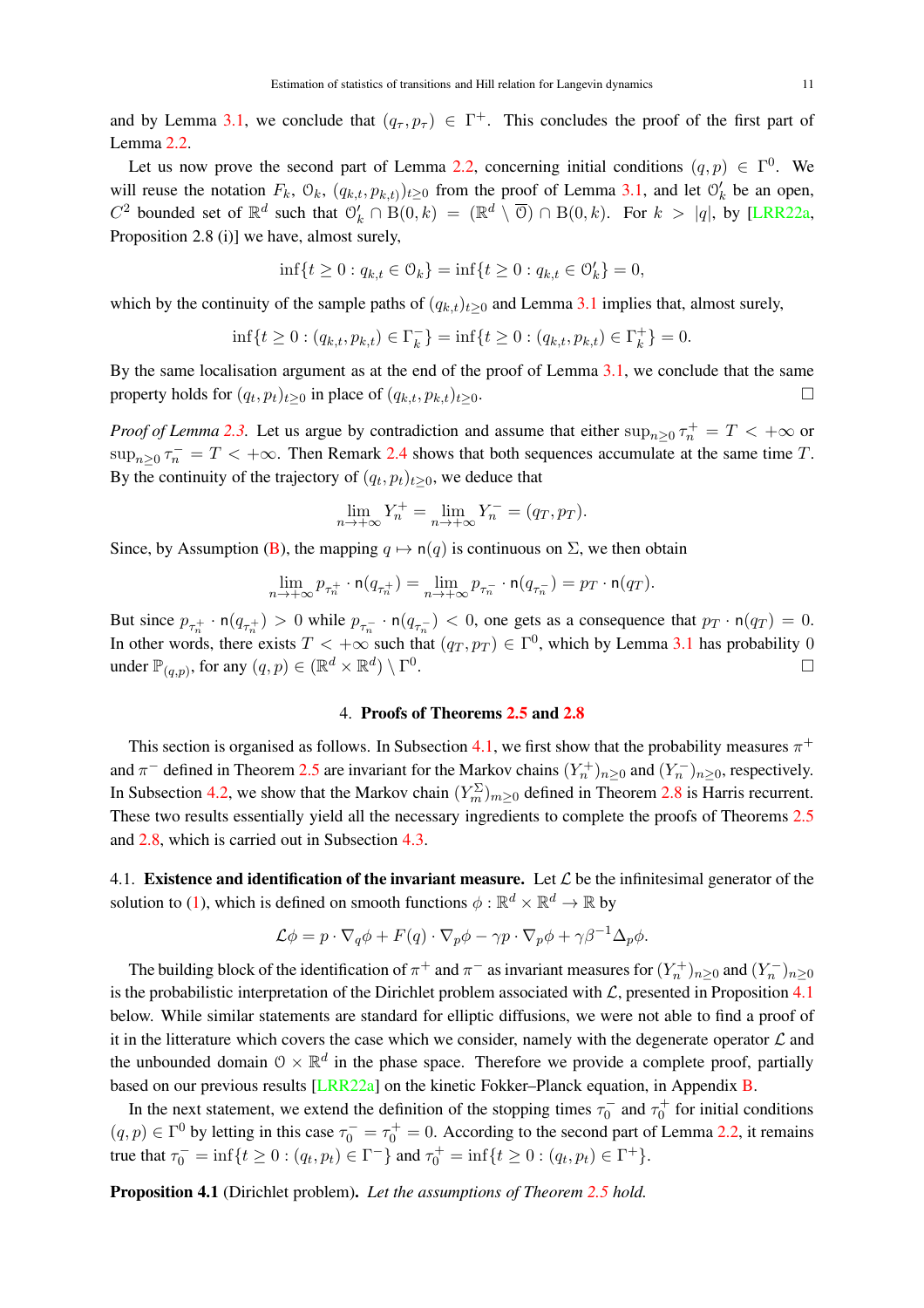and by Lemma 3.1, we conclude that $(q_\tau, p_\tau) \in \Gamma^+$. This concludes the proof of the first part of Lemma 2.2.

Let us now prove the second part of Lemma 2.2, concerning initial conditions $(q,p) \in \Gamma^0$. We will reuse the notation $F_k$, $\mathcal{O}_k$, $(q_{k,t}, p_{k,t})_{t \geq 0}$ from the proof of Lemma 3.1, and let $\mathcal{O}'_k$ be an open, $C^2$ bounded set of $\mathbb{R}^d$ such that $\mathcal{O}'_k \cap \mathrm{B}(0,k) = (\mathbb{R}^d \setminus \overline{\mathcal{O}}) \cap \mathrm{B}(0,k)$. For $k > |q|$, by [LRR22a, Proposition 2.8 (i)] we have, almost surely,

$$\inf\{t \geq 0 : q_{k,t} \in \mathcal{O}_k\} = \inf\{t \geq 0 : q_{k,t} \in \mathcal{O}'_k\} = 0,$$

which by the continuity of the sample paths of $(q_{k,t})_{t \geq 0}$ and Lemma 3.1 implies that, almost surely,

$$\inf\{t \geq 0 : (q_{k,t}, p_{k,t}) \in \Gamma_k^-\} = \inf\{t \geq 0 : (q_{k,t}, p_{k,t}) \in \Gamma_k^+\} = 0.$$

By the same localisation argument as at the end of the proof of Lemma 3.1, we conclude that the same property holds for $(q_t, p_t)_{t \geq 0}$ in place of $(q_{k,t}, p_{k,t})_{t \geq 0}$. □

*Proof of Lemma 2.3.* Let us argue by contradiction and assume that either $\sup_{n \geq 0} \tau_n^+ = T < +\infty$ or $\sup_{n \geq 0} \tau_n^- = T < +\infty$. Then Remark 2.4 shows that both sequences accumulate at the same time $T$. By the continuity of the trajectory of $(q_t, p_t)_{t \geq 0}$, we deduce that

$$\lim_{n \to +\infty} Y_n^+ = \lim_{n \to +\infty} Y_n^- = (q_T, p_T).$$

Since, by Assumption (B), the mapping $q \mapsto \mathsf{n}(q)$ is continuous on $\Sigma$, we then obtain

$$\lim_{n \to +\infty} p_{\tau_n^+} \cdot \mathsf{n}(q_{\tau_n^+}) = \lim_{n \to +\infty} p_{\tau_n^-} \cdot \mathsf{n}(q_{\tau_n^-}) = p_T \cdot \mathsf{n}(q_T).$$

But since $p_{\tau_n^+} \cdot \mathsf{n}(q_{\tau_n^+}) > 0$ while $p_{\tau_n^-} \cdot \mathsf{n}(q_{\tau_n^-}) < 0$, one gets as a consequence that $p_T \cdot \mathsf{n}(q_T) = 0$. In other words, there exists $T < +\infty$ such that $(q_T, p_T) \in \Gamma^0$, which by Lemma 3.1 has probability 0 under $\mathbb{P}_{(q,p)}$, for any $(q,p) \in (\mathbb{R}^d \times \mathbb{R}^d) \setminus \Gamma^0$. □

## 4. Proofs of Theorems 2.5 and 2.8

This section is organised as follows. In Subsection 4.1, we first show that the probability measures $\pi^+$ and $\pi^-$ defined in Theorem 2.5 are invariant for the Markov chains $(Y_n^+)_{n \geq 0}$ and $(Y_n^-)_{n \geq 0}$, respectively. In Subsection 4.2, we show that the Markov chain $(Y_m^\Sigma)_{m \geq 0}$ defined in Theorem 2.8 is Harris recurrent. These two results essentially yield all the necessary ingredients to complete the proofs of Theorems 2.5 and 2.8, which is carried out in Subsection 4.3.

### 4.1. Existence and identification of the invariant measure.

Let $\mathcal{L}$ be the infinitesimal generator of the solution to (1), which is defined on smooth functions $\phi : \mathbb{R}^d \times \mathbb{R}^d \to \mathbb{R}$ by

$$\mathcal{L}\phi = p \cdot \nabla_q \phi + F(q) \cdot \nabla_p \phi - \gamma p \cdot \nabla_p \phi + \gamma \beta^{-1} \Delta_p \phi.$$

The building block of the identification of $\pi^+$ and $\pi^-$ as invariant measures for $(Y_n^+)_{n \geq 0}$ and $(Y_n^-)_{n \geq 0}$ is the probabilistic interpretation of the Dirichlet problem associated with $\mathcal{L}$, presented in Proposition 4.1 below. While similar statements are standard for elliptic diffusions, we were not able to find a proof of it in the litterature which covers the case which we consider, namely with the degenerate operator $\mathcal{L}$ and the unbounded domain $\mathcal{O} \times \mathbb{R}^d$ in the phase space. Therefore we provide a complete proof, partially based on our previous results [LRR22a] on the kinetic Fokker–Planck equation, in Appendix B.

In the next statement, we extend the definition of the stopping times $\tau_0^-$ and $\tau_0^+$ for initial conditions $(q,p) \in \Gamma^0$ by letting in this case $\tau_0^- = \tau_0^+ = 0$. According to the second part of Lemma 2.2, it remains true that $\tau_0^- = \inf\{t \geq 0 : (q_t, p_t) \in \Gamma^-\}$ and $\tau_0^+ = \inf\{t \geq 0 : (q_t, p_t) \in \Gamma^+\}$.

**Proposition 4.1** (Dirichlet problem). *Let the assumptions of Theorem 2.5 hold.*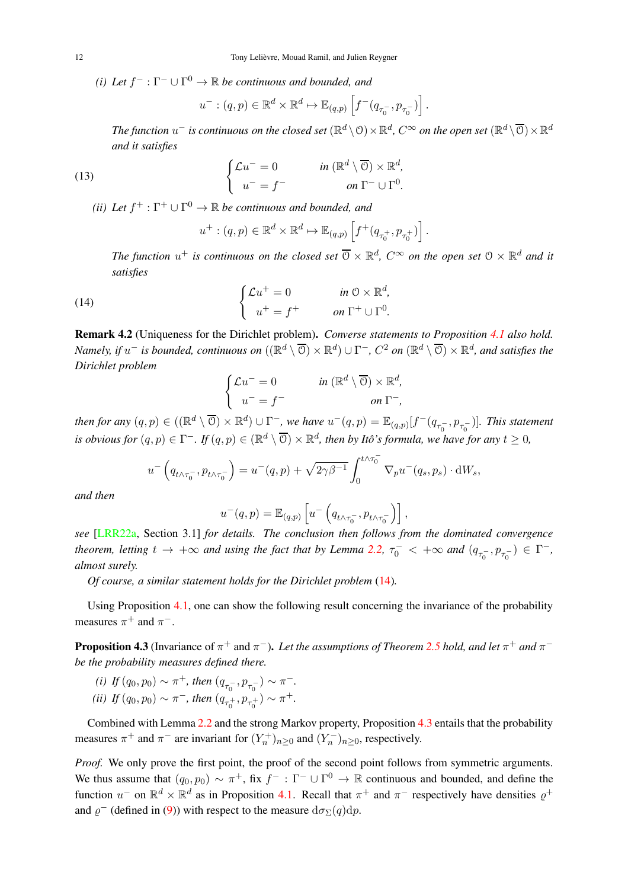*(i) Let $f^- : \Gamma^- \cup \Gamma^0 \to \mathbb{R}$ be continuous and bounded, and*

$$u^- : (q,p) \in \mathbb{R}^d \times \mathbb{R}^d \mapsto \mathbb{E}_{(q,p)}\left[f^-(q_{\tau_0^-}, p_{\tau_0^-})\right].$$

*The function $u^-$ is continuous on the closed set $(\mathbb{R}^d \setminus \mathcal{O}) \times \mathbb{R}^d$, $C^\infty$ on the open set $(\mathbb{R}^d \setminus \overline{\mathcal{O}}) \times \mathbb{R}^d$ and it satisfies*

$$\begin{cases} \mathcal{L}u^- = 0 & \text{in } (\mathbb{R}^d \setminus \overline{\mathcal{O}}) \times \mathbb{R}^d, \\ u^- = f^- & \text{on } \Gamma^- \cup \Gamma^0. \end{cases} \tag{13}$$

*(ii) Let $f^+ : \Gamma^+ \cup \Gamma^0 \to \mathbb{R}$ be continuous and bounded, and*

$$u^+ : (q,p) \in \mathbb{R}^d \times \mathbb{R}^d \mapsto \mathbb{E}_{(q,p)}\left[f^+(q_{\tau_0^+}, p_{\tau_0^+})\right].$$

*The function $u^+$ is continuous on the closed set $\overline{\mathcal{O}} \times \mathbb{R}^d$, $C^\infty$ on the open set $\mathcal{O} \times \mathbb{R}^d$ and it satisfies*

$$\begin{cases} \mathcal{L}u^+ = 0 & \text{in } \mathcal{O} \times \mathbb{R}^d, \\ u^+ = f^+ & \text{on } \Gamma^+ \cup \Gamma^0. \end{cases} \tag{14}$$

**Remark 4.2** (Uniqueness for the Dirichlet problem)**.** *Converse statements to Proposition 4.1 also hold. Namely, if $u^-$ is bounded, continuous on $((\mathbb{R}^d \setminus \overline{\mathcal{O}}) \times \mathbb{R}^d) \cup \Gamma^-$, $C^2$ on $(\mathbb{R}^d \setminus \overline{\mathcal{O}}) \times \mathbb{R}^d$, and satisfies the Dirichlet problem*

$$\begin{cases} \mathcal{L}u^- = 0 & \text{in } (\mathbb{R}^d \setminus \overline{\mathcal{O}}) \times \mathbb{R}^d, \\ u^- = f^- & \text{on } \Gamma^-, \end{cases}$$

*then for any $(q,p) \in ((\mathbb{R}^d \setminus \overline{\mathcal{O}}) \times \mathbb{R}^d) \cup \Gamma^-$, we have $u^-(q,p) = \mathbb{E}_{(q,p)}[f^-(q_{\tau_0^-}, p_{\tau_0^-})]$. This statement is obvious for $(q,p) \in \Gamma^-$. If $(q,p) \in (\mathbb{R}^d \setminus \overline{\mathcal{O}}) \times \mathbb{R}^d$, then by Itô's formula, we have for any $t \geq 0$,*

$$u^-\left(q_{t\wedge\tau_0^-}, p_{t\wedge\tau_0^-}\right) = u^-(q,p) + \sqrt{2\gamma\beta^{-1}} \int_0^{t\wedge\tau_0^-} \nabla_p u^-(q_s,p_s) \cdot \mathrm{d}W_s,$$

*and then*

$$u^-(q,p) = \mathbb{E}_{(q,p)}\left[u^-\left(q_{t\wedge\tau_0^-}, p_{t\wedge\tau_0^-}\right)\right],$$

*see [LRR22a, Section 3.1] for details. The conclusion then follows from the dominated convergence theorem, letting $t \to +\infty$ and using the fact that by Lemma 2.2, $\tau_0^- < +\infty$ and $(q_{\tau_0^-}, p_{\tau_0^-}) \in \Gamma^-$, almost surely.*

*Of course, a similar statement holds for the Dirichlet problem (14).*

Using Proposition 4.1, one can show the following result concerning the invariance of the probability measures $\pi^+$ and $\pi^-$.

**Proposition 4.3** (Invariance of $\pi^+$ and $\pi^-$)**.** *Let the assumptions of Theorem 2.5 hold, and let $\pi^+$ and $\pi^-$ be the probability measures defined there.*

*(i) If $(q_0,p_0) \sim \pi^+$, then $(q_{\tau_0^-}, p_{\tau_0^-}) \sim \pi^-$.*
*(ii) If $(q_0,p_0) \sim \pi^-$, then $(q_{\tau_0^+}, p_{\tau_0^+}) \sim \pi^+$.*

Combined with Lemma 2.2 and the strong Markov property, Proposition 4.3 entails that the probability measures $\pi^+$ and $\pi^-$ are invariant for $(Y_n^+)_{n\geq 0}$ and $(Y_n^-)_{n\geq 0}$, respectively.

*Proof.* We only prove the first point, the proof of the second point follows from symmetric arguments. We thus assume that $(q_0,p_0) \sim \pi^+$, fix $f^- : \Gamma^- \cup \Gamma^0 \to \mathbb{R}$ continuous and bounded, and define the function $u^-$ on $\mathbb{R}^d \times \mathbb{R}^d$ as in Proposition 4.1. Recall that $\pi^+$ and $\pi^-$ respectively have densities $\varrho^+$ and $\varrho^-$ (defined in (9)) with respect to the measure $\mathrm{d}\sigma_\Sigma(q)\mathrm{d}p$.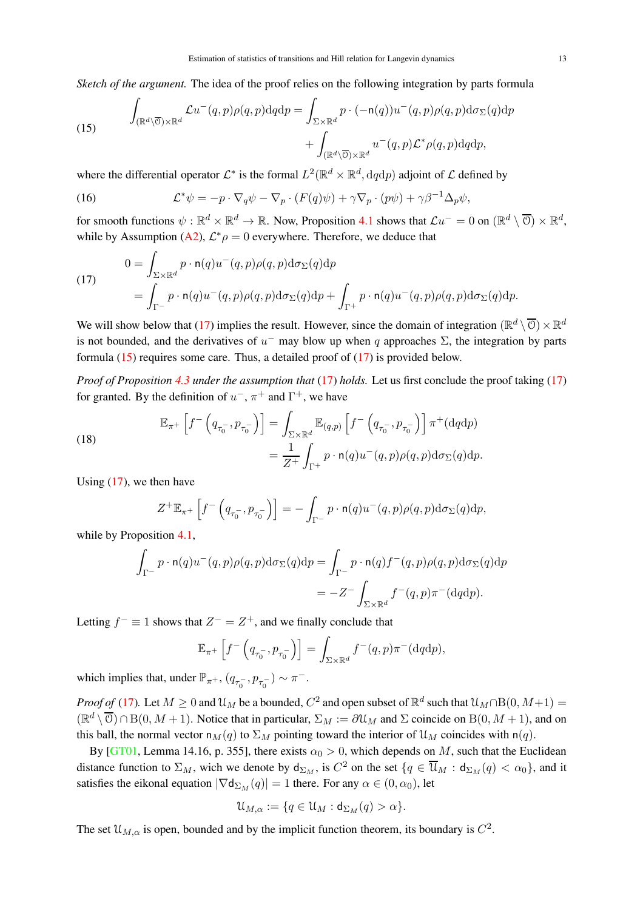*Sketch of the argument.* The idea of the proof relies on the following integration by parts formula

$$
\begin{aligned}
\int_{(\mathbb{R}^d\setminus\overline{\mathcal{O}})\times\mathbb{R}^d} \mathcal{L}u^-(q,p)\rho(q,p)\mathrm{d}q\mathrm{d}p &= \int_{\Sigma\times\mathbb{R}^d} p\cdot(-\mathsf{n}(q))u^-(q,p)\rho(q,p)\mathrm{d}\sigma_\Sigma(q)\mathrm{d}p \\
&\quad + \int_{(\mathbb{R}^d\setminus\overline{\mathcal{O}})\times\mathbb{R}^d} u^-(q,p)\mathcal{L}^*\rho(q,p)\mathrm{d}q\mathrm{d}p,
\end{aligned} \tag{15}
$$

where the differential operator $\mathcal{L}^*$ is the formal $L^2(\mathbb{R}^d\times\mathbb{R}^d,\mathrm{d}q\mathrm{d}p)$ adjoint of $\mathcal{L}$ defined by

$$
\mathcal{L}^*\psi = -p\cdot\nabla_q\psi - \nabla_p\cdot(F(q)\psi) + \gamma\nabla_p\cdot(p\psi) + \gamma\beta^{-1}\Delta_p\psi, \tag{16}
$$

for smooth functions $\psi:\mathbb{R}^d\times\mathbb{R}^d\to\mathbb{R}$. Now, Proposition 4.1 shows that $\mathcal{L}u^-=0$ on $(\mathbb{R}^d\setminus\overline{\mathcal{O}})\times\mathbb{R}^d$, while by Assumption (A2), $\mathcal{L}^*\rho=0$ everywhere. Therefore, we deduce that

$$
\begin{aligned}
0 &= \int_{\Sigma\times\mathbb{R}^d} p\cdot\mathsf{n}(q)u^-(q,p)\rho(q,p)\mathrm{d}\sigma_\Sigma(q)\mathrm{d}p \\
&= \int_{\Gamma^-} p\cdot\mathsf{n}(q)u^-(q,p)\rho(q,p)\mathrm{d}\sigma_\Sigma(q)\mathrm{d}p + \int_{\Gamma^+} p\cdot\mathsf{n}(q)u^-(q,p)\rho(q,p)\mathrm{d}\sigma_\Sigma(q)\mathrm{d}p.
\end{aligned} \tag{17}
$$

We will show below that (17) implies the result. However, since the domain of integration $(\mathbb{R}^d\setminus\overline{\mathcal{O}})\times\mathbb{R}^d$ is not bounded, and the derivatives of $u^-$ may blow up when $q$ approaches $\Sigma$, the integration by parts formula (15) requires some care. Thus, a detailed proof of (17) is provided below.

*Proof of Proposition 4.3 under the assumption that* (17) *holds.* Let us first conclude the proof taking (17) for granted. By the definition of $u^-$, $\pi^+$ and $\Gamma^+$, we have

$$
\begin{aligned}
\mathbb{E}_{\pi^+}\left[f^-\left(q_{\tau_0^-},p_{\tau_0^-}\right)\right] &= \int_{\Sigma\times\mathbb{R}^d}\mathbb{E}_{(q,p)}\left[f^-\left(q_{\tau_0^-},p_{\tau_0^-}\right)\right]\pi^+(\mathrm{d}q\mathrm{d}p) \\
&= \frac{1}{Z^+}\int_{\Gamma^+} p\cdot\mathsf{n}(q)u^-(q,p)\rho(q,p)\mathrm{d}\sigma_\Sigma(q)\mathrm{d}p.
\end{aligned} \tag{18}
$$

Using (17), we then have

$$
Z^+\mathbb{E}_{\pi^+}\left[f^-\left(q_{\tau_0^-},p_{\tau_0^-}\right)\right] = -\int_{\Gamma^-} p\cdot\mathsf{n}(q)u^-(q,p)\rho(q,p)\mathrm{d}\sigma_\Sigma(q)\mathrm{d}p,
$$

while by Proposition 4.1,

$$
\begin{aligned}
\int_{\Gamma^-} p\cdot\mathsf{n}(q)u^-(q,p)\rho(q,p)\mathrm{d}\sigma_\Sigma(q)\mathrm{d}p &= \int_{\Gamma^-} p\cdot\mathsf{n}(q)f^-(q,p)\rho(q,p)\mathrm{d}\sigma_\Sigma(q)\mathrm{d}p \\
&= -Z^-\int_{\Sigma\times\mathbb{R}^d} f^-(q,p)\pi^-(\mathrm{d}q\mathrm{d}p).
\end{aligned}
$$

Letting $f^-\equiv 1$ shows that $Z^-=Z^+$, and we finally conclude that

$$
\mathbb{E}_{\pi^+}\left[f^-\left(q_{\tau_0^-},p_{\tau_0^-}\right)\right] = \int_{\Sigma\times\mathbb{R}^d} f^-(q,p)\pi^-(\mathrm{d}q\mathrm{d}p),
$$

which implies that, under $\mathbb{P}_{\pi^+}$, $(q_{\tau_0^-},p_{\tau_0^-})\sim\pi^-$.

*Proof of* (17). Let $M\geq 0$ and $\mathcal{U}_M$ be a bounded, $C^2$ and open subset of $\mathbb{R}^d$ such that $\mathcal{U}_M\cap\mathrm{B}(0,M+1)=(\mathbb{R}^d\setminus\overline{\mathcal{O}})\cap\mathrm{B}(0,M+1)$. Notice that in particular, $\Sigma_M:=\partial\mathcal{U}_M$ and $\Sigma$ coincide on $\mathrm{B}(0,M+1)$, and on this ball, the normal vector $\mathsf{n}_M(q)$ to $\Sigma_M$ pointing toward the interior of $\mathcal{U}_M$ coincides with $\mathsf{n}(q)$.

By [GT01, Lemma 14.16, p. 355], there exists $\alpha_0>0$, which depends on $M$, such that the Euclidean distance function to $\Sigma_M$, wich we denote by $\mathsf{d}_{\Sigma_M}$, is $C^2$ on the set $\{q\in\overline{\mathcal{U}}_M:\mathsf{d}_{\Sigma_M}(q)<\alpha_0\}$, and it satisfies the eikonal equation $|\nabla\mathsf{d}_{\Sigma_M}(q)|=1$ there. For any $\alpha\in(0,\alpha_0)$, let

$$
\mathcal{U}_{M,\alpha} := \{q\in\mathcal{U}_M:\mathsf{d}_{\Sigma_M}(q)>\alpha\}.
$$

The set $\mathcal{U}_{M,\alpha}$ is open, bounded and by the implicit function theorem, its boundary is $C^2$.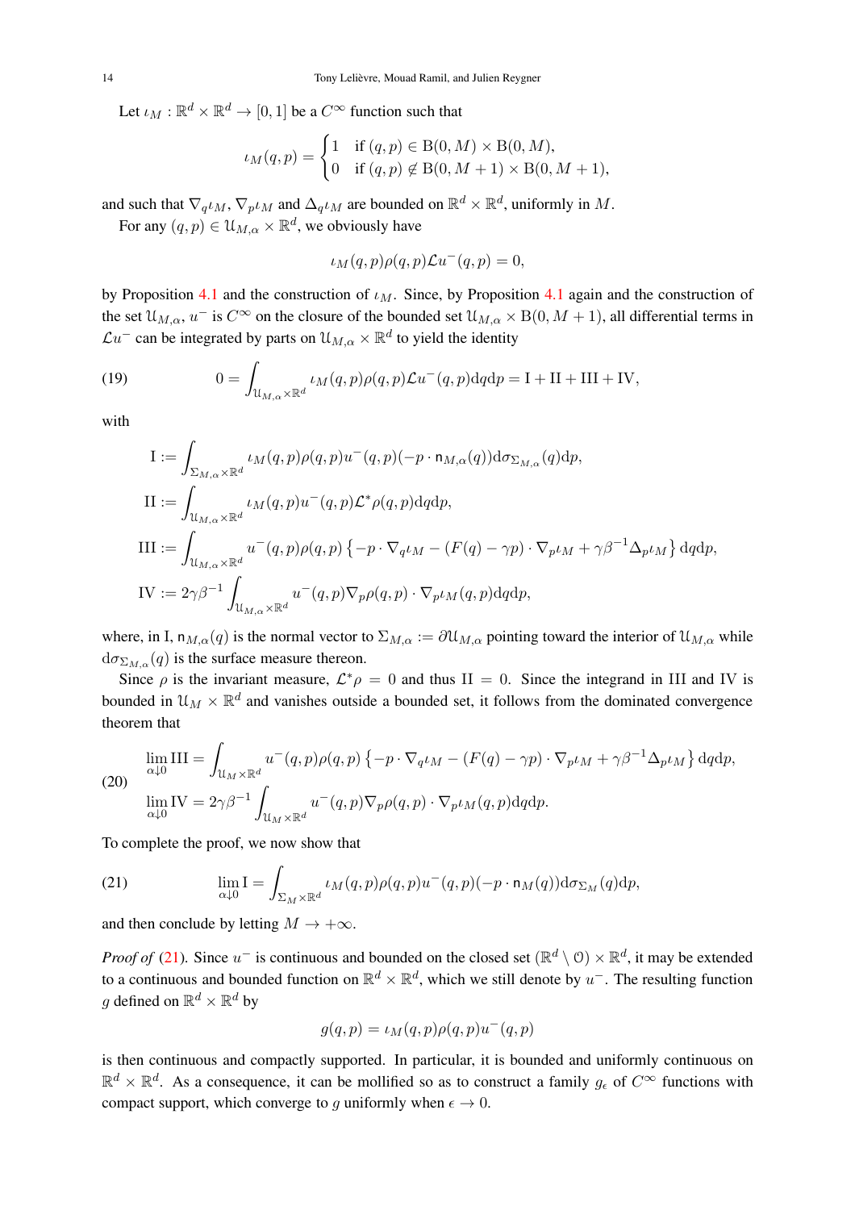Let $\iota_M : \mathbb{R}^d \times \mathbb{R}^d \to [0,1]$ be a $C^\infty$ function such that

$$\iota_M(q,p) = \begin{cases} 1 & \text{if } (q,p) \in \mathrm{B}(0,M) \times \mathrm{B}(0,M), \\ 0 & \text{if } (q,p) \notin \mathrm{B}(0,M+1) \times \mathrm{B}(0,M+1), \end{cases}$$

and such that $\nabla_q \iota_M$, $\nabla_p \iota_M$ and $\Delta_q \iota_M$ are bounded on $\mathbb{R}^d \times \mathbb{R}^d$, uniformly in $M$.

For any $(q,p) \in \mathcal{U}_{M,\alpha} \times \mathbb{R}^d$, we obviously have

$$\iota_M(q,p)\rho(q,p)\mathcal{L}u^-(q,p) = 0,$$

by Proposition 4.1 and the construction of $\iota_M$. Since, by Proposition 4.1 again and the construction of the set $\mathcal{U}_{M,\alpha}$, $u^-$ is $C^\infty$ on the closure of the bounded set $\mathcal{U}_{M,\alpha} \times \mathrm{B}(0, M+1)$, all differential terms in $\mathcal{L}u^-$ can be integrated by parts on $\mathcal{U}_{M,\alpha} \times \mathbb{R}^d$ to yield the identity

$$0 = \int_{\mathcal{U}_{M,\alpha} \times \mathbb{R}^d} \iota_M(q,p)\rho(q,p)\mathcal{L}u^-(q,p)\mathrm{d}q\mathrm{d}p = \mathrm{I} + \mathrm{II} + \mathrm{III} + \mathrm{IV}, \tag{19}$$

with

$$\begin{aligned}
\mathrm{I} &:= \int_{\Sigma_{M,\alpha} \times \mathbb{R}^d} \iota_M(q,p)\rho(q,p)u^-(q,p)(-p \cdot \mathsf{n}_{M,\alpha}(q))\mathrm{d}\sigma_{\Sigma_{M,\alpha}}(q)\mathrm{d}p, \\
\mathrm{II} &:= \int_{\mathcal{U}_{M,\alpha} \times \mathbb{R}^d} \iota_M(q,p)u^-(q,p)\mathcal{L}^*\rho(q,p)\mathrm{d}q\mathrm{d}p, \\
\mathrm{III} &:= \int_{\mathcal{U}_{M,\alpha} \times \mathbb{R}^d} u^-(q,p)\rho(q,p)\left\{-p \cdot \nabla_q \iota_M - (F(q) - \gamma p) \cdot \nabla_p \iota_M + \gamma\beta^{-1}\Delta_p \iota_M\right\}\mathrm{d}q\mathrm{d}p, \\
\mathrm{IV} &:= 2\gamma\beta^{-1} \int_{\mathcal{U}_{M,\alpha} \times \mathbb{R}^d} u^-(q,p)\nabla_p \rho(q,p) \cdot \nabla_p \iota_M(q,p)\mathrm{d}q\mathrm{d}p,
\end{aligned}$$

where, in I, $\mathsf{n}_{M,\alpha}(q)$ is the normal vector to $\Sigma_{M,\alpha} := \partial\mathcal{U}_{M,\alpha}$ pointing toward the interior of $\mathcal{U}_{M,\alpha}$ while $\mathrm{d}\sigma_{\Sigma_{M,\alpha}}(q)$ is the surface measure thereon.

Since $\rho$ is the invariant measure, $\mathcal{L}^*\rho = 0$ and thus $\mathrm{II} = 0$. Since the integrand in III and IV is bounded in $\mathcal{U}_M \times \mathbb{R}^d$ and vanishes outside a bounded set, it follows from the dominated convergence theorem that

$$\begin{aligned}
\lim_{\alpha \downarrow 0} \mathrm{III} &= \int_{\mathcal{U}_M \times \mathbb{R}^d} u^-(q,p)\rho(q,p)\left\{-p \cdot \nabla_q \iota_M - (F(q) - \gamma p) \cdot \nabla_p \iota_M + \gamma\beta^{-1}\Delta_p \iota_M\right\}\mathrm{d}q\mathrm{d}p, \\
\lim_{\alpha \downarrow 0} \mathrm{IV} &= 2\gamma\beta^{-1} \int_{\mathcal{U}_M \times \mathbb{R}^d} u^-(q,p)\nabla_p \rho(q,p) \cdot \nabla_p \iota_M(q,p)\mathrm{d}q\mathrm{d}p.
\end{aligned} \tag{20}$$

To complete the proof, we now show that

$$\lim_{\alpha \downarrow 0} \mathrm{I} = \int_{\Sigma_M \times \mathbb{R}^d} \iota_M(q,p)\rho(q,p)u^-(q,p)(-p \cdot \mathsf{n}_M(q))\mathrm{d}\sigma_{\Sigma_M}(q)\mathrm{d}p, \tag{21}$$

and then conclude by letting $M \to +\infty$.

*Proof of* (21). Since $u^-$ is continuous and bounded on the closed set $(\mathbb{R}^d \setminus \mathcal{O}) \times \mathbb{R}^d$, it may be extended to a continuous and bounded function on $\mathbb{R}^d \times \mathbb{R}^d$, which we still denote by $u^-$. The resulting function $g$ defined on $\mathbb{R}^d \times \mathbb{R}^d$ by

$$g(q,p) = \iota_M(q,p)\rho(q,p)u^-(q,p)$$

is then continuous and compactly supported. In particular, it is bounded and uniformly continuous on $\mathbb{R}^d \times \mathbb{R}^d$. As a consequence, it can be mollified so as to construct a family $g_\epsilon$ of $C^\infty$ functions with compact support, which converge to $g$ uniformly when $\epsilon \to 0$.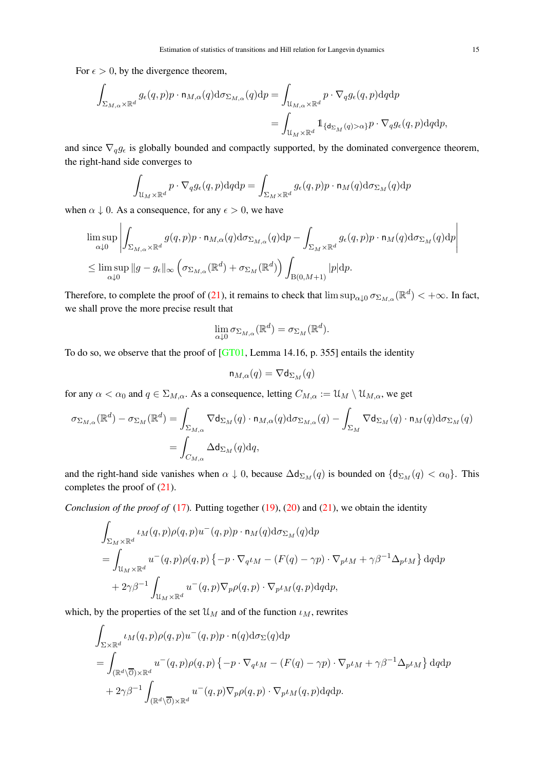For $\epsilon > 0$, by the divergence theorem,

$$\int_{\Sigma_{M,\alpha}\times\mathbb{R}^d} g_\epsilon(q,p)p\cdot \mathsf{n}_{M,\alpha}(q)\mathrm{d}\sigma_{\Sigma_{M,\alpha}}(q)\mathrm{d}p = \int_{\mathcal{U}_{M,\alpha}\times\mathbb{R}^d} p\cdot\nabla_q g_\epsilon(q,p)\mathrm{d}q\mathrm{d}p$$
$$= \int_{\mathcal{U}_M\times\mathbb{R}^d} \mathbb{1}_{\{\mathsf{d}_{\Sigma_M}(q)>\alpha\}} p\cdot\nabla_q g_\epsilon(q,p)\mathrm{d}q\mathrm{d}p,$$

and since $\nabla_q g_\epsilon$ is globally bounded and compactly supported, by the dominated convergence theorem, the right-hand side converges to

$$\int_{\mathcal{U}_M\times\mathbb{R}^d} p\cdot\nabla_q g_\epsilon(q,p)\mathrm{d}q\mathrm{d}p = \int_{\Sigma_M\times\mathbb{R}^d} g_\epsilon(q,p)p\cdot\mathsf{n}_M(q)\mathrm{d}\sigma_{\Sigma_M}(q)\mathrm{d}p$$

when $\alpha\downarrow 0$. As a consequence, for any $\epsilon>0$, we have

$$\limsup_{\alpha\downarrow 0}\left|\int_{\Sigma_{M,\alpha}\times\mathbb{R}^d} g(q,p)p\cdot\mathsf{n}_{M,\alpha}(q)\mathrm{d}\sigma_{\Sigma_{M,\alpha}}(q)\mathrm{d}p - \int_{\Sigma_M\times\mathbb{R}^d} g_\epsilon(q,p)p\cdot\mathsf{n}_M(q)\mathrm{d}\sigma_{\Sigma_M}(q)\mathrm{d}p\right|$$
$$\leq \limsup_{\alpha\downarrow 0}\|g-g_\epsilon\|_\infty\left(\sigma_{\Sigma_{M,\alpha}}(\mathbb{R}^d)+\sigma_{\Sigma_M}(\mathbb{R}^d)\right)\int_{\mathrm{B}(0,M+1)}|p|\mathrm{d}p.$$

Therefore, to complete the proof of (21), it remains to check that $\limsup_{\alpha\downarrow 0}\sigma_{\Sigma_{M,\alpha}}(\mathbb{R}^d) < +\infty$. In fact, we shall prove the more precise result that

$$\lim_{\alpha\downarrow 0}\sigma_{\Sigma_{M,\alpha}}(\mathbb{R}^d) = \sigma_{\Sigma_M}(\mathbb{R}^d).$$

To do so, we observe that the proof of [GT01, Lemma 14.16, p. 355] entails the identity

$$\mathsf{n}_{M,\alpha}(q) = \nabla\mathsf{d}_{\Sigma_M}(q)$$

for any $\alpha<\alpha_0$ and $q\in\Sigma_{M,\alpha}$. As a consequence, letting $C_{M,\alpha} := \mathcal{U}_M\setminus\mathcal{U}_{M,\alpha}$, we get

$$\sigma_{\Sigma_{M,\alpha}}(\mathbb{R}^d)-\sigma_{\Sigma_M}(\mathbb{R}^d) = \int_{\Sigma_{M,\alpha}}\nabla\mathsf{d}_{\Sigma_M}(q)\cdot\mathsf{n}_{M,\alpha}(q)\mathrm{d}\sigma_{\Sigma_{M,\alpha}}(q) - \int_{\Sigma_M}\nabla\mathsf{d}_{\Sigma_M}(q)\cdot\mathsf{n}_M(q)\mathrm{d}\sigma_{\Sigma_M}(q)$$
$$= \int_{C_{M,\alpha}}\Delta\mathsf{d}_{\Sigma_M}(q)\mathrm{d}q,$$

and the right-hand side vanishes when $\alpha\downarrow 0$, because $\Delta\mathsf{d}_{\Sigma_M}(q)$ is bounded on $\{\mathsf{d}_{\Sigma_M}(q)<\alpha_0\}$. This completes the proof of (21).

*Conclusion of the proof of* (17). Putting together (19), (20) and (21), we obtain the identity

$$\int_{\Sigma_M\times\mathbb{R}^d}\iota_M(q,p)\rho(q,p)u^-(q,p)p\cdot\mathsf{n}_M(q)\mathrm{d}\sigma_{\Sigma_M}(q)\mathrm{d}p$$
$$= \int_{\mathcal{U}_M\times\mathbb{R}^d} u^-(q,p)\rho(q,p)\left\{-p\cdot\nabla_q\iota_M - (F(q)-\gamma p)\cdot\nabla_p\iota_M + \gamma\beta^{-1}\Delta_p\iota_M\right\}\mathrm{d}q\mathrm{d}p$$
$$+ 2\gamma\beta^{-1}\int_{\mathcal{U}_M\times\mathbb{R}^d} u^-(q,p)\nabla_p\rho(q,p)\cdot\nabla_p\iota_M(q,p)\mathrm{d}q\mathrm{d}p,$$

which, by the properties of the set $\mathcal{U}_M$ and of the function $\iota_M$, rewrites

$$\int_{\Sigma\times\mathbb{R}^d}\iota_M(q,p)\rho(q,p)u^-(q,p)p\cdot\mathsf{n}(q)\mathrm{d}\sigma_\Sigma(q)\mathrm{d}p$$
$$= \int_{(\mathbb{R}^d\setminus\overline{\mathcal{O}})\times\mathbb{R}^d} u^-(q,p)\rho(q,p)\left\{-p\cdot\nabla_q\iota_M - (F(q)-\gamma p)\cdot\nabla_p\iota_M + \gamma\beta^{-1}\Delta_p\iota_M\right\}\mathrm{d}q\mathrm{d}p$$
$$+ 2\gamma\beta^{-1}\int_{(\mathbb{R}^d\setminus\overline{\mathcal{O}})\times\mathbb{R}^d} u^-(q,p)\nabla_p\rho(q,p)\cdot\nabla_p\iota_M(q,p)\mathrm{d}q\mathrm{d}p.$$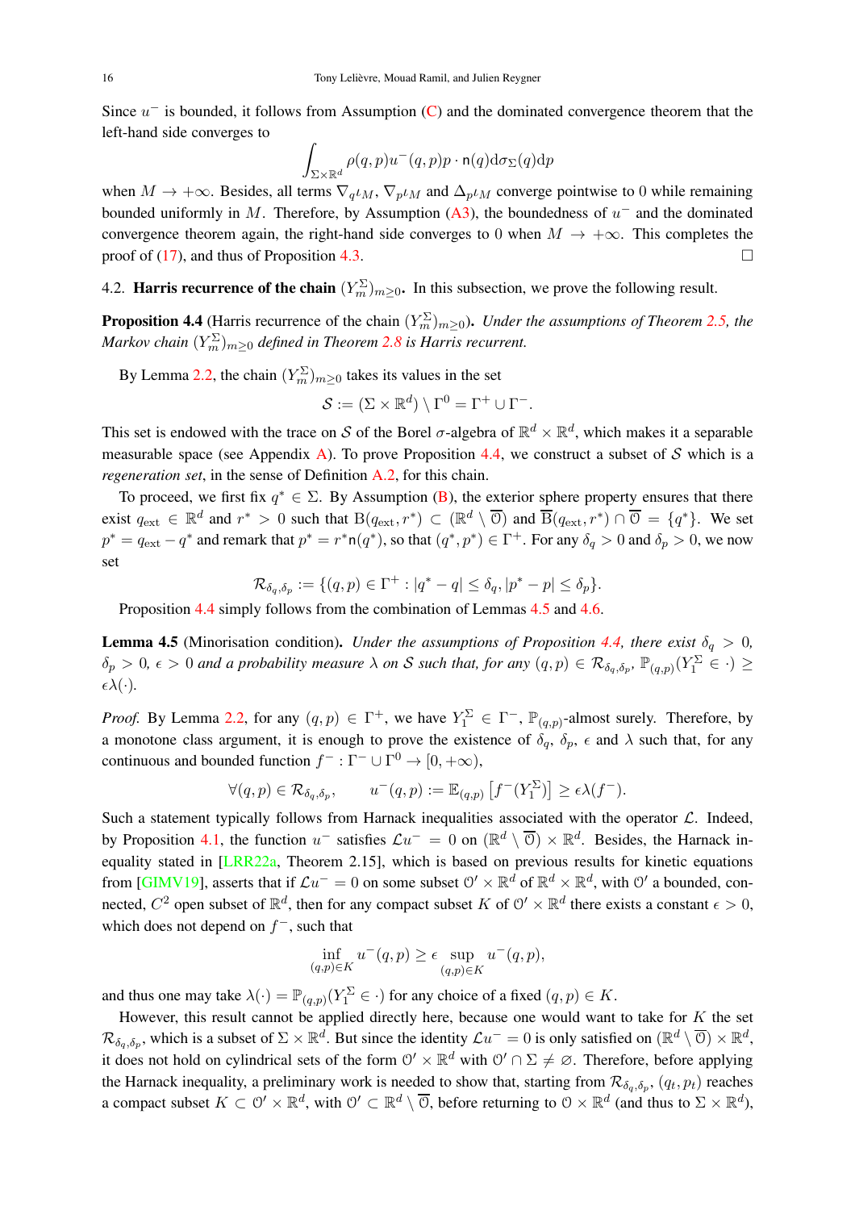Since $u^-$ is bounded, it follows from Assumption (C) and the dominated convergence theorem that the left-hand side converges to

$$\int_{\Sigma\times\mathbb{R}^d} \rho(q,p)u^-(q,p)p\cdot\mathsf{n}(q)\mathrm{d}\sigma_\Sigma(q)\mathrm{d}p$$

when $M\to+\infty$. Besides, all terms $\nabla_q\iota_M$, $\nabla_p\iota_M$ and $\Delta_p\iota_M$ converge pointwise to 0 while remaining bounded uniformly in $M$. Therefore, by Assumption (A3), the boundedness of $u^-$ and the dominated convergence theorem again, the right-hand side converges to 0 when $M\to+\infty$. This completes the proof of (17), and thus of Proposition 4.3. □

## 4.2. Harris recurrence of the chain $(Y_m^\Sigma)_{m\geq 0}$.

In this subsection, we prove the following result.

**Proposition 4.4** (Harris recurrence of the chain $(Y_m^\Sigma)_{m\geq 0}$)**.** *Under the assumptions of Theorem 2.5, the Markov chain $(Y_m^\Sigma)_{m\geq 0}$ defined in Theorem 2.8 is Harris recurrent.*

By Lemma 2.2, the chain $(Y_m^\Sigma)_{m\geq 0}$ takes its values in the set

$$\mathcal{S} := (\Sigma\times\mathbb{R}^d)\setminus\Gamma^0 = \Gamma^+\cup\Gamma^-.$$

This set is endowed with the trace on $\mathcal{S}$ of the Borel $\sigma$-algebra of $\mathbb{R}^d\times\mathbb{R}^d$, which makes it a separable measurable space (see Appendix A). To prove Proposition 4.4, we construct a subset of $\mathcal{S}$ which is a *regeneration set*, in the sense of Definition A.2, for this chain.

To proceed, we first fix $q^*\in\Sigma$. By Assumption (B), the exterior sphere property ensures that there exist $q_{\mathrm{ext}}\in\mathbb{R}^d$ and $r^*>0$ such that $\mathrm{B}(q_{\mathrm{ext}},r^*)\subset(\mathbb{R}^d\setminus\overline{\mathcal{O}})$ and $\overline{\mathrm{B}}(q_{\mathrm{ext}},r^*)\cap\overline{\mathcal{O}}=\{q^*\}$. We set $p^*=q_{\mathrm{ext}}-q^*$ and remark that $p^*=r^*\mathsf{n}(q^*)$, so that $(q^*,p^*)\in\Gamma^+$. For any $\delta_q>0$ and $\delta_p>0$, we now set

$$\mathcal{R}_{\delta_q,\delta_p} := \{(q,p)\in\Gamma^+ : |q^*-q|\leq\delta_q, |p^*-p|\leq\delta_p\}.$$

Proposition 4.4 simply follows from the combination of Lemmas 4.5 and 4.6.

**Lemma 4.5** (Minorisation condition)**.** *Under the assumptions of Proposition 4.4, there exist $\delta_q>0$, $\delta_p>0$, $\epsilon>0$ and a probability measure $\lambda$ on $\mathcal{S}$ such that, for any $(q,p)\in\mathcal{R}_{\delta_q,\delta_p}$, $\mathbb{P}_{(q,p)}(Y_1^\Sigma\in\cdot)\geq\epsilon\lambda(\cdot)$.*

*Proof.* By Lemma 2.2, for any $(q,p)\in\Gamma^+$, we have $Y_1^\Sigma\in\Gamma^-$, $\mathbb{P}_{(q,p)}$-almost surely. Therefore, by a monotone class argument, it is enough to prove the existence of $\delta_q$, $\delta_p$, $\epsilon$ and $\lambda$ such that, for any continuous and bounded function $f^-:\Gamma^-\cup\Gamma^0\to[0,+\infty)$,

$$\forall(q,p)\in\mathcal{R}_{\delta_q,\delta_p},\qquad u^-(q,p):=\mathbb{E}_{(q,p)}\left[f^-(Y_1^\Sigma)\right]\geq\epsilon\lambda(f^-).$$

Such a statement typically follows from Harnack inequalities associated with the operator $\mathcal{L}$. Indeed, by Proposition 4.1, the function $u^-$ satisfies $\mathcal{L}u^-=0$ on $(\mathbb{R}^d\setminus\overline{\mathcal{O}})\times\mathbb{R}^d$. Besides, the Harnack inequality stated in [LRR22a, Theorem 2.15], which is based on previous results for kinetic equations from [GIMV19], asserts that if $\mathcal{L}u^-=0$ on some subset $\mathcal{O}'\times\mathbb{R}^d$ of $\mathbb{R}^d\times\mathbb{R}^d$, with $\mathcal{O}'$ a bounded, connected, $C^2$ open subset of $\mathbb{R}^d$, then for any compact subset $K$ of $\mathcal{O}'\times\mathbb{R}^d$ there exists a constant $\epsilon>0$, which does not depend on $f^-$, such that

$$\inf_{(q,p)\in K}u^-(q,p)\geq\epsilon\sup_{(q,p)\in K}u^-(q,p),$$

and thus one may take $\lambda(\cdot)=\mathbb{P}_{(q,p)}(Y_1^\Sigma\in\cdot)$ for any choice of a fixed $(q,p)\in K$.

However, this result cannot be applied directly here, because one would want to take for $K$ the set $\mathcal{R}_{\delta_q,\delta_p}$, which is a subset of $\Sigma\times\mathbb{R}^d$. But since the identity $\mathcal{L}u^-=0$ is only satisfied on $(\mathbb{R}^d\setminus\overline{\mathcal{O}})\times\mathbb{R}^d$, it does not hold on cylindrical sets of the form $\mathcal{O}'\times\mathbb{R}^d$ with $\mathcal{O}'\cap\Sigma\neq\varnothing$. Therefore, before applying the Harnack inequality, a preliminary work is needed to show that, starting from $\mathcal{R}_{\delta_q,\delta_p}$, $(q_t,p_t)$ reaches a compact subset $K\subset\mathcal{O}'\times\mathbb{R}^d$, with $\mathcal{O}'\subset\mathbb{R}^d\setminus\overline{\mathcal{O}}$, before returning to $\mathcal{O}\times\mathbb{R}^d$ (and thus to $\Sigma\times\mathbb{R}^d$),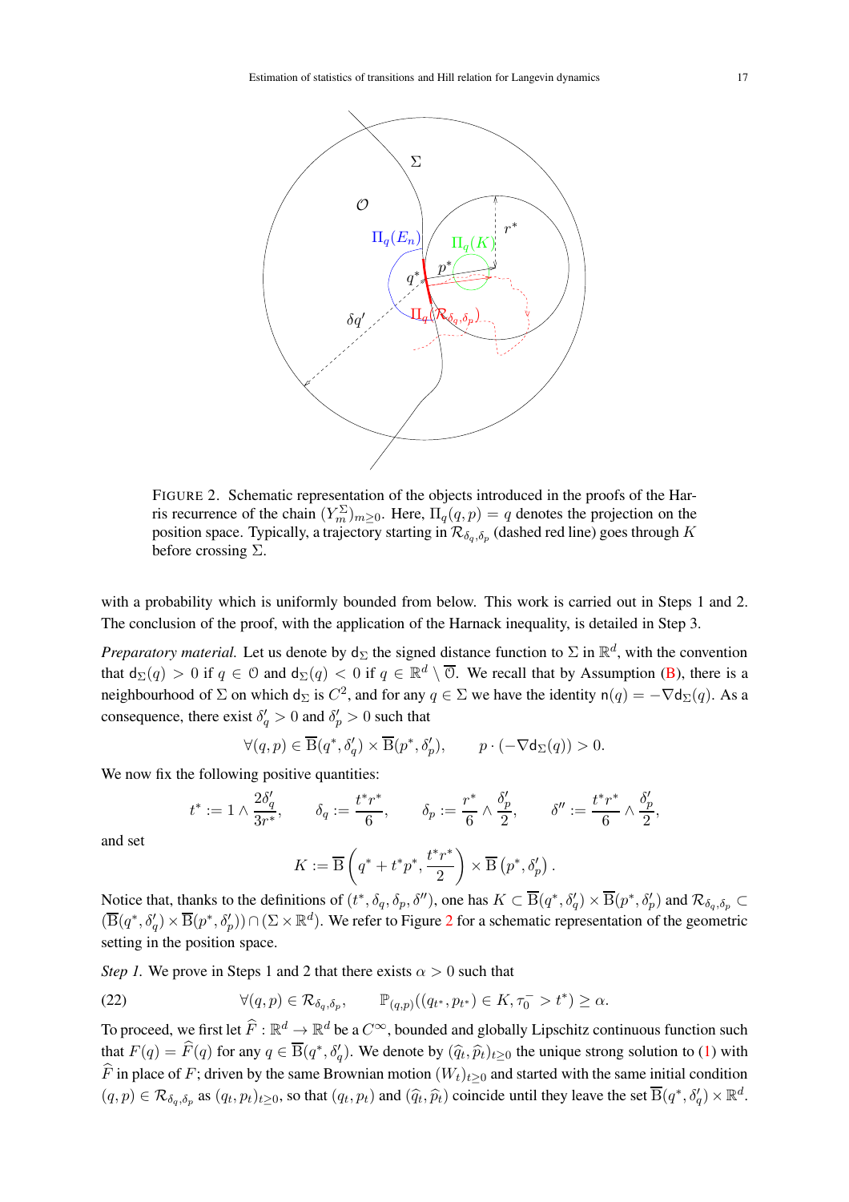FIGURE 2. Schematic representation of the objects introduced in the proofs of the Harris recurrence of the chain $(Y^\Sigma_m)_{m\geq 0}$. Here, $\Pi_q(q,p) = q$ denotes the projection on the position space. Typically, a trajectory starting in $\mathcal{R}_{\delta_q,\delta_p}$ (dashed red line) goes through $K$ before crossing $\Sigma$.

with a probability which is uniformly bounded from below. This work is carried out in Steps 1 and 2. The conclusion of the proof, with the application of the Harnack inequality, is detailed in Step 3.

*Preparatory material.* Let us denote by $\mathsf{d}_\Sigma$ the signed distance function to $\Sigma$ in $\mathbb{R}^d$, with the convention that $\mathsf{d}_\Sigma(q) > 0$ if $q \in \mathcal{O}$ and $\mathsf{d}_\Sigma(q) < 0$ if $q \in \mathbb{R}^d \setminus \overline{\mathcal{O}}$. We recall that by Assumption (B), there is a neighbourhood of $\Sigma$ on which $\mathsf{d}_\Sigma$ is $C^2$, and for any $q \in \Sigma$ we have the identity $\mathsf{n}(q) = -\nabla \mathsf{d}_\Sigma(q)$. As a consequence, there exist $\delta'_q > 0$ and $\delta'_p > 0$ such that

$$\forall (q,p) \in \overline{\mathrm{B}}(q^*, \delta'_q) \times \overline{\mathrm{B}}(p^*, \delta'_p), \qquad p \cdot (-\nabla \mathsf{d}_\Sigma(q)) > 0.$$

We now fix the following positive quantities:

$$t^* := 1 \wedge \frac{2\delta'_q}{3r^*}, \qquad \delta_q := \frac{t^* r^*}{6}, \qquad \delta_p := \frac{r^*}{6} \wedge \frac{\delta'_p}{2}, \qquad \delta'' := \frac{t^* r^*}{6} \wedge \frac{\delta'_p}{2},$$

and set

$$K := \overline{\mathrm{B}}\left(q^* + t^* p^*, \frac{t^* r^*}{2}\right) \times \overline{\mathrm{B}}\left(p^*, \delta'_p\right).$$

Notice that, thanks to the definitions of $(t^*, \delta_q, \delta_p, \delta'')$, one has $K \subset \overline{\mathrm{B}}(q^*, \delta'_q) \times \overline{\mathrm{B}}(p^*, \delta'_p)$ and $\mathcal{R}_{\delta_q,\delta_p} \subset (\overline{\mathrm{B}}(q^*, \delta'_q) \times \overline{\mathrm{B}}(p^*, \delta'_p)) \cap (\Sigma \times \mathbb{R}^d)$. We refer to Figure 2 for a schematic representation of the geometric setting in the position space.

*Step 1.* We prove in Steps 1 and 2 that there exists $\alpha > 0$ such that

$$\forall (q,p) \in \mathcal{R}_{\delta_q,\delta_p}, \qquad \mathbb{P}_{(q,p)}((q_{t^*}, p_{t^*}) \in K, \tau_0^- > t^*) \geq \alpha. \tag{22}$$

To proceed, we first let $\widehat{F} : \mathbb{R}^d \to \mathbb{R}^d$ be a $C^\infty$, bounded and globally Lipschitz continuous function such that $F(q) = \widehat{F}(q)$ for any $q \in \overline{\mathrm{B}}(q^*, \delta'_q)$. We denote by $(\widehat{q}_t, \widehat{p}_t)_{t\geq 0}$ the unique strong solution to (1) with $\widehat{F}$ in place of $F$; driven by the same Brownian motion $(W_t)_{t\geq 0}$ and started with the same initial condition $(q,p) \in \mathcal{R}_{\delta_q,\delta_p}$ as $(q_t, p_t)_{t\geq 0}$, so that $(q_t, p_t)$ and $(\widehat{q}_t, \widehat{p}_t)$ coincide until they leave the set $\overline{\mathrm{B}}(q^*, \delta'_q) \times \mathbb{R}^d$.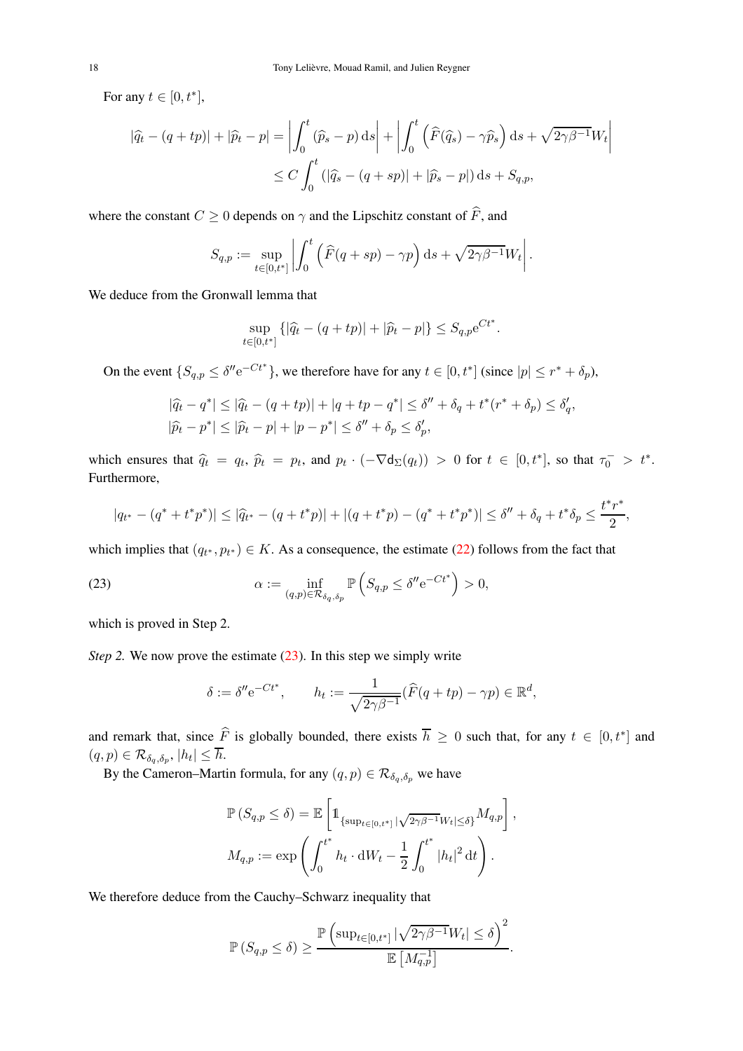For any $t \in [0, t^*]$,

$$
\begin{aligned}
|\widehat{q}_t - (q + tp)| + |\widehat{p}_t - p| &= \left| \int_0^t (\widehat{p}_s - p) \, \mathrm{d}s \right| + \left| \int_0^t \left( \widehat{F}(\widehat{q}_s) - \gamma \widehat{p}_s \right) \mathrm{d}s + \sqrt{2\gamma\beta^{-1}} W_t \right| \\
&\leq C \int_0^t \left( |\widehat{q}_s - (q + sp)| + |\widehat{p}_s - p| \right) \mathrm{d}s + S_{q,p},
\end{aligned}
$$

where the constant $C \geq 0$ depends on $\gamma$ and the Lipschitz constant of $\widehat{F}$, and

$$
S_{q,p} := \sup_{t \in [0,t^*]} \left| \int_0^t \left( \widehat{F}(q + sp) - \gamma p \right) \mathrm{d}s + \sqrt{2\gamma\beta^{-1}} W_t \right|.
$$

We deduce from the Gronwall lemma that

$$
\sup_{t \in [0,t^*]} \left\{ |\widehat{q}_t - (q + tp)| + |\widehat{p}_t - p| \right\} \leq S_{q,p} \mathrm{e}^{Ct^*}.
$$

On the event $\{S_{q,p} \leq \delta'' \mathrm{e}^{-Ct^*}\}$, we therefore have for any $t \in [0, t^*]$ (since $|p| \leq r^* + \delta_p$),

$$
\begin{aligned}
|\widehat{q}_t - q^*| &\leq |\widehat{q}_t - (q + tp)| + |q + tp - q^*| \leq \delta'' + \delta_q + t^*(r^* + \delta_p) \leq \delta'_q, \\
|\widehat{p}_t - p^*| &\leq |\widehat{p}_t - p| + |p - p^*| \leq \delta'' + \delta_p \leq \delta'_p,
\end{aligned}
$$

which ensures that $\widehat{q}_t = q_t$, $\widehat{p}_t = p_t$, and $p_t \cdot (-\nabla \mathrm{d}_\Sigma(q_t)) > 0$ for $t \in [0, t^*]$, so that $\tau_0^- > t^*$. Furthermore,

$$
|q_{t^*} - (q^* + t^* p^*)| \leq |\widehat{q}_{t^*} - (q + t^* p)| + |(q + t^* p) - (q^* + t^* p^*)| \leq \delta'' + \delta_q + t^* \delta_p \leq \frac{t^* r^*}{2},
$$

which implies that $(q_{t^*}, p_{t^*}) \in K$. As a consequence, the estimate (22) follows from the fact that

$$
\alpha := \inf_{(q,p) \in \mathcal{R}_{\delta_q, \delta_p}} \mathbb{P}\left( S_{q,p} \leq \delta'' \mathrm{e}^{-Ct^*} \right) > 0, \tag{23}
$$

which is proved in Step 2.

*Step 2.* We now prove the estimate (23). In this step we simply write

$$
\delta := \delta'' \mathrm{e}^{-Ct^*}, \qquad h_t := \frac{1}{\sqrt{2\gamma\beta^{-1}}} (\widehat{F}(q + tp) - \gamma p) \in \mathbb{R}^d,
$$

and remark that, since $\widehat{F}$ is globally bounded, there exists $\overline{h} \geq 0$ such that, for any $t \in [0, t^*]$ and $(q, p) \in \mathcal{R}_{\delta_q, \delta_p}$, $|h_t| \leq \overline{h}$.

By the Cameron–Martin formula, for any $(q, p) \in \mathcal{R}_{\delta_q, \delta_p}$ we have

$$
\begin{aligned}
\mathbb{P}(S_{q,p} \leq \delta) &= \mathbb{E}\left[ \mathbb{1}_{\{\sup_{t \in [0,t^*]} |\sqrt{2\gamma\beta^{-1}} W_t| \leq \delta\}} M_{q,p} \right], \\
M_{q,p} &:= \exp\left( \int_0^{t^*} h_t \cdot \mathrm{d}W_t - \frac{1}{2} \int_0^{t^*} |h_t|^2 \, \mathrm{d}t \right).
\end{aligned}
$$

We therefore deduce from the Cauchy–Schwarz inequality that

$$
\mathbb{P}(S_{q,p} \leq \delta) \geq \frac{\mathbb{P}\left( \sup_{t \in [0,t^*]} |\sqrt{2\gamma\beta^{-1}} W_t| \leq \delta \right)^2}{\mathbb{E}\left[ M_{q,p}^{-1} \right]}.
$$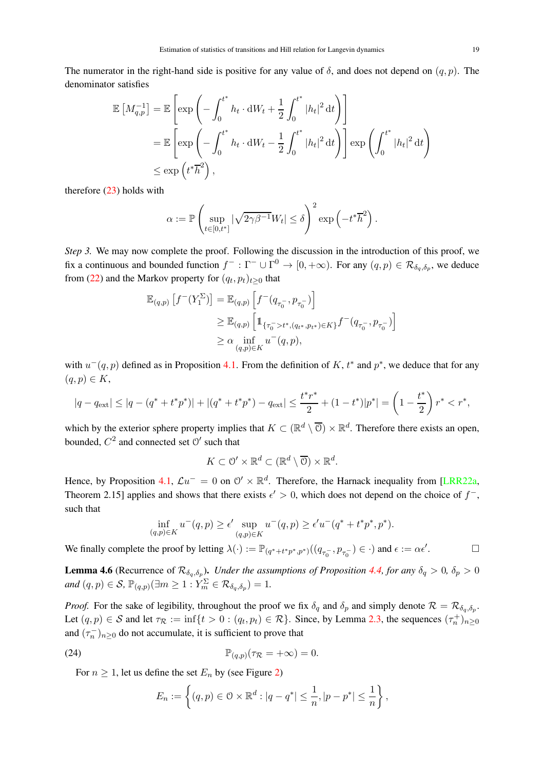The numerator in the right-hand side is positive for any value of $\delta$, and does not depend on $(q,p)$. The denominator satisfies

$$
\begin{aligned}
\mathbb{E}\left[M_{q,p}^{-1}\right] &= \mathbb{E}\left[\exp\left(-\int_0^{t^*} h_t \cdot \mathrm{d}W_t + \frac{1}{2}\int_0^{t^*} |h_t|^2 \,\mathrm{d}t\right)\right] \\
&= \mathbb{E}\left[\exp\left(-\int_0^{t^*} h_t \cdot \mathrm{d}W_t - \frac{1}{2}\int_0^{t^*} |h_t|^2 \,\mathrm{d}t\right)\right] \exp\left(\int_0^{t^*} |h_t|^2 \,\mathrm{d}t\right) \\
&\leq \exp\left(t^* \overline{h}^2\right),
\end{aligned}
$$

therefore (23) holds with

$$
\alpha := \mathbb{P}\left(\sup_{t\in[0,t^*]} |\sqrt{2\gamma\beta^{-1}} W_t| \leq \delta\right)^2 \exp\left(-t^*\overline{h}^2\right).
$$

*Step 3.* We may now complete the proof. Following the discussion in the introduction of this proof, we fix a continuous and bounded function $f^- : \Gamma^- \cup \Gamma^0 \to [0,+\infty)$. For any $(q,p) \in \mathcal{R}_{\delta_q,\delta_p}$, we deduce from (22) and the Markov property for $(q_t,p_t)_{t\geq 0}$ that

$$
\begin{aligned}
\mathbb{E}_{(q,p)}\left[f^-(Y_1^\Sigma)\right] &= \mathbb{E}_{(q,p)}\left[f^-(q_{\tau_0^-}, p_{\tau_0^-})\right] \\
&\geq \mathbb{E}_{(q,p)}\left[\mathbb{1}_{\{\tau_0^- > t^*, (q_{t^*}, p_{t^*}) \in K\}} f^-(q_{\tau_0^-}, p_{\tau_0^-})\right] \\
&\geq \alpha \inf_{(q,p)\in K} u^-(q,p),
\end{aligned}
$$

with $u^-(q,p)$ defined as in Proposition 4.1. From the definition of $K$, $t^*$ and $p^*$, we deduce that for any $(q,p) \in K$,

$$
|q - q_{\mathrm{ext}}| \leq |q - (q^* + t^*p^*)| + |(q^* + t^*p^*) - q_{\mathrm{ext}}| \leq \frac{t^* r^*}{2} + (1-t^*)|p^*| = \left(1 - \frac{t^*}{2}\right) r^* < r^*,
$$

which by the exterior sphere property implies that $K \subset (\mathbb{R}^d \setminus \overline{\mathcal{O}}) \times \mathbb{R}^d$. Therefore there exists an open, bounded, $C^2$ and connected set $\mathcal{O}'$ such that

$$
K \subset \mathcal{O}' \times \mathbb{R}^d \subset (\mathbb{R}^d \setminus \overline{\mathcal{O}}) \times \mathbb{R}^d.
$$

Hence, by Proposition 4.1, $\mathcal{L}u^- = 0$ on $\mathcal{O}' \times \mathbb{R}^d$. Therefore, the Harnack inequality from [LRR22a, Theorem 2.15] applies and shows that there exists $\epsilon' > 0$, which does not depend on the choice of $f^-$, such that

$$
\inf_{(q,p)\in K} u^-(q,p) \geq \epsilon' \sup_{(q,p)\in K} u^-(q,p) \geq \epsilon' u^-(q^* + t^*p^*, p^*).
$$

We finally complete the proof by letting $\lambda(\cdot) := \mathbb{P}_{(q^*+t^*p^*,p^*)}((q_{\tau_0^-}, p_{\tau_0^-}) \in \cdot)$ and $\epsilon := \alpha\epsilon'$. $\square$

**Lemma 4.6** (Recurrence of $\mathcal{R}_{\delta_q,\delta_p}$). *Under the assumptions of Proposition 4.4, for any $\delta_q > 0$, $\delta_p > 0$ and $(q,p) \in \mathcal{S}$, $\mathbb{P}_{(q,p)}(\exists m \geq 1 : Y_m^\Sigma \in \mathcal{R}_{\delta_q,\delta_p}) = 1$.*

*Proof.* For the sake of legibility, throughout the proof we fix $\delta_q$ and $\delta_p$ and simply denote $\mathcal{R} = \mathcal{R}_{\delta_q,\delta_p}$. Let $(q,p) \in \mathcal{S}$ and let $\tau_{\mathcal{R}} := \inf\{t > 0 : (q_t,p_t) \in \mathcal{R}\}$. Since, by Lemma 2.3, the sequences $(\tau_n^+)_{n\geq 0}$ and $(\tau_n^-)_{n\geq 0}$ do not accumulate, it is sufficient to prove that

$$
\mathbb{P}_{(q,p)}(\tau_{\mathcal{R}} = +\infty) = 0. \tag{24}
$$

For $n \geq 1$, let us define the set $E_n$ by (see Figure 2)

$$
E_n := \left\{(q,p) \in \mathcal{O} \times \mathbb{R}^d : |q - q^*| \leq \frac{1}{n}, |p - p^*| \leq \frac{1}{n}\right\},
$$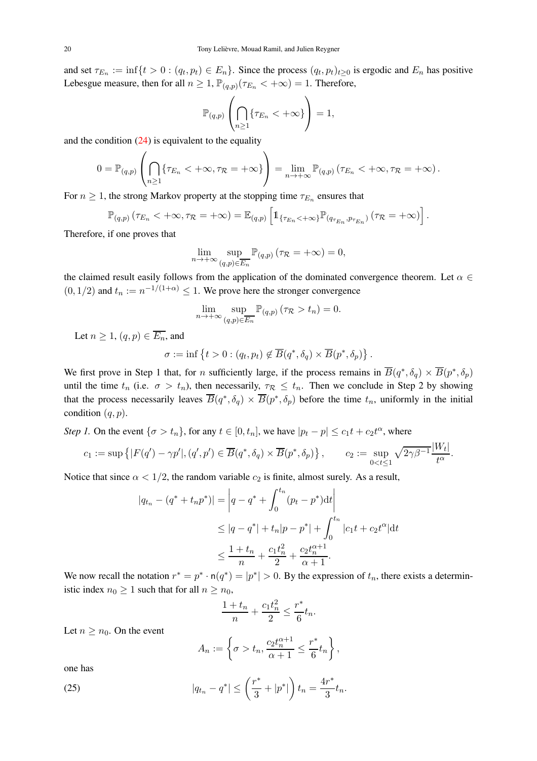and set $\tau_{E_n} := \inf\{t > 0 : (q_t, p_t) \in E_n\}$. Since the process $(q_t, p_t)_{t\geq 0}$ is ergodic and $E_n$ has positive Lebesgue measure, then for all $n \geq 1$, $\mathbb{P}_{(q,p)}(\tau_{E_n} < +\infty) = 1$. Therefore,

$$\mathbb{P}_{(q,p)}\left(\bigcap_{n\geq 1}\{\tau_{E_n} < +\infty\}\right) = 1,$$

and the condition (24) is equivalent to the equality

$$0 = \mathbb{P}_{(q,p)}\left(\bigcap_{n\geq 1}\{\tau_{E_n} < +\infty, \tau_{\mathcal{R}} = +\infty\}\right) = \lim_{n\to+\infty}\mathbb{P}_{(q,p)}\left(\tau_{E_n} < +\infty, \tau_{\mathcal{R}} = +\infty\right).$$

For $n \geq 1$, the strong Markov property at the stopping time $\tau_{E_n}$ ensures that

$$\mathbb{P}_{(q,p)}\left(\tau_{E_n} < +\infty, \tau_{\mathcal{R}} = +\infty\right) = \mathbb{E}_{(q,p)}\left[\mathbb{1}_{\{\tau_{E_n}<+\infty\}}\mathbb{P}_{(q_{\tau_{E_n}}, p_{\tau_{E_n}})}\left(\tau_{\mathcal{R}} = +\infty\right)\right].$$

Therefore, if one proves that

$$\lim_{n\to+\infty}\sup_{(q,p)\in\overline{E_n}}\mathbb{P}_{(q,p)}\left(\tau_{\mathcal{R}} = +\infty\right) = 0,$$

the claimed result easily follows from the application of the dominated convergence theorem. Let $\alpha \in (0, 1/2)$ and $t_n := n^{-1/(1+\alpha)} \leq 1$. We prove here the stronger convergence

$$\lim_{n\to+\infty}\sup_{(q,p)\in\overline{E_n}}\mathbb{P}_{(q,p)}\left(\tau_{\mathcal{R}} > t_n\right) = 0.$$

Let $n \geq 1$, $(q, p) \in \overline{E_n}$, and

$$\sigma := \inf\left\{t > 0 : (q_t, p_t) \notin \overline{B}(q^*, \delta_q) \times \overline{B}(p^*, \delta_p)\right\}.$$

We first prove in Step 1 that, for $n$ sufficiently large, if the process remains in $\overline{B}(q^*, \delta_q) \times \overline{B}(p^*, \delta_p)$ until the time $t_n$ (i.e. $\sigma > t_n$), then necessarily, $\tau_{\mathcal{R}} \leq t_n$. Then we conclude in Step 2 by showing that the process necessarily leaves $\overline{B}(q^*, \delta_q) \times \overline{B}(p^*, \delta_p)$ before the time $t_n$, uniformly in the initial condition $(q, p)$.

*Step 1.* On the event $\{\sigma > t_n\}$, for any $t \in [0, t_n]$, we have $|p_t - p| \leq c_1 t + c_2 t^\alpha$, where

$$c_1 := \sup\left\{|F(q') - \gamma p'|, (q', p') \in \overline{B}(q^*, \delta_q) \times \overline{B}(p^*, \delta_p)\right\}, \qquad c_2 := \sup_{0<t\leq 1}\sqrt{2\gamma\beta^{-1}}\frac{|W_t|}{t^\alpha}.$$

Notice that since $\alpha < 1/2$, the random variable $c_2$ is finite, almost surely. As a result,

$$\begin{aligned}
|q_{t_n} - (q^* + t_n p^*)| &= \left|q - q^* + \int_0^{t_n}(p_t - p^*)\mathrm{d}t\right| \\
&\leq |q - q^*| + t_n|p - p^*| + \int_0^{t_n}|c_1 t + c_2 t^\alpha|\mathrm{d}t \\
&\leq \frac{1 + t_n}{n} + \frac{c_1 t_n^2}{2} + \frac{c_2 t_n^{\alpha+1}}{\alpha + 1}.
\end{aligned}$$

We now recall the notation $r^* = p^* \cdot \mathsf{n}(q^*) = |p^*| > 0$. By the expression of $t_n$, there exists a deterministic index $n_0 \geq 1$ such that for all $n \geq n_0$,

$$\frac{1 + t_n}{n} + \frac{c_1 t_n^2}{2} \leq \frac{r^*}{6}t_n.$$

Let $n \geq n_0$. On the event

$$A_n := \left\{\sigma > t_n, \frac{c_2 t_n^{\alpha+1}}{\alpha + 1} \leq \frac{r^*}{6}t_n\right\},$$

one has

$$|q_{t_n} - q^*| \leq \left(\frac{r^*}{3} + |p^*|\right)t_n = \frac{4r^*}{3}t_n. \tag{25}$$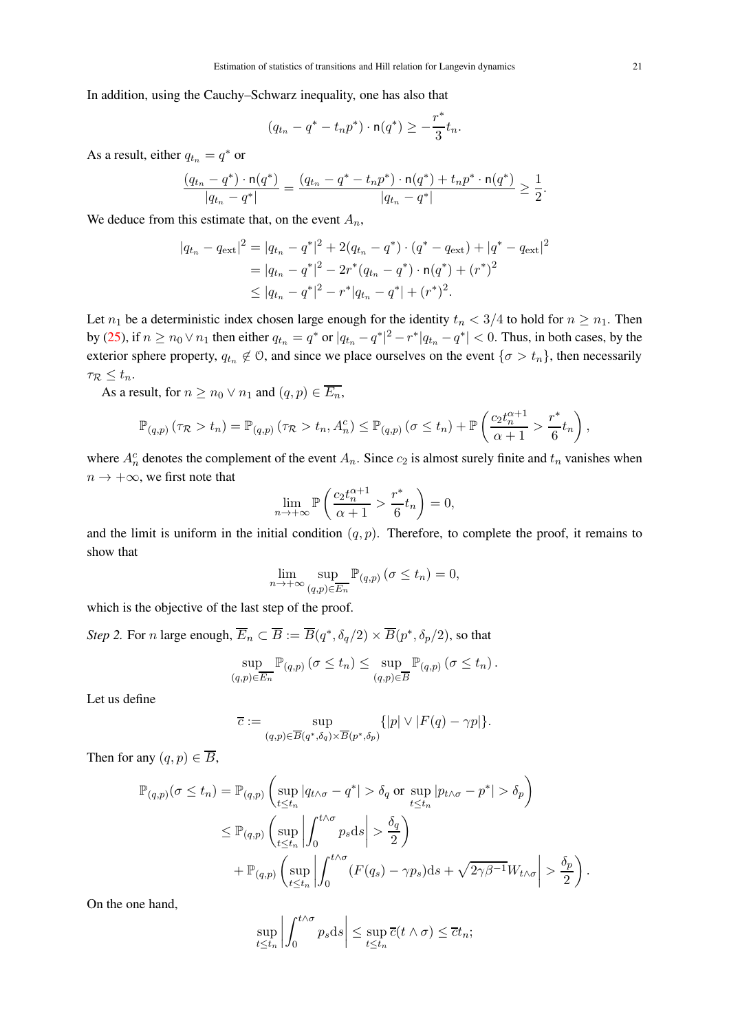In addition, using the Cauchy–Schwarz inequality, one has also that

$$(q_{t_n} - q^* - t_n p^*) \cdot \mathsf{n}(q^*) \geq -\frac{r^*}{3} t_n.$$

As a result, either $q_{t_n} = q^*$ or

$$\frac{(q_{t_n} - q^*) \cdot \mathsf{n}(q^*)}{|q_{t_n} - q^*|} = \frac{(q_{t_n} - q^* - t_n p^*) \cdot \mathsf{n}(q^*) + t_n p^* \cdot \mathsf{n}(q^*)}{|q_{t_n} - q^*|} \geq \frac{1}{2}.$$

We deduce from this estimate that, on the event $A_n$,

$$\begin{aligned}
|q_{t_n} - q_{\mathrm{ext}}|^2 &= |q_{t_n} - q^*|^2 + 2(q_{t_n} - q^*) \cdot (q^* - q_{\mathrm{ext}}) + |q^* - q_{\mathrm{ext}}|^2 \\
&= |q_{t_n} - q^*|^2 - 2r^*(q_{t_n} - q^*) \cdot \mathsf{n}(q^*) + (r^*)^2 \\
&\leq |q_{t_n} - q^*|^2 - r^*|q_{t_n} - q^*| + (r^*)^2.
\end{aligned}$$

Let $n_1$ be a deterministic index chosen large enough for the identity $t_n < 3/4$ to hold for $n \geq n_1$. Then by (25), if $n \geq n_0 \vee n_1$ then either $q_{t_n} = q^*$ or $|q_{t_n} - q^*|^2 - r^*|q_{t_n} - q^*| < 0$. Thus, in both cases, by the exterior sphere property, $q_{t_n} \notin \mathcal{O}$, and since we place ourselves on the event $\{\sigma > t_n\}$, then necessarily $\tau_{\mathcal{R}} \leq t_n$.

As a result, for $n \geq n_0 \vee n_1$ and $(q,p) \in \overline{E_n}$,

$$\mathbb{P}_{(q,p)}\left(\tau_{\mathcal{R}} > t_n\right) = \mathbb{P}_{(q,p)}\left(\tau_{\mathcal{R}} > t_n, A_n^c\right) \leq \mathbb{P}_{(q,p)}\left(\sigma \leq t_n\right) + \mathbb{P}\left(\frac{c_2 t_n^{\alpha+1}}{\alpha+1} > \frac{r^*}{6} t_n\right),$$

where $A_n^c$ denotes the complement of the event $A_n$. Since $c_2$ is almost surely finite and $t_n$ vanishes when $n \to +\infty$, we first note that

$$\lim_{n \to +\infty} \mathbb{P}\left(\frac{c_2 t_n^{\alpha+1}}{\alpha+1} > \frac{r^*}{6} t_n\right) = 0,$$

and the limit is uniform in the initial condition $(q,p)$. Therefore, to complete the proof, it remains to show that

$$\lim_{n \to +\infty} \sup_{(q,p) \in \overline{E_n}} \mathbb{P}_{(q,p)}\left(\sigma \leq t_n\right) = 0,$$

which is the objective of the last step of the proof.

*Step 2.* For $n$ large enough, $\overline{E}_n \subset \overline{B} := \overline{B}(q^*, \delta_q/2) \times \overline{B}(p^*, \delta_p/2)$, so that

$$\sup_{(q,p) \in \overline{E_n}} \mathbb{P}_{(q,p)}\left(\sigma \leq t_n\right) \leq \sup_{(q,p) \in \overline{B}} \mathbb{P}_{(q,p)}\left(\sigma \leq t_n\right).$$

Let us define

$$\overline{c} := \sup_{(q,p) \in \overline{B}(q^*, \delta_q) \times \overline{B}(p^*, \delta_p)} \{|p| \vee |F(q) - \gamma p|\}.$$

Then for any $(q,p) \in \overline{B}$,

$$\begin{aligned}
\mathbb{P}_{(q,p)}(\sigma \leq t_n) &= \mathbb{P}_{(q,p)}\left(\sup_{t \leq t_n} |q_{t \wedge \sigma} - q^*| > \delta_q \text{ or } \sup_{t \leq t_n} |p_{t \wedge \sigma} - p^*| > \delta_p\right) \\
&\leq \mathbb{P}_{(q,p)}\left(\sup_{t \leq t_n} \left|\int_0^{t \wedge \sigma} p_s \mathrm{d}s\right| > \frac{\delta_q}{2}\right) \\
&\quad + \mathbb{P}_{(q,p)}\left(\sup_{t \leq t_n} \left|\int_0^{t \wedge \sigma} (F(q_s) - \gamma p_s) \mathrm{d}s + \sqrt{2\gamma\beta^{-1}} W_{t \wedge \sigma}\right| > \frac{\delta_p}{2}\right).
\end{aligned}$$

On the one hand,

$$\sup_{t \leq t_n} \left|\int_0^{t \wedge \sigma} p_s \mathrm{d}s\right| \leq \sup_{t \leq t_n} \overline{c}(t \wedge \sigma) \leq \overline{c} t_n;$$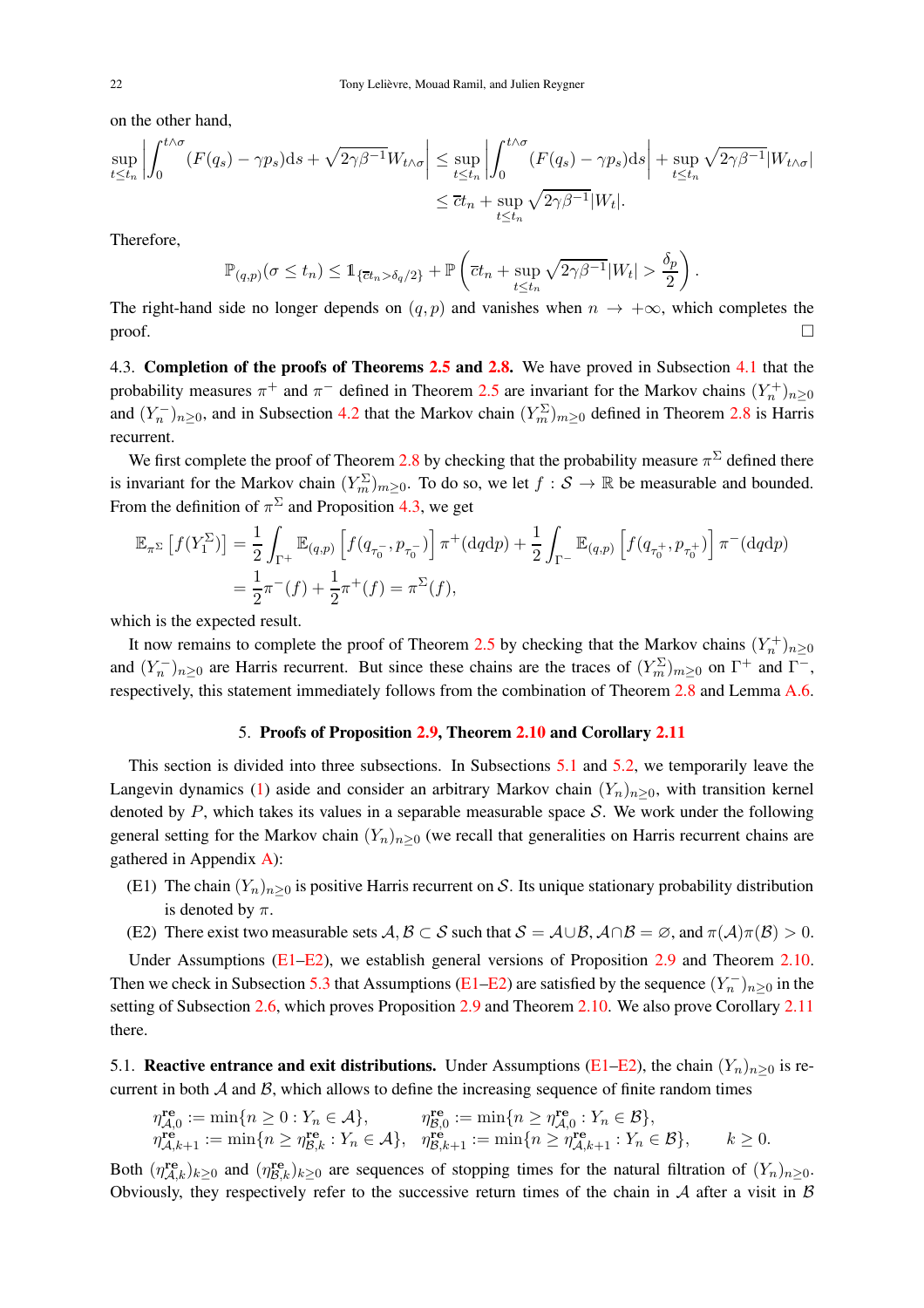on the other hand,

$$\sup_{t\le t_n}\left|\int_0^{t\wedge\sigma}(F(q_s)-\gamma p_s)\mathrm{d}s+\sqrt{2\gamma\beta^{-1}}W_{t\wedge\sigma}\right|\le\sup_{t\le t_n}\left|\int_0^{t\wedge\sigma}(F(q_s)-\gamma p_s)\mathrm{d}s\right|+\sup_{t\le t_n}\sqrt{2\gamma\beta^{-1}}|W_{t\wedge\sigma}|$$
$$\le\overline{c}t_n+\sup_{t\le t_n}\sqrt{2\gamma\beta^{-1}}|W_t|.$$

Therefore,

$$\mathbb{P}_{(q,p)}(\sigma\le t_n)\le\mathbb{1}_{\{\overline{c}t_n>\delta_q/2\}}+\mathbb{P}\left(\overline{c}t_n+\sup_{t\le t_n}\sqrt{2\gamma\beta^{-1}}|W_t|>\frac{\delta_p}{2}\right).$$

The right-hand side no longer depends on $(q,p)$ and vanishes when $n\to+\infty$, which completes the proof. □

4.3. **Completion of the proofs of Theorems 2.5 and 2.8.** We have proved in Subsection 4.1 that the probability measures $\pi^+$ and $\pi^-$ defined in Theorem 2.5 are invariant for the Markov chains $(Y_n^+)_{n\ge0}$ and $(Y_n^-)_{n\ge0}$, and in Subsection 4.2 that the Markov chain $(Y_m^\Sigma)_{m\ge0}$ defined in Theorem 2.8 is Harris recurrent.

We first complete the proof of Theorem 2.8 by checking that the probability measure $\pi^\Sigma$ defined there is invariant for the Markov chain $(Y_m^\Sigma)_{m\ge0}$. To do so, we let $f:\mathcal{S}\to\mathbb{R}$ be measurable and bounded. From the definition of $\pi^\Sigma$ and Proposition 4.3, we get

$$\mathbb{E}_{\pi^\Sigma}\left[f(Y_1^\Sigma)\right]=\frac{1}{2}\int_{\Gamma^+}\mathbb{E}_{(q,p)}\left[f(q_{\tau_0^-},p_{\tau_0^-})\right]\pi^+(\mathrm{d}q\mathrm{d}p)+\frac{1}{2}\int_{\Gamma^-}\mathbb{E}_{(q,p)}\left[f(q_{\tau_0^+},p_{\tau_0^+})\right]\pi^-(\mathrm{d}q\mathrm{d}p)$$
$$=\frac{1}{2}\pi^-(f)+\frac{1}{2}\pi^+(f)=\pi^\Sigma(f),$$

which is the expected result.

It now remains to complete the proof of Theorem 2.5 by checking that the Markov chains $(Y_n^+)_{n\ge0}$ and $(Y_n^-)_{n\ge0}$ are Harris recurrent. But since these chains are the traces of $(Y_m^\Sigma)_{m\ge0}$ on $\Gamma^+$ and $\Gamma^-$, respectively, this statement immediately follows from the combination of Theorem 2.8 and Lemma A.6.

## 5. Proofs of Proposition 2.9, Theorem 2.10 and Corollary 2.11

This section is divided into three subsections. In Subsections 5.1 and 5.2, we temporarily leave the Langevin dynamics (1) aside and consider an arbitrary Markov chain $(Y_n)_{n\ge0}$, with transition kernel denoted by $P$, which takes its values in a separable measurable space $\mathcal{S}$. We work under the following general setting for the Markov chain $(Y_n)_{n\ge0}$ (we recall that generalities on Harris recurrent chains are gathered in Appendix A):

(E1) The chain $(Y_n)_{n\ge0}$ is positive Harris recurrent on $\mathcal{S}$. Its unique stationary probability distribution is denoted by $\pi$.

(E2) There exist two measurable sets $\mathcal{A},\mathcal{B}\subset\mathcal{S}$ such that $\mathcal{S}=\mathcal{A}\cup\mathcal{B}$, $\mathcal{A}\cap\mathcal{B}=\varnothing$, and $\pi(\mathcal{A})\pi(\mathcal{B})>0$.

Under Assumptions (E1–E2), we establish general versions of Proposition 2.9 and Theorem 2.10. Then we check in Subsection 5.3 that Assumptions (E1–E2) are satisfied by the sequence $(Y_n^-)_{n\ge0}$ in the setting of Subsection 2.6, which proves Proposition 2.9 and Theorem 2.10. We also prove Corollary 2.11 there.

5.1. **Reactive entrance and exit distributions.** Under Assumptions (E1–E2), the chain $(Y_n)_{n\ge0}$ is recurrent in both $\mathcal{A}$ and $\mathcal{B}$, which allows to define the increasing sequence of finite random times

$$\eta^{\mathbf{re}}_{\mathcal{A},0}:=\min\{n\ge0:Y_n\in\mathcal{A}\},\qquad\eta^{\mathbf{re}}_{\mathcal{B},0}:=\min\{n\ge\eta^{\mathbf{re}}_{\mathcal{A},0}:Y_n\in\mathcal{B}\},$$
$$\eta^{\mathbf{re}}_{\mathcal{A},k+1}:=\min\{n\ge\eta^{\mathbf{re}}_{\mathcal{B},k}:Y_n\in\mathcal{A}\},\quad\eta^{\mathbf{re}}_{\mathcal{B},k+1}:=\min\{n\ge\eta^{\mathbf{re}}_{\mathcal{A},k+1}:Y_n\in\mathcal{B}\},\qquad k\ge0.$$

Both $(\eta^{\mathbf{re}}_{\mathcal{A},k})_{k\ge0}$ and $(\eta^{\mathbf{re}}_{\mathcal{B},k})_{k\ge0}$ are sequences of stopping times for the natural filtration of $(Y_n)_{n\ge0}$. Obviously, they respectively refer to the successive return times of the chain in $\mathcal{A}$ after a visit in $\mathcal{B}$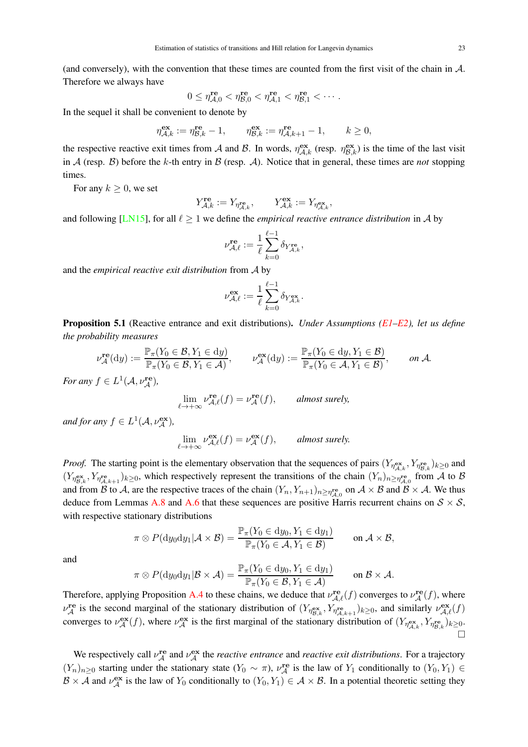(and conversely), with the convention that these times are counted from the first visit of the chain in $\mathcal{A}$. Therefore we always have

$$0 \leq \eta^{\mathbf{re}}_{\mathcal{A},0} < \eta^{\mathbf{re}}_{\mathcal{B},0} < \eta^{\mathbf{re}}_{\mathcal{A},1} < \eta^{\mathbf{re}}_{\mathcal{B},1} < \cdots .$$

In the sequel it shall be convenient to denote by

$$\eta^{\mathbf{ex}}_{\mathcal{A},k} := \eta^{\mathbf{re}}_{\mathcal{B},k} - 1, \qquad \eta^{\mathbf{ex}}_{\mathcal{B},k} := \eta^{\mathbf{re}}_{\mathcal{A},k+1} - 1, \qquad k \geq 0,$$

the respective reactive exit times from $\mathcal{A}$ and $\mathcal{B}$. In words, $\eta^{\mathbf{ex}}_{\mathcal{A},k}$ (resp. $\eta^{\mathbf{ex}}_{\mathcal{B},k}$) is the time of the last visit in $\mathcal{A}$ (resp. $\mathcal{B}$) before the $k$-th entry in $\mathcal{B}$ (resp. $\mathcal{A}$). Notice that in general, these times are *not* stopping times.

For any $k \geq 0$, we set

$$Y^{\mathbf{re}}_{\mathcal{A},k} := Y_{\eta^{\mathbf{re}}_{\mathcal{A},k}}, \qquad Y^{\mathbf{ex}}_{\mathcal{A},k} := Y_{\eta^{\mathbf{ex}}_{\mathcal{A},k}},$$

and following [LN15], for all $\ell \geq 1$ we define the *empirical reactive entrance distribution* in $\mathcal{A}$ by

$$\nu^{\mathbf{re}}_{\mathcal{A},\ell} := \frac{1}{\ell}\sum_{k=0}^{\ell-1} \delta_{Y^{\mathbf{re}}_{\mathcal{A},k}},$$

and the *empirical reactive exit distribution* from $\mathcal{A}$ by

$$\nu^{\mathbf{ex}}_{\mathcal{A},\ell} := \frac{1}{\ell}\sum_{k=0}^{\ell-1} \delta_{Y^{\mathbf{ex}}_{\mathcal{A},k}}.$$

**Proposition 5.1** (Reactive entrance and exit distributions)**.** *Under Assumptions (E1–E2), let us define the probability measures*

$$\nu^{\mathbf{re}}_{\mathcal{A}}(\mathrm{d}y) := \frac{\mathbb{P}_\pi(Y_0 \in \mathcal{B}, Y_1 \in \mathrm{d}y)}{\mathbb{P}_\pi(Y_0 \in \mathcal{B}, Y_1 \in \mathcal{A})}, \qquad \nu^{\mathbf{ex}}_{\mathcal{A}}(\mathrm{d}y) := \frac{\mathbb{P}_\pi(Y_0 \in \mathrm{d}y, Y_1 \in \mathcal{B})}{\mathbb{P}_\pi(Y_0 \in \mathcal{A}, Y_1 \in \mathcal{B})}, \qquad \text{on } \mathcal{A}.$$

*For any $f \in L^1(\mathcal{A}, \nu^{\mathbf{re}}_{\mathcal{A}})$,*

$$\lim_{\ell \to +\infty} \nu^{\mathbf{re}}_{\mathcal{A},\ell}(f) = \nu^{\mathbf{re}}_{\mathcal{A}}(f), \qquad \text{almost surely,}$$

*and for any $f \in L^1(\mathcal{A}, \nu^{\mathbf{ex}}_{\mathcal{A}})$,*

$$\lim_{\ell \to +\infty} \nu^{\mathbf{ex}}_{\mathcal{A},\ell}(f) = \nu^{\mathbf{ex}}_{\mathcal{A}}(f), \qquad \text{almost surely.}$$

*Proof.* The starting point is the elementary observation that the sequences of pairs $(Y_{\eta^{\mathbf{ex}}_{\mathcal{A},k}}, Y_{\eta^{\mathbf{re}}_{\mathcal{B},k}})_{k\geq 0}$ and $(Y_{\eta^{\mathbf{ex}}_{\mathcal{B},k}}, Y_{\eta^{\mathbf{re}}_{\mathcal{A},k+1}})_{k\geq 0}$, which respectively represent the transitions of the chain $(Y_n)_{n\geq \eta^{\mathbf{re}}_{\mathcal{A},0}}$ from $\mathcal{A}$ to $\mathcal{B}$ and from $\mathcal{B}$ to $\mathcal{A}$, are the respective traces of the chain $(Y_n, Y_{n+1})_{n \geq \eta^{\mathbf{re}}_{\mathcal{A},0}}$ on $\mathcal{A}\times\mathcal{B}$ and $\mathcal{B}\times\mathcal{A}$. We thus deduce from Lemmas A.8 and A.6 that these sequences are positive Harris recurrent chains on $\mathcal{S}\times\mathcal{S}$, with respective stationary distributions

$$\pi \otimes P(\mathrm{d}y_0\mathrm{d}y_1 | \mathcal{A}\times\mathcal{B}) = \frac{\mathbb{P}_\pi(Y_0 \in \mathrm{d}y_0, Y_1 \in \mathrm{d}y_1)}{\mathbb{P}_\pi(Y_0 \in \mathcal{A}, Y_1 \in \mathcal{B})} \qquad \text{on } \mathcal{A}\times\mathcal{B},$$

and

$$\pi \otimes P(\mathrm{d}y_0\mathrm{d}y_1 | \mathcal{B}\times\mathcal{A}) = \frac{\mathbb{P}_\pi(Y_0 \in \mathrm{d}y_0, Y_1 \in \mathrm{d}y_1)}{\mathbb{P}_\pi(Y_0 \in \mathcal{B}, Y_1 \in \mathcal{A})} \qquad \text{on } \mathcal{B}\times\mathcal{A}.$$

Therefore, applying Proposition A.4 to these chains, we deduce that $\nu^{\mathbf{re}}_{\mathcal{A},\ell}(f)$ converges to $\nu^{\mathbf{re}}_{\mathcal{A}}(f)$, where $\nu^{\mathbf{re}}_{\mathcal{A}}$ is the second marginal of the stationary distribution of $(Y_{\eta^{\mathbf{ex}}_{\mathcal{B},k}}, Y_{\eta^{\mathbf{re}}_{\mathcal{A},k+1}})_{k\geq 0}$, and similarly $\nu^{\mathbf{ex}}_{\mathcal{A},\ell}(f)$ converges to $\nu^{\mathbf{ex}}_{\mathcal{A}}(f)$, where $\nu^{\mathbf{ex}}_{\mathcal{A}}$ is the first marginal of the stationary distribution of $(Y_{\eta^{\mathbf{ex}}_{\mathcal{A},k}}, Y_{\eta^{\mathbf{re}}_{\mathcal{B},k}})_{k\geq 0}$. □

We respectively call $\nu^{\mathbf{re}}_{\mathcal{A}}$ and $\nu^{\mathbf{ex}}_{\mathcal{A}}$ the *reactive entrance* and *reactive exit distributions*. For a trajectory $(Y_n)_{n\geq 0}$ starting under the stationary state ($Y_0 \sim \pi$), $\nu^{\mathbf{re}}_{\mathcal{A}}$ is the law of $Y_1$ conditionally to $(Y_0, Y_1) \in \mathcal{B}\times\mathcal{A}$ and $\nu^{\mathbf{ex}}_{\mathcal{A}}$ is the law of $Y_0$ conditionally to $(Y_0, Y_1) \in \mathcal{A}\times\mathcal{B}$. In a potential theoretic setting they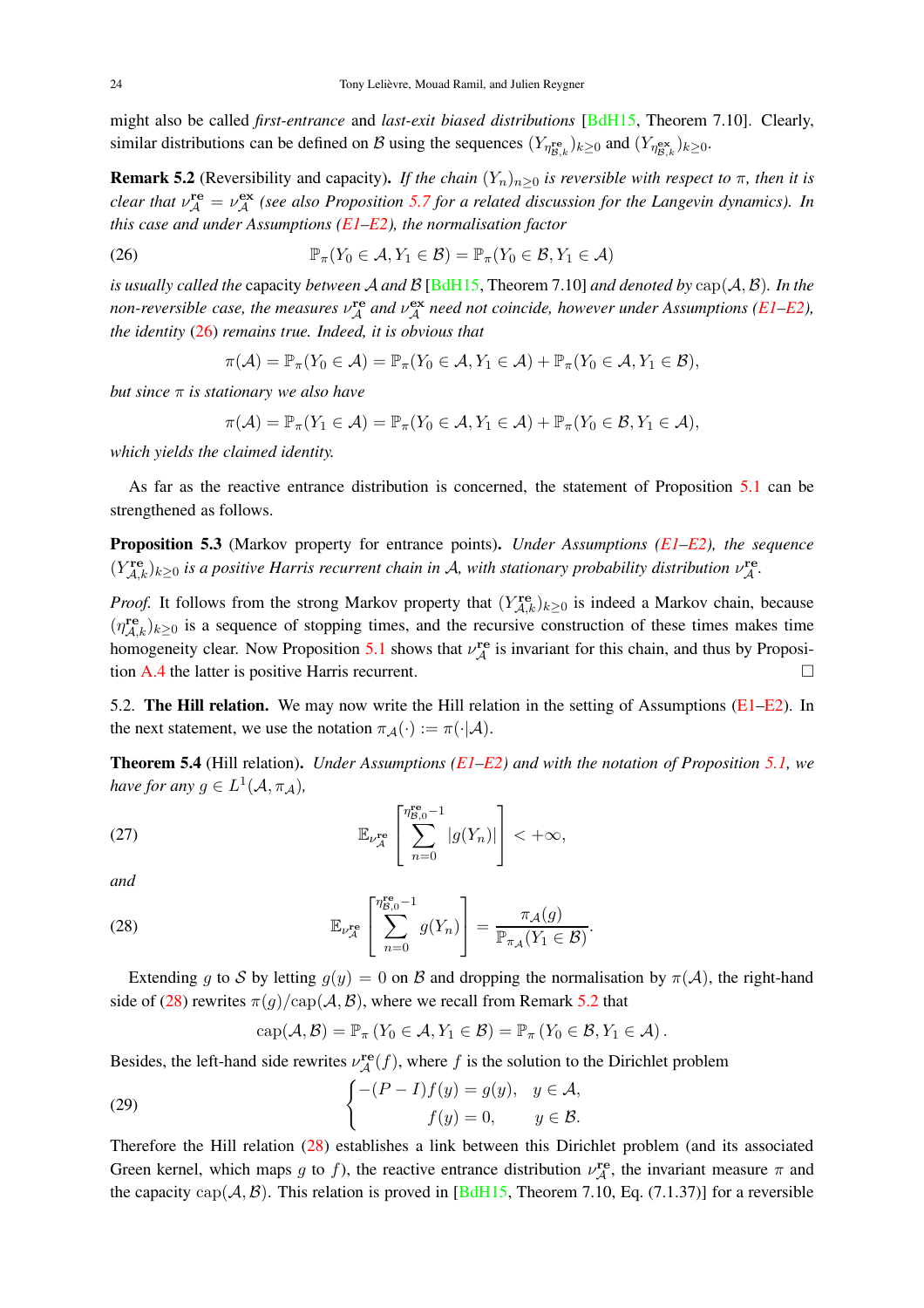might also be called *first-entrance* and *last-exit biased distributions* [BdH15, Theorem 7.10]. Clearly, similar distributions can be defined on $\mathcal{B}$ using the sequences $(Y_{\eta^{\mathbf{re}}_{\mathcal{B},k}})_{k\geq 0}$ and $(Y_{\eta^{\mathbf{ex}}_{\mathcal{B},k}})_{k\geq 0}$.

**Remark 5.2** (Reversibility and capacity)**.** *If the chain $(Y_n)_{n\geq 0}$ is reversible with respect to $\pi$, then it is clear that $\nu^{\mathbf{re}}_{\mathcal{A}} = \nu^{\mathbf{ex}}_{\mathcal{A}}$ (see also Proposition 5.7 for a related discussion for the Langevin dynamics). In this case and under Assumptions (E1–E2), the normalisation factor*

$$\mathbb{P}_\pi(Y_0 \in \mathcal{A}, Y_1 \in \mathcal{B}) = \mathbb{P}_\pi(Y_0 \in \mathcal{B}, Y_1 \in \mathcal{A}) \tag{26}$$

*is usually called the* capacity *between $\mathcal{A}$ and $\mathcal{B}$ [BdH15, Theorem 7.10] and denoted by $\mathrm{cap}(\mathcal{A},\mathcal{B})$. In the non-reversible case, the measures $\nu^{\mathbf{re}}_{\mathcal{A}}$ and $\nu^{\mathbf{ex}}_{\mathcal{A}}$ need not coincide, however under Assumptions (E1–E2), the identity (26) remains true. Indeed, it is obvious that*

$$\pi(\mathcal{A}) = \mathbb{P}_\pi(Y_0 \in \mathcal{A}) = \mathbb{P}_\pi(Y_0 \in \mathcal{A}, Y_1 \in \mathcal{A}) + \mathbb{P}_\pi(Y_0 \in \mathcal{A}, Y_1 \in \mathcal{B}),$$

*but since $\pi$ is stationary we also have*

$$\pi(\mathcal{A}) = \mathbb{P}_\pi(Y_1 \in \mathcal{A}) = \mathbb{P}_\pi(Y_0 \in \mathcal{A}, Y_1 \in \mathcal{A}) + \mathbb{P}_\pi(Y_0 \in \mathcal{B}, Y_1 \in \mathcal{A}),$$

*which yields the claimed identity.*

As far as the reactive entrance distribution is concerned, the statement of Proposition 5.1 can be strengthened as follows.

**Proposition 5.3** (Markov property for entrance points)**.** *Under Assumptions (E1–E2), the sequence $(Y^{\mathbf{re}}_{\mathcal{A},k})_{k\geq 0}$ is a positive Harris recurrent chain in $\mathcal{A}$, with stationary probability distribution $\nu^{\mathbf{re}}_{\mathcal{A}}$.*

*Proof.* It follows from the strong Markov property that $(Y^{\mathbf{re}}_{\mathcal{A},k})_{k\geq 0}$ is indeed a Markov chain, because $(\eta^{\mathbf{re}}_{\mathcal{A},k})_{k\geq 0}$ is a sequence of stopping times, and the recursive construction of these times makes time homogeneity clear. Now Proposition 5.1 shows that $\nu^{\mathbf{re}}_{\mathcal{A}}$ is invariant for this chain, and thus by Proposition A.4 the latter is positive Harris recurrent. □

5.2. **The Hill relation.** We may now write the Hill relation in the setting of Assumptions (E1–E2). In the next statement, we use the notation $\pi_{\mathcal{A}}(\cdot) := \pi(\cdot|\mathcal{A})$.

**Theorem 5.4** (Hill relation)**.** *Under Assumptions (E1–E2) and with the notation of Proposition 5.1, we have for any $g \in L^1(\mathcal{A}, \pi_{\mathcal{A}})$,*

$$\mathbb{E}_{\nu^{\mathbf{re}}_{\mathcal{A}}}\left[\sum_{n=0}^{\eta^{\mathbf{re}}_{\mathcal{B},0}-1} |g(Y_n)|\right] < +\infty, \tag{27}$$

*and*

$$\mathbb{E}_{\nu^{\mathbf{re}}_{\mathcal{A}}}\left[\sum_{n=0}^{\eta^{\mathbf{re}}_{\mathcal{B},0}-1} g(Y_n)\right] = \frac{\pi_{\mathcal{A}}(g)}{\mathbb{P}_{\pi_{\mathcal{A}}}(Y_1 \in \mathcal{B})}. \tag{28}$$

Extending $g$ to $\mathcal{S}$ by letting $g(y) = 0$ on $\mathcal{B}$ and dropping the normalisation by $\pi(\mathcal{A})$, the right-hand side of (28) rewrites $\pi(g)/\mathrm{cap}(\mathcal{A},\mathcal{B})$, where we recall from Remark 5.2 that

$$\mathrm{cap}(\mathcal{A},\mathcal{B}) = \mathbb{P}_\pi(Y_0 \in \mathcal{A}, Y_1 \in \mathcal{B}) = \mathbb{P}_\pi(Y_0 \in \mathcal{B}, Y_1 \in \mathcal{A}).$$

Besides, the left-hand side rewrites $\nu^{\mathbf{re}}_{\mathcal{A}}(f)$, where $f$ is the solution to the Dirichlet problem

$$\begin{cases} -(P-I)f(y) = g(y), & y \in \mathcal{A}, \\ f(y) = 0, & y \in \mathcal{B}. \end{cases} \tag{29}$$

Therefore the Hill relation (28) establishes a link between this Dirichlet problem (and its associated Green kernel, which maps $g$ to $f$), the reactive entrance distribution $\nu^{\mathbf{re}}_{\mathcal{A}}$, the invariant measure $\pi$ and the capacity $\mathrm{cap}(\mathcal{A},\mathcal{B})$. This relation is proved in [BdH15, Theorem 7.10, Eq. (7.1.37)] for a reversible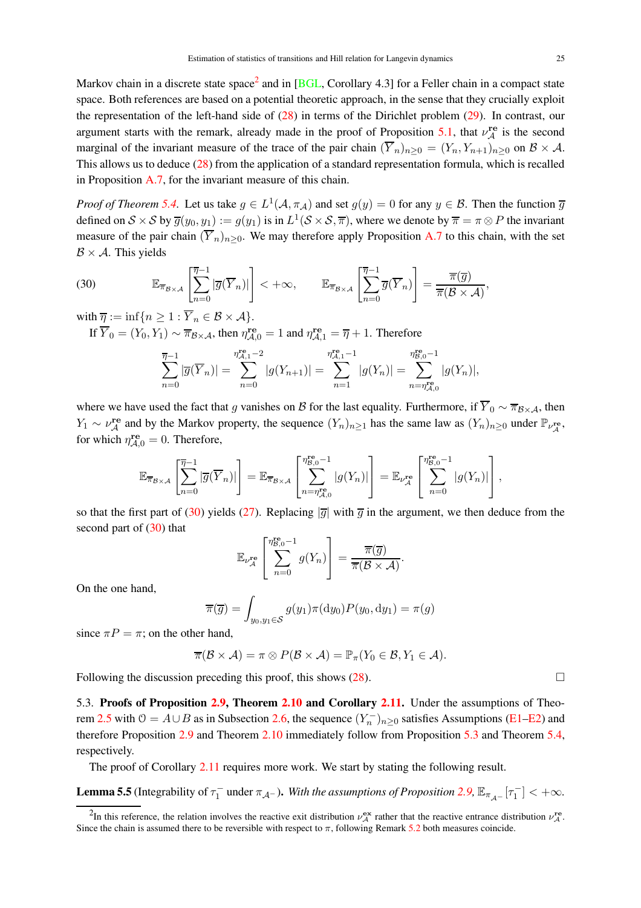Markov chain in a discrete state space[2] and in [BGL, Corollary 4.3] for a Feller chain in a compact state space. Both references are based on a potential theoretic approach, in the sense that they crucially exploit the representation of the left-hand side of (28) in terms of the Dirichlet problem (29). In contrast, our argument starts with the remark, already made in the proof of Proposition 5.1, that $\nu^{\mathbf{re}}_{\mathcal{A}}$ is the second marginal of the invariant measure of the trace of the pair chain $(\overline{Y}_n)_{n\geq 0} = (Y_n, Y_{n+1})_{n\geq 0}$ on $\mathcal{B}\times\mathcal{A}$. This allows us to deduce (28) from the application of a standard representation formula, which is recalled in Proposition A.7, for the invariant measure of this chain.

*Proof of Theorem 5.4.* Let us take $g \in L^1(\mathcal{A}, \pi_{\mathcal{A}})$ and set $g(y) = 0$ for any $y \in \mathcal{B}$. Then the function $\overline{g}$ defined on $\mathcal{S}\times\mathcal{S}$ by $\overline{g}(y_0, y_1) := g(y_1)$ is in $L^1(\mathcal{S}\times\mathcal{S}, \overline{\pi})$, where we denote by $\overline{\pi} = \pi \otimes P$ the invariant measure of the pair chain $(\overline{Y}_n)_{n\geq 0}$. We may therefore apply Proposition A.7 to this chain, with the set $\mathcal{B}\times\mathcal{A}$. This yields

$$\mathbb{E}_{\overline{\pi}_{\mathcal{B}\times\mathcal{A}}}\left[\sum_{n=0}^{\overline{\eta}-1} |\overline{g}(\overline{Y}_n)|\right] < +\infty, \qquad \mathbb{E}_{\overline{\pi}_{\mathcal{B}\times\mathcal{A}}}\left[\sum_{n=0}^{\overline{\eta}-1} \overline{g}(\overline{Y}_n)\right] = \frac{\overline{\pi}(\overline{g})}{\overline{\pi}(\mathcal{B}\times\mathcal{A})}, \tag{30}$$

with $\overline{\eta} := \inf\{n \geq 1 : \overline{Y}_n \in \mathcal{B}\times\mathcal{A}\}$.

If $\overline{Y}_0 = (Y_0, Y_1) \sim \overline{\pi}_{\mathcal{B}\times\mathcal{A}}$, then $\eta^{\mathbf{re}}_{\mathcal{A},0} = 1$ and $\eta^{\mathbf{re}}_{\mathcal{A},1} = \overline{\eta} + 1$. Therefore

$$\sum_{n=0}^{\overline{\eta}-1} |\overline{g}(\overline{Y}_n)| = \sum_{n=0}^{\eta^{\mathbf{re}}_{\mathcal{A},1}-2} |g(Y_{n+1})| = \sum_{n=1}^{\eta^{\mathbf{re}}_{\mathcal{A},1}-1} |g(Y_n)| = \sum_{n=\eta^{\mathbf{re}}_{\mathcal{A},0}}^{\eta^{\mathbf{re}}_{\mathcal{B},0}-1} |g(Y_n)|,$$

where we have used the fact that $g$ vanishes on $\mathcal{B}$ for the last equality. Furthermore, if $\overline{Y}_0 \sim \overline{\pi}_{\mathcal{B}\times\mathcal{A}}$, then $Y_1 \sim \nu^{\mathbf{re}}_{\mathcal{A}}$ and by the Markov property, the sequence $(Y_n)_{n\geq 1}$ has the same law as $(Y_n)_{n\geq 0}$ under $\mathbb{P}_{\nu^{\mathbf{re}}_{\mathcal{A}}}$, for which $\eta^{\mathbf{re}}_{\mathcal{A},0} = 0$. Therefore,

$$\mathbb{E}_{\overline{\pi}_{\mathcal{B}\times\mathcal{A}}}\left[\sum_{n=0}^{\overline{\eta}-1} |\overline{g}(\overline{Y}_n)|\right] = \mathbb{E}_{\overline{\pi}_{\mathcal{B}\times\mathcal{A}}}\left[\sum_{n=\eta^{\mathbf{re}}_{\mathcal{A},0}}^{\eta^{\mathbf{re}}_{\mathcal{B},0}-1} |g(Y_n)|\right] = \mathbb{E}_{\nu^{\mathbf{re}}_{\mathcal{A}}}\left[\sum_{n=0}^{\eta^{\mathbf{re}}_{\mathcal{B},0}-1} |g(Y_n)|\right],$$

so that the first part of (30) yields (27). Replacing $|\overline{g}|$ with $\overline{g}$ in the argument, we then deduce from the second part of (30) that

$$\mathbb{E}_{\nu^{\mathbf{re}}_{\mathcal{A}}}\left[\sum_{n=0}^{\eta^{\mathbf{re}}_{\mathcal{B},0}-1} g(Y_n)\right] = \frac{\overline{\pi}(\overline{g})}{\overline{\pi}(\mathcal{B}\times\mathcal{A})}.$$

On the one hand,

$$\overline{\pi}(\overline{g}) = \int_{y_0, y_1 \in \mathcal{S}} g(y_1)\pi(\mathrm{d}y_0)P(y_0, \mathrm{d}y_1) = \pi(g)$$

since $\pi P = \pi$; on the other hand,

$$\overline{\pi}(\mathcal{B}\times\mathcal{A}) = \pi \otimes P(\mathcal{B}\times\mathcal{A}) = \mathbb{P}_\pi(Y_0 \in \mathcal{B}, Y_1 \in \mathcal{A}).$$

Following the discussion preceding this proof, this shows (28). □

5.3. **Proofs of Proposition 2.9, Theorem 2.10 and Corollary 2.11.** Under the assumptions of Theorem 2.5 with $\mathcal{O} = A \cup B$ as in Subsection 2.6, the sequence $(Y^-_n)_{n\geq 0}$ satisfies Assumptions (E1–E2) and therefore Proposition 2.9 and Theorem 2.10 immediately follow from Proposition 5.3 and Theorem 5.4, respectively.

The proof of Corollary 2.11 requires more work. We start by stating the following result.

**Lemma 5.5** (Integrability of $\tau^-_1$ under $\pi_{A^-}$). *With the assumptions of Proposition 2.9,* $\mathbb{E}_{\pi_{A^-}}[\tau^-_1] < +\infty$.

[2] In this reference, the relation involves the reactive exit distribution $\nu^{\mathbf{ex}}_{\mathcal{A}}$ rather that the reactive entrance distribution $\nu^{\mathbf{re}}_{\mathcal{A}}$. Since the chain is assumed there to be reversible with respect to $\pi$, following Remark 5.2 both measures coincide.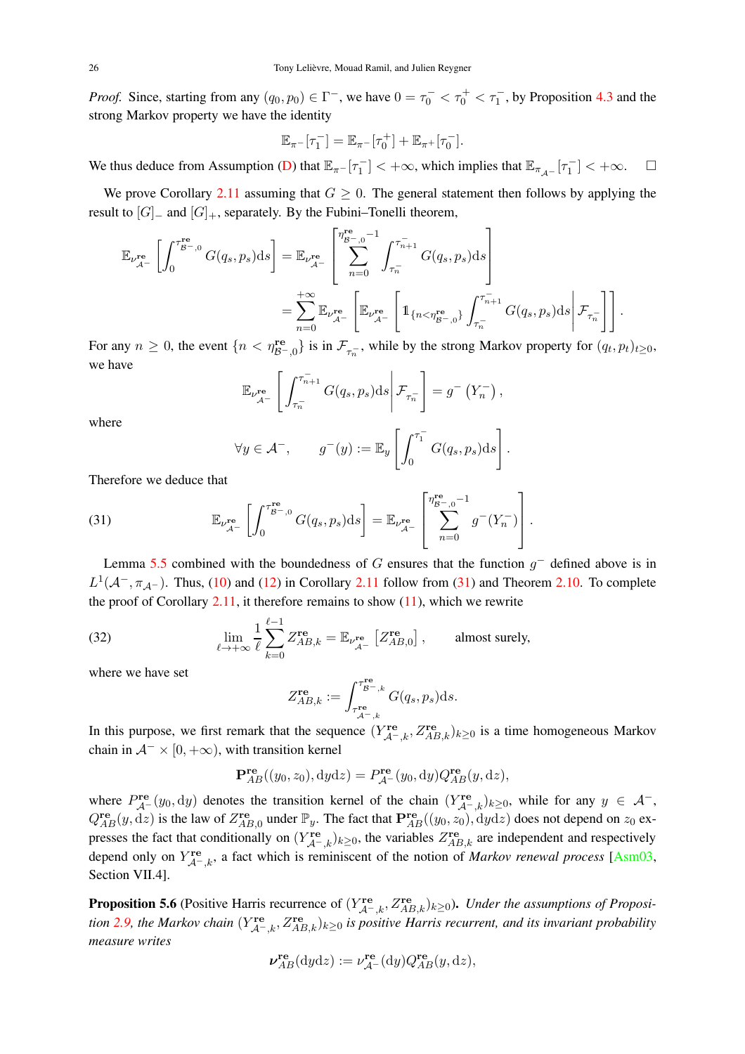*Proof.* Since, starting from any $(q_0, p_0) \in \Gamma^-$, we have $0 = \tau_0^- < \tau_0^+ < \tau_1^-$, by Proposition 4.3 and the strong Markov property we have the identity

$$\mathbb{E}_{\pi^-}[\tau_1^-] = \mathbb{E}_{\pi^-}[\tau_0^+] + \mathbb{E}_{\pi^+}[\tau_0^-].$$

We thus deduce from Assumption (D) that $\mathbb{E}_{\pi^-}[\tau_1^-] < +\infty$, which implies that $\mathbb{E}_{\pi_{\mathcal{A}^-}}[\tau_1^-] < +\infty$. □

We prove Corollary 2.11 assuming that $G \geq 0$. The general statement then follows by applying the result to $[G]_-$ and $[G]_+$, separately. By the Fubini–Tonelli theorem,

$$\begin{aligned}
\mathbb{E}_{\nu^{\mathbf{re}}_{\mathcal{A}^-}}\left[\int_0^{\tau^{\mathbf{re}}_{\mathcal{B}^-,0}} G(q_s,p_s)\mathrm{d}s\right] &= \mathbb{E}_{\nu^{\mathbf{re}}_{\mathcal{A}^-}}\left[\sum_{n=0}^{\eta^{\mathbf{re}}_{\mathcal{B}^-,0}-1} \int_{\tau_n^-}^{\tau_{n+1}^-} G(q_s,p_s)\mathrm{d}s\right] \\
&= \sum_{n=0}^{+\infty} \mathbb{E}_{\nu^{\mathbf{re}}_{\mathcal{A}^-}}\left[\mathbb{E}_{\nu^{\mathbf{re}}_{\mathcal{A}^-}}\left[\mathbb{1}_{\{n<\eta^{\mathbf{re}}_{\mathcal{B}^-,0}\}} \int_{\tau_n^-}^{\tau_{n+1}^-} G(q_s,p_s)\mathrm{d}s \middle| \mathcal{F}_{\tau_n^-}\right]\right].
\end{aligned}$$

For any $n \geq 0$, the event $\{n < \eta^{\mathbf{re}}_{\mathcal{B}^-,0}\}$ is in $\mathcal{F}_{\tau_n^-}$, while by the strong Markov property for $(q_t, p_t)_{t\geq 0}$, we have

$$\mathbb{E}_{\nu^{\mathbf{re}}_{\mathcal{A}^-}}\left[\int_{\tau_n^-}^{\tau_{n+1}^-} G(q_s,p_s)\mathrm{d}s \middle| \mathcal{F}_{\tau_n^-}\right] = g^-\left(Y_n^-\right),$$

where

$$\forall y \in \mathcal{A}^-, \qquad g^-(y) := \mathbb{E}_y\left[\int_0^{\tau_1^-} G(q_s,p_s)\mathrm{d}s\right].$$

Therefore we deduce that

$$\mathbb{E}_{\nu^{\mathbf{re}}_{\mathcal{A}^-}}\left[\int_0^{\tau^{\mathbf{re}}_{\mathcal{B}^-,0}} G(q_s,p_s)\mathrm{d}s\right] = \mathbb{E}_{\nu^{\mathbf{re}}_{\mathcal{A}^-}}\left[\sum_{n=0}^{\eta^{\mathbf{re}}_{\mathcal{B}^-,0}-1} g^-(Y_n^-)\right]. \tag{31}$$

Lemma 5.5 combined with the boundedness of $G$ ensures that the function $g^-$ defined above is in $L^1(\mathcal{A}^-, \pi_{\mathcal{A}^-})$. Thus, (10) and (12) in Corollary 2.11 follow from (31) and Theorem 2.10. To complete the proof of Corollary 2.11, it therefore remains to show (11), which we rewrite

$$\lim_{\ell\to+\infty} \frac{1}{\ell} \sum_{k=0}^{\ell-1} Z^{\mathbf{re}}_{AB,k} = \mathbb{E}_{\nu^{\mathbf{re}}_{\mathcal{A}^-}}\left[Z^{\mathbf{re}}_{AB,0}\right], \qquad \text{almost surely,} \tag{32}$$

where we have set

$$Z^{\mathbf{re}}_{AB,k} := \int_{\tau^{\mathbf{re}}_{\mathcal{A}^-,k}}^{\tau^{\mathbf{re}}_{\mathcal{B}^-,k}} G(q_s,p_s)\mathrm{d}s.$$

In this purpose, we first remark that the sequence $(Y^{\mathbf{re}}_{\mathcal{A}^-,k}, Z^{\mathbf{re}}_{AB,k})_{k\geq 0}$ is a time homogeneous Markov chain in $\mathcal{A}^- \times [0,+\infty)$, with transition kernel

$$\mathbf{P}^{\mathbf{re}}_{AB}((y_0,z_0),\mathrm{d}y\mathrm{d}z) = P^{\mathbf{re}}_{\mathcal{A}^-}(y_0,\mathrm{d}y) Q^{\mathbf{re}}_{AB}(y,\mathrm{d}z),$$

where $P^{\mathbf{re}}_{\mathcal{A}^-}(y_0,\mathrm{d}y)$ denotes the transition kernel of the chain $(Y^{\mathbf{re}}_{\mathcal{A}^-,k})_{k\geq 0}$, while for any $y \in \mathcal{A}^-$, $Q^{\mathbf{re}}_{AB}(y,\mathrm{d}z)$ is the law of $Z^{\mathbf{re}}_{AB,0}$ under $\mathbb{P}_y$. The fact that $\mathbf{P}^{\mathbf{re}}_{AB}((y_0,z_0),\mathrm{d}y\mathrm{d}z)$ does not depend on $z_0$ expresses the fact that conditionally on $(Y^{\mathbf{re}}_{\mathcal{A}^-,k})_{k\geq 0}$, the variables $Z^{\mathbf{re}}_{AB,k}$ are independent and respectively depend only on $Y^{\mathbf{re}}_{\mathcal{A}^-,k}$, a fact which is reminiscent of the notion of *Markov renewal process* [Asm03, Section VII.4].

**Proposition 5.6** (Positive Harris recurrence of $(Y^{\mathbf{re}}_{\mathcal{A}^-,k}, Z^{\mathbf{re}}_{AB,k})_{k\geq 0}$)**.** *Under the assumptions of Proposition 2.9, the Markov chain $(Y^{\mathbf{re}}_{\mathcal{A}^-,k}, Z^{\mathbf{re}}_{AB,k})_{k\geq 0}$ is positive Harris recurrent, and its invariant probability measure writes*

$$\boldsymbol{\nu}^{\mathbf{re}}_{AB}(\mathrm{d}y\mathrm{d}z) := \nu^{\mathbf{re}}_{\mathcal{A}^-}(\mathrm{d}y) Q^{\mathbf{re}}_{AB}(y,\mathrm{d}z),$$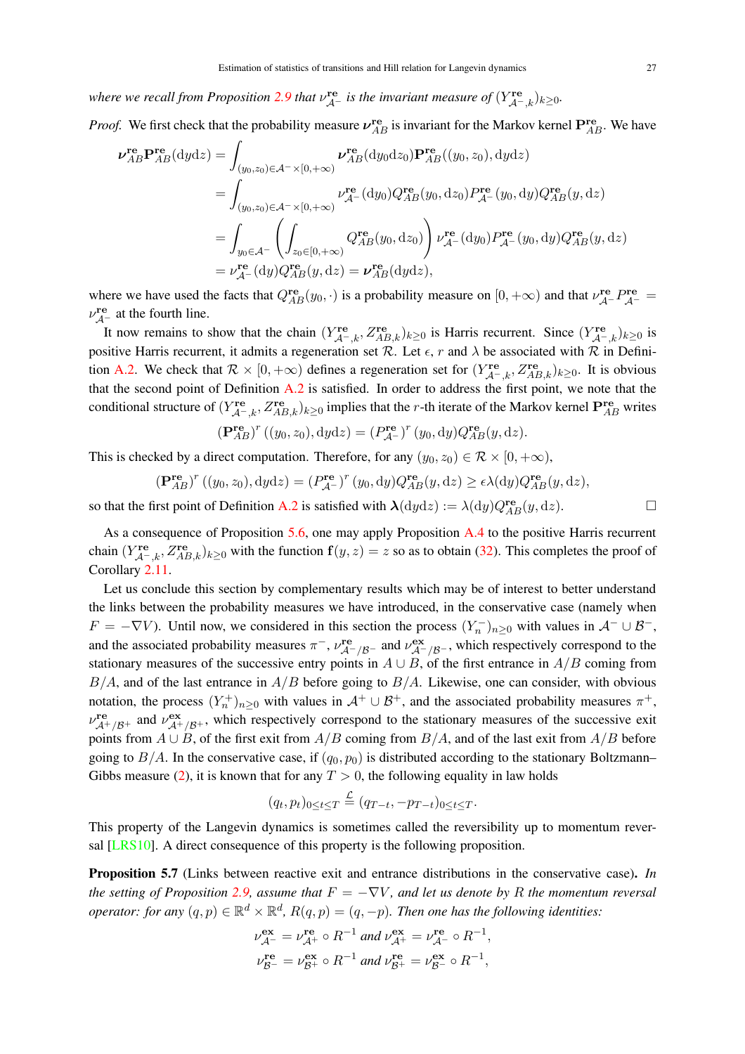*where we recall from Proposition 2.9 that $\nu^{\mathbf{re}}_{\mathcal{A}^-}$ is the invariant measure of $(Y^{\mathbf{re}}_{\mathcal{A}^-,k})_{k\geq 0}$.*

*Proof.* We first check that the probability measure $\boldsymbol{\nu}^{\mathbf{re}}_{AB}$ is invariant for the Markov kernel $\mathbf{P}^{\mathbf{re}}_{AB}$. We have

$$
\begin{aligned}
\boldsymbol{\nu}^{\mathbf{re}}_{AB}\mathbf{P}^{\mathbf{re}}_{AB}(\mathrm{d}y\mathrm{d}z) &= \int_{(y_0,z_0)\in\mathcal{A}^-\times[0,+\infty)} \boldsymbol{\nu}^{\mathbf{re}}_{AB}(\mathrm{d}y_0\mathrm{d}z_0)\mathbf{P}^{\mathbf{re}}_{AB}((y_0,z_0),\mathrm{d}y\mathrm{d}z) \\
&= \int_{(y_0,z_0)\in\mathcal{A}^-\times[0,+\infty)} \nu^{\mathbf{re}}_{\mathcal{A}^-}(\mathrm{d}y_0)Q^{\mathbf{re}}_{AB}(y_0,\mathrm{d}z_0)P^{\mathbf{re}}_{\mathcal{A}^-}(y_0,\mathrm{d}y)Q^{\mathbf{re}}_{AB}(y,\mathrm{d}z) \\
&= \int_{y_0\in\mathcal{A}^-}\left(\int_{z_0\in[0,+\infty)} Q^{\mathbf{re}}_{AB}(y_0,\mathrm{d}z_0)\right)\nu^{\mathbf{re}}_{\mathcal{A}^-}(\mathrm{d}y_0)P^{\mathbf{re}}_{\mathcal{A}^-}(y_0,\mathrm{d}y)Q^{\mathbf{re}}_{AB}(y,\mathrm{d}z) \\
&= \nu^{\mathbf{re}}_{\mathcal{A}^-}(\mathrm{d}y)Q^{\mathbf{re}}_{AB}(y,\mathrm{d}z) = \boldsymbol{\nu}^{\mathbf{re}}_{AB}(\mathrm{d}y\mathrm{d}z),
\end{aligned}
$$

where we have used the facts that $Q^{\mathbf{re}}_{AB}(y_0,\cdot)$ is a probability measure on $[0,+\infty)$ and that $\nu^{\mathbf{re}}_{\mathcal{A}^-}P^{\mathbf{re}}_{\mathcal{A}^-} = \nu^{\mathbf{re}}_{\mathcal{A}^-}$ at the fourth line.

It now remains to show that the chain $(Y^{\mathbf{re}}_{\mathcal{A}^-,k}, Z^{\mathbf{re}}_{AB,k})_{k\geq 0}$ is Harris recurrent. Since $(Y^{\mathbf{re}}_{\mathcal{A}^-,k})_{k\geq 0}$ is positive Harris recurrent, it admits a regeneration set $\mathcal{R}$. Let $\epsilon$, $r$ and $\lambda$ be associated with $\mathcal{R}$ in Definition A.2. We check that $\mathcal{R}\times[0,+\infty)$ defines a regeneration set for $(Y^{\mathbf{re}}_{\mathcal{A}^-,k}, Z^{\mathbf{re}}_{AB,k})_{k\geq 0}$. It is obvious that the second point of Definition A.2 is satisfied. In order to address the first point, we note that the conditional structure of $(Y^{\mathbf{re}}_{\mathcal{A}^-,k}, Z^{\mathbf{re}}_{AB,k})_{k\geq 0}$ implies that the $r$-th iterate of the Markov kernel $\mathbf{P}^{\mathbf{re}}_{AB}$ writes

$$
\left(\mathbf{P}^{\mathbf{re}}_{AB}\right)^r((y_0,z_0),\mathrm{d}y\mathrm{d}z) = \left(P^{\mathbf{re}}_{\mathcal{A}^-}\right)^r(y_0,\mathrm{d}y)Q^{\mathbf{re}}_{AB}(y,\mathrm{d}z).
$$

This is checked by a direct computation. Therefore, for any $(y_0,z_0)\in\mathcal{R}\times[0,+\infty)$,

$$
\left(\mathbf{P}^{\mathbf{re}}_{AB}\right)^r((y_0,z_0),\mathrm{d}y\mathrm{d}z) = \left(P^{\mathbf{re}}_{\mathcal{A}^-}\right)^r(y_0,\mathrm{d}y)Q^{\mathbf{re}}_{AB}(y,\mathrm{d}z) \geq \epsilon\lambda(\mathrm{d}y)Q^{\mathbf{re}}_{AB}(y,\mathrm{d}z),
$$

so that the first point of Definition A.2 is satisfied with $\boldsymbol{\lambda}(\mathrm{d}y\mathrm{d}z) := \lambda(\mathrm{d}y)Q^{\mathbf{re}}_{AB}(y,\mathrm{d}z)$. □

As a consequence of Proposition 5.6, one may apply Proposition A.4 to the positive Harris recurrent chain $(Y^{\mathbf{re}}_{\mathcal{A}^-,k}, Z^{\mathbf{re}}_{AB,k})_{k\geq 0}$ with the function $\mathbf{f}(y,z) = z$ so as to obtain (32). This completes the proof of Corollary 2.11.

Let us conclude this section by complementary results which may be of interest to better understand the links between the probability measures we have introduced, in the conservative case (namely when $F = -\nabla V$). Until now, we considered in this section the process $(Y^-_n)_{n\geq 0}$ with values in $\mathcal{A}^-\cup\mathcal{B}^-$, and the associated probability measures $\pi^-$, $\nu^{\mathbf{re}}_{\mathcal{A}^-/\mathcal{B}^-}$ and $\nu^{\mathbf{ex}}_{\mathcal{A}^-/\mathcal{B}^-}$, which respectively correspond to the stationary measures of the successive entry points in $A\cup B$, of the first entrance in $A/B$ coming from $B/A$, and of the last entrance in $A/B$ before going to $B/A$. Likewise, one can consider, with obvious notation, the process $(Y^+_n)_{n\geq 0}$ with values in $\mathcal{A}^+\cup\mathcal{B}^+$, and the associated probability measures $\pi^+$, $\nu^{\mathbf{re}}_{\mathcal{A}^+/\mathcal{B}^+}$ and $\nu^{\mathbf{ex}}_{\mathcal{A}^+/\mathcal{B}^+}$, which respectively correspond to the stationary measures of the successive exit points from $A\cup B$, of the first exit from $A/B$ coming from $B/A$, and of the last exit from $A/B$ before going to $B/A$. In the conservative case, if $(q_0,p_0)$ is distributed according to the stationary Boltzmann–Gibbs measure (2), it is known that for any $T>0$, the following equality in law holds

$$
(q_t,p_t)_{0\leq t\leq T} \stackrel{\mathcal{L}}{=} (q_{T-t},-p_{T-t})_{0\leq t\leq T}.
$$

This property of the Langevin dynamics is sometimes called the reversibility up to momentum reversal [LRS10]. A direct consequence of this property is the following proposition.

**Proposition 5.7** (Links between reactive exit and entrance distributions in the conservative case)**.** *In the setting of Proposition 2.9, assume that $F = -\nabla V$, and let us denote by $R$ the momentum reversal operator: for any $(q,p)\in\mathbb{R}^d\times\mathbb{R}^d$, $R(q,p) = (q,-p)$. Then one has the following identities:*

$$
\nu^{\mathbf{ex}}_{\mathcal{A}^-} = \nu^{\mathbf{re}}_{\mathcal{A}^+}\circ R^{-1} \text{ and } \nu^{\mathbf{ex}}_{\mathcal{A}^+} = \nu^{\mathbf{re}}_{\mathcal{A}^-}\circ R^{-1},
$$

$$
\nu^{\mathbf{re}}_{\mathcal{B}^-} = \nu^{\mathbf{ex}}_{\mathcal{B}^+}\circ R^{-1} \text{ and } \nu^{\mathbf{re}}_{\mathcal{B}^+} = \nu^{\mathbf{ex}}_{\mathcal{B}^-}\circ R^{-1},
$$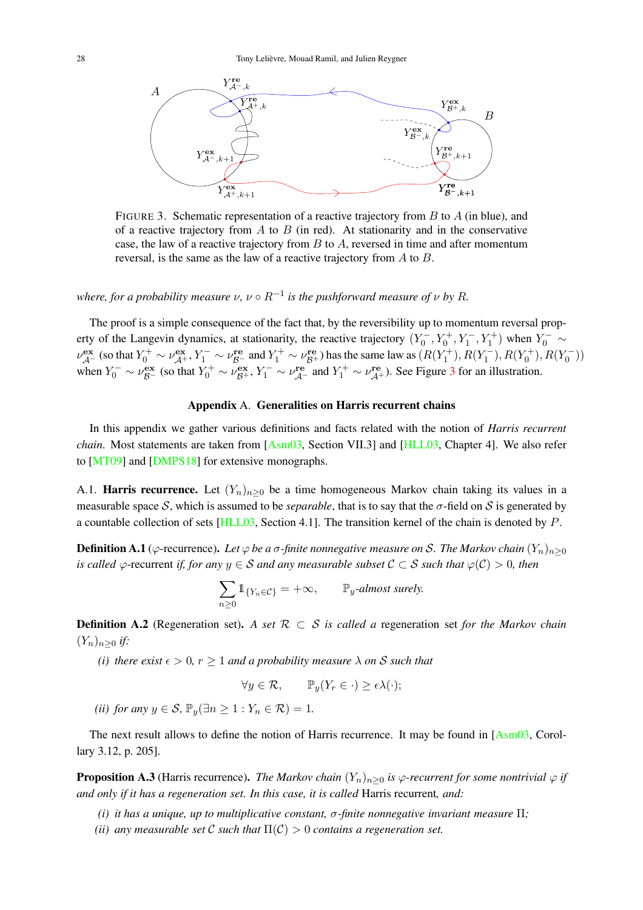FIGURE 3. Schematic representation of a reactive trajectory from $B$ to $A$ (in blue), and of a reactive trajectory from $A$ to $B$ (in red). At stationarity and in the conservative case, the law of a reactive trajectory from $B$ to $A$, reversed in time and after momentum reversal, is the same as the law of a reactive trajectory from $A$ to $B$.

*where, for a probability measure $\nu$, $\nu \circ R^{-1}$ is the pushforward measure of $\nu$ by $R$.*

The proof is a simple consequence of the fact that, by the reversibility up to momentum reversal property of the Langevin dynamics, at stationarity, the reactive trajectory $(Y_0^-, Y_0^+, Y_1^-, Y_1^+)$ when $Y_0^- \sim \nu_{\mathcal{A}^-}^{\mathbf{ex}}$ (so that $Y_0^+ \sim \nu_{\mathcal{A}^+}^{\mathbf{ex}}$, $Y_1^- \sim \nu_{\mathcal{B}^-}^{\mathbf{re}}$ and $Y_1^+ \sim \nu_{\mathcal{B}^+}^{\mathbf{re}}$) has the same law as $(R(Y_1^+), R(Y_1^-), R(Y_0^+), R(Y_0^-))$ when $Y_0^- \sim \nu_{\mathcal{B}^-}^{\mathbf{ex}}$ (so that $Y_0^+ \sim \nu_{\mathcal{B}^+}^{\mathbf{ex}}$, $Y_1^- \sim \nu_{\mathcal{A}^-}^{\mathbf{re}}$ and $Y_1^+ \sim \nu_{\mathcal{A}^+}^{\mathbf{re}}$). See Figure 3 for an illustration.

## Appendix A. Generalities on Harris recurrent chains

In this appendix we gather various definitions and facts related with the notion of *Harris recurrent chain*. Most statements are taken from [Asm03, Section VII.3] and [HLL03, Chapter 4]. We also refer to [MT09] and [DMPS18] for extensive monographs.

A.1. **Harris recurrence.** Let $(Y_n)_{n\geq 0}$ be a time homogeneous Markov chain taking its values in a measurable space $\mathcal{S}$, which is assumed to be *separable*, that is to say that the $\sigma$-field on $\mathcal{S}$ is generated by a countable collection of sets [HLL03, Section 4.1]. The transition kernel of the chain is denoted by $P$.

**Definition A.1** ($\varphi$-recurrence)**.** *Let $\varphi$ be a $\sigma$-finite nonnegative measure on $\mathcal{S}$. The Markov chain $(Y_n)_{n\geq 0}$ is called* $\varphi$-recurrent *if, for any $y \in \mathcal{S}$ and any measurable subset $\mathcal{C} \subset \mathcal{S}$ such that $\varphi(\mathcal{C}) > 0$, then*

$$\sum_{n\geq 0} \mathbb{1}_{\{Y_n \in \mathcal{C}\}} = +\infty, \qquad \mathbb{P}_y\text{-almost surely.}$$

**Definition A.2** (Regeneration set)**.** *A set $\mathcal{R} \subset \mathcal{S}$ is called a* regeneration *set for the Markov chain $(Y_n)_{n\geq 0}$ if:*

*(i) there exist $\epsilon > 0$, $r \geq 1$ and a probability measure $\lambda$ on $\mathcal{S}$ such that*

$$\forall y \in \mathcal{R}, \qquad \mathbb{P}_y(Y_r \in \cdot) \geq \epsilon\lambda(\cdot);$$

*(ii) for any $y \in \mathcal{S}$, $\mathbb{P}_y(\exists n \geq 1 : Y_n \in \mathcal{R}) = 1$.*

The next result allows to define the notion of Harris recurrence. It may be found in [Asm03, Corollary 3.12, p. 205].

**Proposition A.3** (Harris recurrence)**.** *The Markov chain $(Y_n)_{n\geq 0}$ is $\varphi$-recurrent for some nontrivial $\varphi$ if and only if it has a regeneration set. In this case, it is called* Harris recurrent*, and:*

*(i) it has a unique, up to multiplicative constant, $\sigma$-finite nonnegative invariant measure $\Pi$;*
*(ii) any measurable set $\mathcal{C}$ such that $\Pi(\mathcal{C}) > 0$ contains a regeneration set.*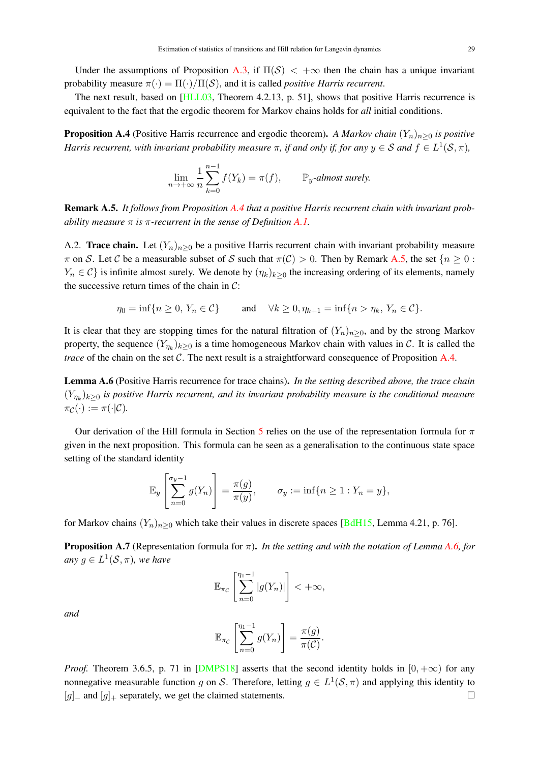Under the assumptions of Proposition A.3, if $\Pi(\mathcal{S}) < +\infty$ then the chain has a unique invariant probability measure $\pi(\cdot) = \Pi(\cdot)/\Pi(\mathcal{S})$, and it is called *positive Harris recurrent*.

The next result, based on [HLL03, Theorem 4.2.13, p. 51], shows that positive Harris recurrence is equivalent to the fact that the ergodic theorem for Markov chains holds for *all* initial conditions.

**Proposition A.4** (Positive Harris recurrence and ergodic theorem)**.** *A Markov chain $(Y_n)_{n\geq 0}$ is positive Harris recurrent, with invariant probability measure $\pi$, if and only if, for any $y \in \mathcal{S}$ and $f \in L^1(\mathcal{S}, \pi)$,*

$$\lim_{n\to+\infty} \frac{1}{n}\sum_{k=0}^{n-1} f(Y_k) = \pi(f), \qquad \mathbb{P}_y\text{-almost surely.}$$

**Remark A.5.** *It follows from Proposition A.4 that a positive Harris recurrent chain with invariant probability measure $\pi$ is $\pi$-recurrent in the sense of Definition A.1.*

A.2. **Trace chain.** Let $(Y_n)_{n\geq 0}$ be a positive Harris recurrent chain with invariant probability measure $\pi$ on $\mathcal{S}$. Let $\mathcal{C}$ be a measurable subset of $\mathcal{S}$ such that $\pi(\mathcal{C}) > 0$. Then by Remark A.5, the set $\{n \geq 0 : Y_n \in \mathcal{C}\}$ is infinite almost surely. We denote by $(\eta_k)_{k\geq 0}$ the increasing ordering of its elements, namely the successive return times of the chain in $\mathcal{C}$:

$$\eta_0 = \inf\{n \geq 0,\ Y_n \in \mathcal{C}\} \qquad \text{and} \qquad \forall k \geq 0, \eta_{k+1} = \inf\{n > \eta_k,\ Y_n \in \mathcal{C}\}.$$

It is clear that they are stopping times for the natural filtration of $(Y_n)_{n\geq 0}$, and by the strong Markov property, the sequence $(Y_{\eta_k})_{k\geq 0}$ is a time homogeneous Markov chain with values in $\mathcal{C}$. It is called the *trace* of the chain on the set $\mathcal{C}$. The next result is a straightforward consequence of Proposition A.4.

**Lemma A.6** (Positive Harris recurrence for trace chains)**.** *In the setting described above, the trace chain $(Y_{\eta_k})_{k\geq 0}$ is positive Harris recurrent, and its invariant probability measure is the conditional measure $\pi_{\mathcal{C}}(\cdot) := \pi(\cdot|\mathcal{C})$.*

Our derivation of the Hill formula in Section 5 relies on the use of the representation formula for $\pi$ given in the next proposition. This formula can be seen as a generalisation to the continuous state space setting of the standard identity

$$\mathbb{E}_y\left[\sum_{n=0}^{\sigma_y - 1} g(Y_n)\right] = \frac{\pi(g)}{\pi(y)}, \qquad \sigma_y := \inf\{n \geq 1 : Y_n = y\},$$

for Markov chains $(Y_n)_{n\geq 0}$ which take their values in discrete spaces [BdH15, Lemma 4.21, p. 76].

**Proposition A.7** (Representation formula for $\pi$)**.** *In the setting and with the notation of Lemma A.6, for any $g \in L^1(\mathcal{S}, \pi)$, we have*

$$\mathbb{E}_{\pi_{\mathcal{C}}}\left[\sum_{n=0}^{\eta_1 - 1} |g(Y_n)|\right] < +\infty,$$

*and*

$$\mathbb{E}_{\pi_{\mathcal{C}}}\left[\sum_{n=0}^{\eta_1 - 1} g(Y_n)\right] = \frac{\pi(g)}{\pi(\mathcal{C})}.$$

*Proof.* Theorem 3.6.5, p. 71 in [DMPS18] asserts that the second identity holds in $[0, +\infty)$ for any nonnegative measurable function $g$ on $\mathcal{S}$. Therefore, letting $g \in L^1(\mathcal{S}, \pi)$ and applying this identity to $[g]_-$ and $[g]_+$ separately, we get the claimed statements. $\square$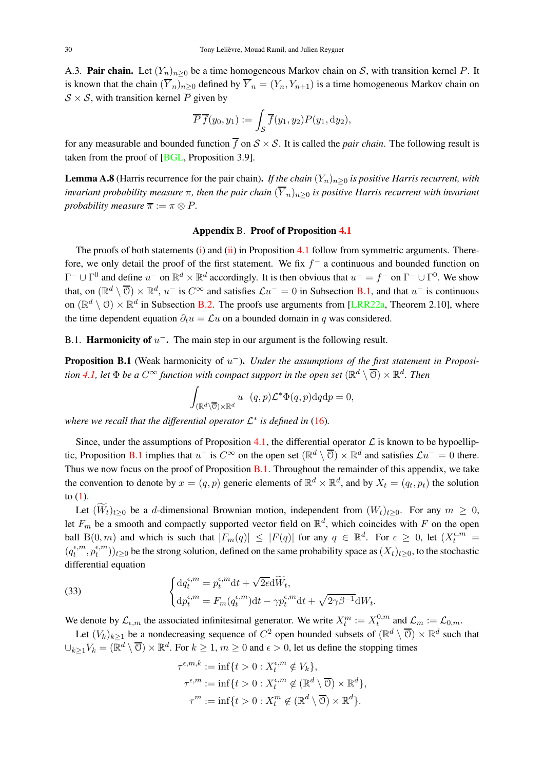A.3. **Pair chain.** Let $(Y_n)_{n\geq 0}$ be a time homogeneous Markov chain on $\mathcal{S}$, with transition kernel $P$. It is known that the chain $(\overline{Y}_n)_{n\geq 0}$ defined by $\overline{Y}_n = (Y_n, Y_{n+1})$ is a time homogeneous Markov chain on $\mathcal{S}\times\mathcal{S}$, with transition kernel $\overline{P}$ given by

$$\overline{P}\,\overline{f}(y_0, y_1) := \int_{\mathcal{S}} \overline{f}(y_1, y_2) P(y_1, \mathrm{d}y_2),$$

for any measurable and bounded function $\overline{f}$ on $\mathcal{S}\times\mathcal{S}$. It is called the *pair chain*. The following result is taken from the proof of [BGL, Proposition 3.9].

**Lemma A.8** (Harris recurrence for the pair chain). *If the chain $(Y_n)_{n\geq 0}$ is positive Harris recurrent, with invariant probability measure $\pi$, then the pair chain $(\overline{Y}_n)_{n\geq 0}$ is positive Harris recurrent with invariant probability measure $\overline{\pi} := \pi \otimes P$.*

## Appendix B. Proof of Proposition 4.1

The proofs of both statements (i) and (ii) in Proposition 4.1 follow from symmetric arguments. Therefore, we only detail the proof of the first statement. We fix $f^-$ a continuous and bounded function on $\Gamma^- \cup \Gamma^0$ and define $u^-$ on $\mathbb{R}^d\times\mathbb{R}^d$ accordingly. It is then obvious that $u^- = f^-$ on $\Gamma^-\cup\Gamma^0$. We show that, on $(\mathbb{R}^d \setminus \overline{\mathcal{O}})\times\mathbb{R}^d$, $u^-$ is $C^\infty$ and satisfies $\mathcal{L}u^- = 0$ in Subsection B.1, and that $u^-$ is continuous on $(\mathbb{R}^d\setminus\mathcal{O})\times\mathbb{R}^d$ in Subsection B.2. The proofs use arguments from [LRR22a, Theorem 2.10], where the time dependent equation $\partial_t u = \mathcal{L}u$ on a bounded domain in $q$ was considered.

B.1. **Harmonicity of $u^-$.** The main step in our argument is the following result.

**Proposition B.1** (Weak harmonicity of $u^-$). *Under the assumptions of the first statement in Proposition 4.1, let $\Phi$ be a $C^\infty$ function with compact support in the open set $(\mathbb{R}^d\setminus\overline{\mathcal{O}})\times\mathbb{R}^d$. Then*

$$\int_{(\mathbb{R}^d\setminus\overline{\mathcal{O}})\times\mathbb{R}^d} u^-(q,p)\mathcal{L}^*\Phi(q,p)\mathrm{d}q\mathrm{d}p = 0,$$

*where we recall that the differential operator $\mathcal{L}^*$ is defined in (16).*

Since, under the assumptions of Proposition 4.1, the differential operator $\mathcal{L}$ is known to be hypoelliptic, Proposition B.1 implies that $u^-$ is $C^\infty$ on the open set $(\mathbb{R}^d\setminus\overline{\mathcal{O}})\times\mathbb{R}^d$ and satisfies $\mathcal{L}u^- = 0$ there. Thus we now focus on the proof of Proposition B.1. Throughout the remainder of this appendix, we take the convention to denote by $x = (q,p)$ generic elements of $\mathbb{R}^d\times\mathbb{R}^d$, and by $X_t = (q_t, p_t)$ the solution to (1).

Let $(\widetilde{W}_t)_{t\geq 0}$ be a $d$-dimensional Brownian motion, independent from $(W_t)_{t\geq 0}$. For any $m\geq 0$, let $F_m$ be a smooth and compactly supported vector field on $\mathbb{R}^d$, which coincides with $F$ on the open ball $\mathrm{B}(0,m)$ and which is such that $|F_m(q)|\leq |F(q)|$ for any $q\in\mathbb{R}^d$. For $\epsilon\geq 0$, let $(X_t^{\epsilon,m} = (q_t^{\epsilon,m}, p_t^{\epsilon,m}))_{t\geq 0}$ be the strong solution, defined on the same probability space as $(X_t)_{t\geq 0}$, to the stochastic differential equation

$$\begin{cases} \mathrm{d}q_t^{\epsilon,m} = p_t^{\epsilon,m}\mathrm{d}t + \sqrt{2\epsilon}\mathrm{d}\widetilde{W}_t, \\ \mathrm{d}p_t^{\epsilon,m} = F_m(q_t^{\epsilon,m})\mathrm{d}t - \gamma p_t^{\epsilon,m}\mathrm{d}t + \sqrt{2\gamma\beta^{-1}}\mathrm{d}W_t. \end{cases} \tag{33}$$

We denote by $\mathcal{L}_{\epsilon,m}$ the associated infinitesimal generator. We write $X_t^m := X_t^{0,m}$ and $\mathcal{L}_m := \mathcal{L}_{0,m}$.

Let $(V_k)_{k\geq 1}$ be a nondecreasing sequence of $C^2$ open bounded subsets of $(\mathbb{R}^d\setminus\overline{\mathcal{O}})\times\mathbb{R}^d$ such that $\cup_{k\geq 1}V_k = (\mathbb{R}^d\setminus\overline{\mathcal{O}})\times\mathbb{R}^d$. For $k\geq 1$, $m\geq 0$ and $\epsilon > 0$, let us define the stopping times

$$\tau^{\epsilon,m,k} := \inf\{t>0 : X_t^{\epsilon,m}\notin V_k\},$$
$$\tau^{\epsilon,m} := \inf\{t>0 : X_t^{\epsilon,m}\notin(\mathbb{R}^d\setminus\overline{\mathcal{O}})\times\mathbb{R}^d\},$$
$$\tau^{m} := \inf\{t>0 : X_t^{m}\notin(\mathbb{R}^d\setminus\overline{\mathcal{O}})\times\mathbb{R}^d\}.$$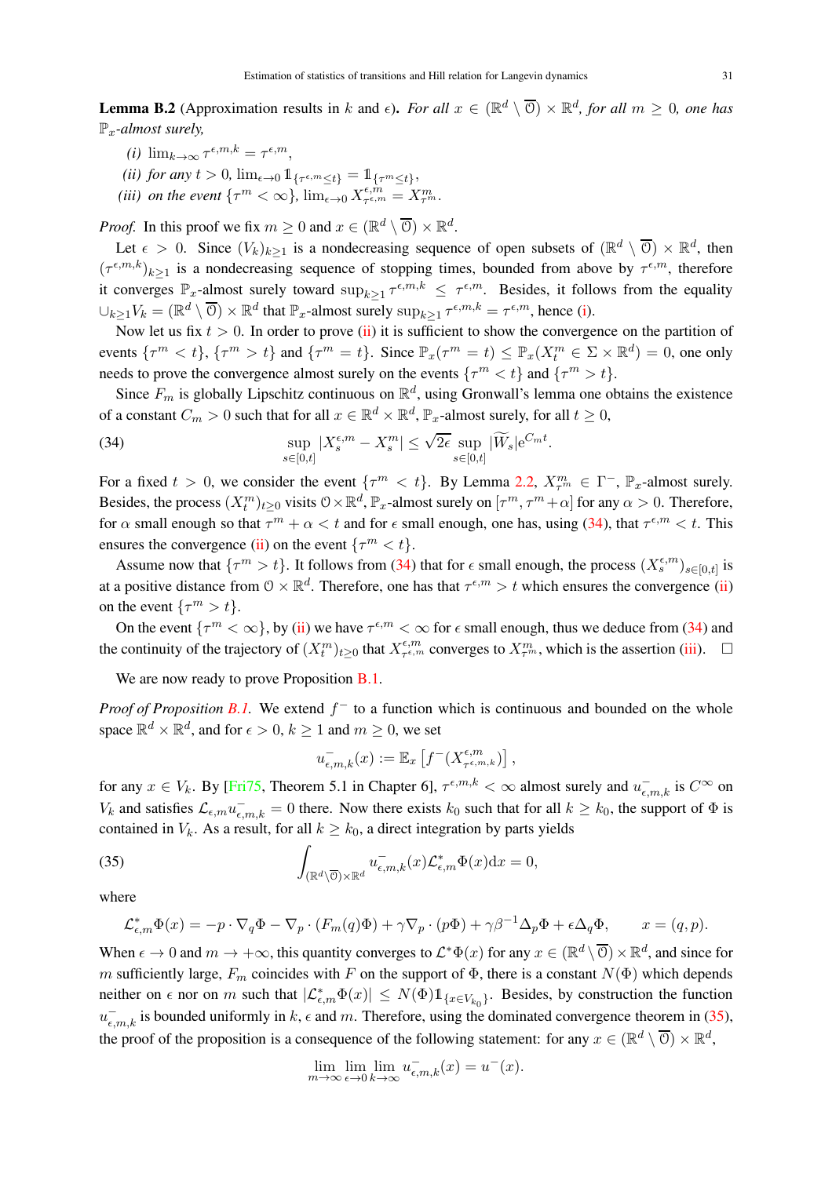**Lemma B.2** (Approximation results in $k$ and $\epsilon$)**.** *For all $x \in (\mathbb{R}^d \setminus \overline{\mathcal{O}}) \times \mathbb{R}^d$, for all $m \geq 0$, one has $\mathbb{P}_x$-almost surely,*

*(i) $\lim_{k\to\infty} \tau^{\epsilon,m,k} = \tau^{\epsilon,m}$,*

*(ii) for any $t > 0$, $\lim_{\epsilon\to 0} \mathbb{1}_{\{\tau^{\epsilon,m}\leq t\}} = \mathbb{1}_{\{\tau^m \leq t\}}$,*

*(iii) on the event $\{\tau^m < \infty\}$, $\lim_{\epsilon\to 0} X^{\epsilon,m}_{\tau^{\epsilon,m}} = X^m_{\tau^m}$.*

*Proof.* In this proof we fix $m \geq 0$ and $x \in (\mathbb{R}^d \setminus \overline{\mathcal{O}}) \times \mathbb{R}^d$.

Let $\epsilon > 0$. Since $(V_k)_{k\geq 1}$ is a nondecreasing sequence of open subsets of $(\mathbb{R}^d \setminus \overline{\mathcal{O}}) \times \mathbb{R}^d$, then $(\tau^{\epsilon,m,k})_{k\geq 1}$ is a nondecreasing sequence of stopping times, bounded from above by $\tau^{\epsilon,m}$, therefore it converges $\mathbb{P}_x$-almost surely toward $\sup_{k\geq 1} \tau^{\epsilon,m,k} \leq \tau^{\epsilon,m}$. Besides, it follows from the equality $\cup_{k\geq 1} V_k = (\mathbb{R}^d \setminus \overline{\mathcal{O}}) \times \mathbb{R}^d$ that $\mathbb{P}_x$-almost surely $\sup_{k\geq 1} \tau^{\epsilon,m,k} = \tau^{\epsilon,m}$, hence (i).

Now let us fix $t > 0$. In order to prove (ii) it is sufficient to show the convergence on the partition of events $\{\tau^m < t\}$, $\{\tau^m > t\}$ and $\{\tau^m = t\}$. Since $\mathbb{P}_x(\tau^m = t) \leq \mathbb{P}_x(X^m_t \in \Sigma \times \mathbb{R}^d) = 0$, one only needs to prove the convergence almost surely on the events $\{\tau^m < t\}$ and $\{\tau^m > t\}$.

Since $F_m$ is globally Lipschitz continuous on $\mathbb{R}^d$, using Gronwall's lemma one obtains the existence of a constant $C_m > 0$ such that for all $x \in \mathbb{R}^d \times \mathbb{R}^d$, $\mathbb{P}_x$-almost surely, for all $t \geq 0$,

$$\sup_{s\in[0,t]} |X^{\epsilon,m}_s - X^m_s| \leq \sqrt{2\epsilon} \sup_{s\in[0,t]} |\widetilde{W}_s| \mathrm{e}^{C_m t}. \tag{34}$$

For a fixed $t > 0$, we consider the event $\{\tau^m < t\}$. By Lemma 2.2, $X^m_{\tau^m} \in \Gamma^-$, $\mathbb{P}_x$-almost surely. Besides, the process $(X^m_t)_{t\geq 0}$ visits $\mathcal{O} \times \mathbb{R}^d$, $\mathbb{P}_x$-almost surely on $[\tau^m, \tau^m + \alpha]$ for any $\alpha > 0$. Therefore, for $\alpha$ small enough so that $\tau^m + \alpha < t$ and for $\epsilon$ small enough, one has, using (34), that $\tau^{\epsilon,m} < t$. This ensures the convergence (ii) on the event $\{\tau^m < t\}$.

Assume now that $\{\tau^m > t\}$. It follows from (34) that for $\epsilon$ small enough, the process $(X^{\epsilon,m}_s)_{s\in[0,t]}$ is at a positive distance from $\mathcal{O} \times \mathbb{R}^d$. Therefore, one has that $\tau^{\epsilon,m} > t$ which ensures the convergence (ii) on the event $\{\tau^m > t\}$.

On the event $\{\tau^m < \infty\}$, by (ii) we have $\tau^{\epsilon,m} < \infty$ for $\epsilon$ small enough, thus we deduce from (34) and the continuity of the trajectory of $(X^m_t)_{t\geq 0}$ that $X^{\epsilon,m}_{\tau^{\epsilon,m}}$ converges to $X^m_{\tau^m}$, which is the assertion (iii). $\square$

We are now ready to prove Proposition B.1.

*Proof of Proposition B.1.* We extend $f^-$ to a function which is continuous and bounded on the whole space $\mathbb{R}^d \times \mathbb{R}^d$, and for $\epsilon > 0$, $k \geq 1$ and $m \geq 0$, we set

$$u^-_{\epsilon,m,k}(x) := \mathbb{E}_x \left[ f^-(X^{\epsilon,m}_{\tau^{\epsilon,m,k}}) \right],$$

for any $x \in V_k$. By [Fri75, Theorem 5.1 in Chapter 6], $\tau^{\epsilon,m,k} < \infty$ almost surely and $u^-_{\epsilon,m,k}$ is $C^\infty$ on $V_k$ and satisfies $\mathcal{L}_{\epsilon,m} u^-_{\epsilon,m,k} = 0$ there. Now there exists $k_0$ such that for all $k \geq k_0$, the support of $\Phi$ is contained in $V_k$. As a result, for all $k \geq k_0$, a direct integration by parts yields

$$\int_{(\mathbb{R}^d\setminus\overline{\mathcal{O}})\times\mathbb{R}^d} u^-_{\epsilon,m,k}(x) \mathcal{L}^*_{\epsilon,m} \Phi(x) \mathrm{d}x = 0, \tag{35}$$

where

$$\mathcal{L}^*_{\epsilon,m}\Phi(x) = -p \cdot \nabla_q \Phi - \nabla_p \cdot (F_m(q)\Phi) + \gamma \nabla_p \cdot (p\Phi) + \gamma\beta^{-1} \Delta_p \Phi + \epsilon \Delta_q \Phi, \qquad x = (q, p).$$

When $\epsilon \to 0$ and $m \to +\infty$, this quantity converges to $\mathcal{L}^*\Phi(x)$ for any $x \in (\mathbb{R}^d \setminus \overline{\mathcal{O}}) \times \mathbb{R}^d$, and since for $m$ sufficiently large, $F_m$ coincides with $F$ on the support of $\Phi$, there is a constant $N(\Phi)$ which depends neither on $\epsilon$ nor on $m$ such that $|\mathcal{L}^*_{\epsilon,m}\Phi(x)| \leq N(\Phi) \mathbb{1}_{\{x \in V_{k_0}\}}$. Besides, by construction the function $u^-_{\epsilon,m,k}$ is bounded uniformly in $k$, $\epsilon$ and $m$. Therefore, using the dominated convergence theorem in (35), the proof of the proposition is a consequence of the following statement: for any $x \in (\mathbb{R}^d \setminus \overline{\mathcal{O}}) \times \mathbb{R}^d$,

$$\lim_{m\to\infty} \lim_{\epsilon\to 0} \lim_{k\to\infty} u^-_{\epsilon,m,k}(x) = u^-(x).$$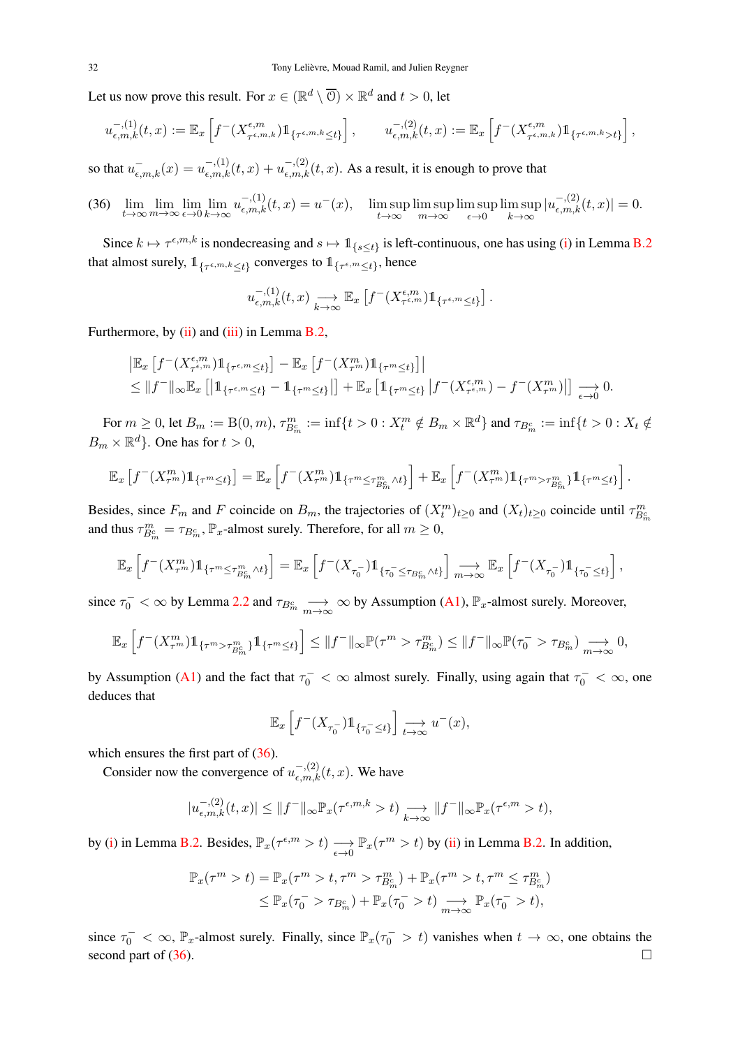Let us now prove this result. For $x \in (\mathbb{R}^d \setminus \overline{\mathcal{O}}) \times \mathbb{R}^d$ and $t > 0$, let

$$u^{-,(1)}_{\epsilon,m,k}(t,x) := \mathbb{E}_x\left[f^-(X^{\epsilon,m}_{\tau^{\epsilon,m,k}})\mathbb{1}_{\{\tau^{\epsilon,m,k}\leq t\}}\right], \qquad u^{-,(2)}_{\epsilon,m,k}(t,x) := \mathbb{E}_x\left[f^-(X^{\epsilon,m}_{\tau^{\epsilon,m,k}})\mathbb{1}_{\{\tau^{\epsilon,m,k}> t\}}\right],$$

so that $u^-_{\epsilon,m,k}(x) = u^{-,(1)}_{\epsilon,m,k}(t,x) + u^{-,(2)}_{\epsilon,m,k}(t,x)$. As a result, it is enough to prove that

$$(36) \quad \lim_{t\to\infty}\lim_{m\to\infty}\lim_{\epsilon\to 0}\lim_{k\to\infty} u^{-,(1)}_{\epsilon,m,k}(t,x) = u^-(x), \quad \limsup_{t\to\infty}\limsup_{m\to\infty}\limsup_{\epsilon\to 0}\limsup_{k\to\infty} |u^{-,(2)}_{\epsilon,m,k}(t,x)| = 0.$$

Since $k \mapsto \tau^{\epsilon,m,k}$ is nondecreasing and $s \mapsto \mathbb{1}_{\{s\leq t\}}$ is left-continuous, one has using (i) in Lemma B.2 that almost surely, $\mathbb{1}_{\{\tau^{\epsilon,m,k}\leq t\}}$ converges to $\mathbb{1}_{\{\tau^{\epsilon,m}\leq t\}}$, hence

$$u^{-,(1)}_{\epsilon,m,k}(t,x) \underset{k\to\infty}{\longrightarrow} \mathbb{E}_x\left[f^-(X^{\epsilon,m}_{\tau^{\epsilon,m}})\mathbb{1}_{\{\tau^{\epsilon,m}\leq t\}}\right].$$

Furthermore, by (ii) and (iii) in Lemma B.2,

$$\begin{aligned}
&\left|\mathbb{E}_x\left[f^-(X^{\epsilon,m}_{\tau^{\epsilon,m}})\mathbb{1}_{\{\tau^{\epsilon,m}\leq t\}}\right] - \mathbb{E}_x\left[f^-(X^m_{\tau^m})\mathbb{1}_{\{\tau^m\leq t\}}\right]\right| \\
&\leq \|f^-\|_\infty \mathbb{E}_x\left[\left|\mathbb{1}_{\{\tau^{\epsilon,m}\leq t\}} - \mathbb{1}_{\{\tau^m\leq t\}}\right|\right] + \mathbb{E}_x\left[\mathbb{1}_{\{\tau^m\leq t\}}\left|f^-(X^{\epsilon,m}_{\tau^{\epsilon,m}}) - f^-(X^m_{\tau^m})\right|\right] \underset{\epsilon\to 0}{\longrightarrow} 0.
\end{aligned}$$

For $m \geq 0$, let $B_m := \mathrm{B}(0,m)$, $\tau^m_{B^c_m} := \inf\{t > 0 : X^m_t \notin B_m \times \mathbb{R}^d\}$ and $\tau_{B^c_m} := \inf\{t > 0 : X_t \notin B_m \times \mathbb{R}^d\}$. One has for $t > 0$,

$$\mathbb{E}_x\left[f^-(X^m_{\tau^m})\mathbb{1}_{\{\tau^m\leq t\}}\right] = \mathbb{E}_x\left[f^-(X^m_{\tau^m})\mathbb{1}_{\{\tau^m\leq \tau^m_{B^c_m}\wedge t\}}\right] + \mathbb{E}_x\left[f^-(X^m_{\tau^m})\mathbb{1}_{\{\tau^m> \tau^m_{B^c_m}\}}\mathbb{1}_{\{\tau^m\leq t\}}\right].$$

Besides, since $F_m$ and $F$ coincide on $B_m$, the trajectories of $(X^m_t)_{t\geq 0}$ and $(X_t)_{t\geq 0}$ coincide until $\tau^m_{B^c_m}$ and thus $\tau^m_{B^c_m} = \tau_{B^c_m}$, $\mathbb{P}_x$-almost surely. Therefore, for all $m \geq 0$,

$$\mathbb{E}_x\left[f^-(X^m_{\tau^m})\mathbb{1}_{\{\tau^m\leq \tau^m_{B^c_m}\wedge t\}}\right] = \mathbb{E}_x\left[f^-(X_{\tau_0^-})\mathbb{1}_{\{\tau_0^-\leq \tau_{B^c_m}\wedge t\}}\right] \underset{m\to\infty}{\longrightarrow} \mathbb{E}_x\left[f^-(X_{\tau_0^-})\mathbb{1}_{\{\tau_0^-\leq t\}}\right],$$

since $\tau_0^- < \infty$ by Lemma 2.2 and $\tau_{B^c_m} \underset{m\to\infty}{\longrightarrow} \infty$ by Assumption (A1), $\mathbb{P}_x$-almost surely. Moreover,

$$\mathbb{E}_x\left[f^-(X^m_{\tau^m})\mathbb{1}_{\{\tau^m> \tau^m_{B^c_m}\}}\mathbb{1}_{\{\tau^m\leq t\}}\right] \leq \|f^-\|_\infty \mathbb{P}(\tau^m > \tau^m_{B^c_m}) \leq \|f^-\|_\infty \mathbb{P}(\tau_0^- > \tau_{B^c_m}) \underset{m\to\infty}{\longrightarrow} 0,$$

by Assumption (A1) and the fact that $\tau_0^- < \infty$ almost surely. Finally, using again that $\tau_0^- < \infty$, one deduces that

$$\mathbb{E}_x\left[f^-(X_{\tau_0^-})\mathbb{1}_{\{\tau_0^-\leq t\}}\right] \underset{t\to\infty}{\longrightarrow} u^-(x),$$

which ensures the first part of (36).

Consider now the convergence of $u^{-,(2)}_{\epsilon,m,k}(t,x)$. We have

$$|u^{-,(2)}_{\epsilon,m,k}(t,x)| \leq \|f^-\|_\infty \mathbb{P}_x(\tau^{\epsilon,m,k} > t) \underset{k\to\infty}{\longrightarrow} \|f^-\|_\infty \mathbb{P}_x(\tau^{\epsilon,m} > t),$$

by (i) in Lemma B.2. Besides, $\mathbb{P}_x(\tau^{\epsilon,m} > t) \underset{\epsilon\to 0}{\longrightarrow} \mathbb{P}_x(\tau^m > t)$ by (ii) in Lemma B.2. In addition,

$$\begin{aligned}
\mathbb{P}_x(\tau^m > t) &= \mathbb{P}_x(\tau^m > t, \tau^m > \tau^m_{B^c_m}) + \mathbb{P}_x(\tau^m > t, \tau^m \leq \tau^m_{B^c_m}) \\
&\leq \mathbb{P}_x(\tau_0^- > \tau_{B^c_m}) + \mathbb{P}_x(\tau_0^- > t) \underset{m\to\infty}{\longrightarrow} \mathbb{P}_x(\tau_0^- > t),
\end{aligned}$$

since $\tau_0^- < \infty$, $\mathbb{P}_x$-almost surely. Finally, since $\mathbb{P}_x(\tau_0^- > t)$ vanishes when $t \to \infty$, one obtains the second part of (36). $\square$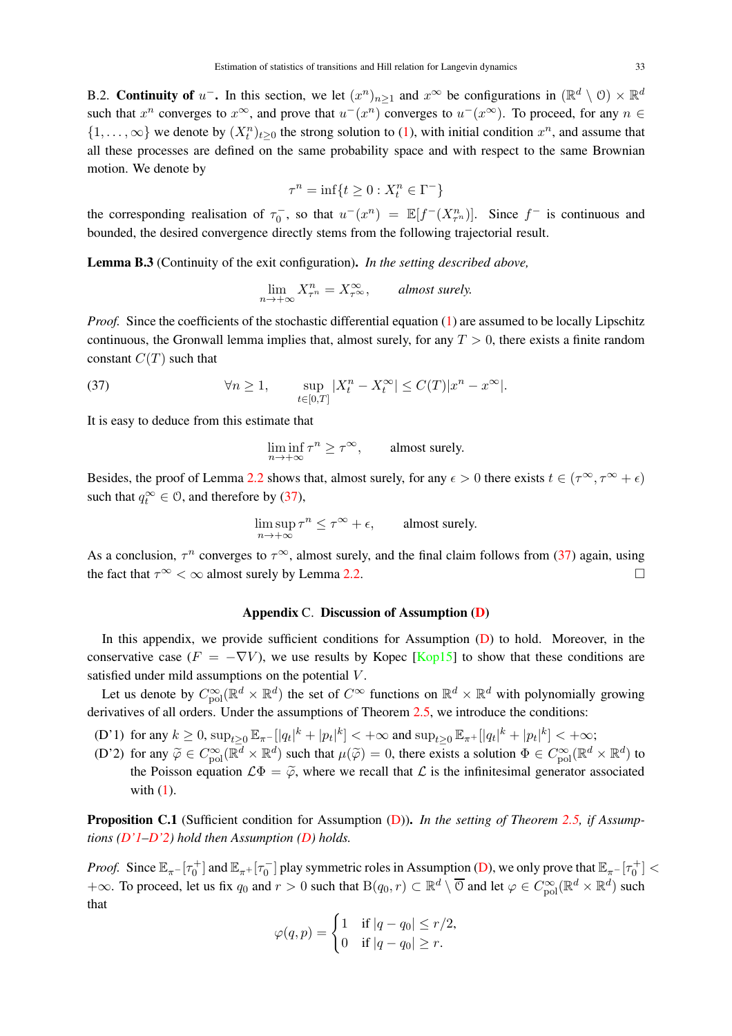B.2. **Continuity of $u^-$.** In this section, we let $(x^n)_{n\geq 1}$ and $x^\infty$ be configurations in $(\mathbb{R}^d \setminus \mathcal{O}) \times \mathbb{R}^d$ such that $x^n$ converges to $x^\infty$, and prove that $u^-(x^n)$ converges to $u^-(x^\infty)$. To proceed, for any $n \in \{1, \dots, \infty\}$ we denote by $(X^n_t)_{t\geq 0}$ the strong solution to (1), with initial condition $x^n$, and assume that all these processes are defined on the same probability space and with respect to the same Brownian motion. We denote by

$$\tau^n = \inf\{t \geq 0 : X^n_t \in \Gamma^-\}$$

the corresponding realisation of $\tau_0^-$, so that $u^-(x^n) = \mathbb{E}[f^-(X^n_{\tau^n})]$. Since $f^-$ is continuous and bounded, the desired convergence directly stems from the following trajectorial result.

**Lemma B.3** (Continuity of the exit configuration)**.** *In the setting described above,*

$$\lim_{n\to+\infty} X^n_{\tau^n} = X^\infty_{\tau^\infty}, \qquad \textit{almost surely.}$$

*Proof.* Since the coefficients of the stochastic differential equation (1) are assumed to be locally Lipschitz continuous, the Gronwall lemma implies that, almost surely, for any $T > 0$, there exists a finite random constant $C(T)$ such that

$$\forall n \geq 1, \qquad \sup_{t\in[0,T]} |X^n_t - X^\infty_t| \leq C(T)|x^n - x^\infty|. \tag{37}$$

It is easy to deduce from this estimate that

$$\liminf_{n\to+\infty} \tau^n \geq \tau^\infty, \qquad \text{almost surely.}$$

Besides, the proof of Lemma 2.2 shows that, almost surely, for any $\epsilon > 0$ there exists $t \in (\tau^\infty, \tau^\infty + \epsilon)$ such that $q^\infty_t \in \mathcal{O}$, and therefore by (37),

$$\limsup_{n\to+\infty} \tau^n \leq \tau^\infty + \epsilon, \qquad \text{almost surely.}$$

As a conclusion, $\tau^n$ converges to $\tau^\infty$, almost surely, and the final claim follows from (37) again, using the fact that $\tau^\infty < \infty$ almost surely by Lemma 2.2. $\square$

## Appendix C. Discussion of Assumption (D)

In this appendix, we provide sufficient conditions for Assumption (D) to hold. Moreover, in the conservative case ($F = -\nabla V$), we use results by Kopec [Kop15] to show that these conditions are satisfied under mild assumptions on the potential $V$.

Let us denote by $C^\infty_{\mathrm{pol}}(\mathbb{R}^d \times \mathbb{R}^d)$ the set of $C^\infty$ functions on $\mathbb{R}^d \times \mathbb{R}^d$ with polynomially growing derivatives of all orders. Under the assumptions of Theorem 2.5, we introduce the conditions:

- (D'1) for any $k \geq 0$, $\sup_{t\geq 0} \mathbb{E}_{\pi^-}[|q_t|^k + |p_t|^k] < +\infty$ and $\sup_{t\geq 0} \mathbb{E}_{\pi^+}[|q_t|^k + |p_t|^k] < +\infty$;
- (D'2) for any $\widetilde{\varphi} \in C^\infty_{\mathrm{pol}}(\mathbb{R}^d \times \mathbb{R}^d)$ such that $\mu(\widetilde{\varphi}) = 0$, there exists a solution $\Phi \in C^\infty_{\mathrm{pol}}(\mathbb{R}^d \times \mathbb{R}^d)$ to the Poisson equation $\mathcal{L}\Phi = \widetilde{\varphi}$, where we recall that $\mathcal{L}$ is the infinitesimal generator associated with (1).

**Proposition C.1** (Sufficient condition for Assumption (D))**.** *In the setting of Theorem 2.5, if Assumptions (D'1–D'2) hold then Assumption (D) holds.*

*Proof.* Since $\mathbb{E}_{\pi^-}[\tau_0^+]$ and $\mathbb{E}_{\pi^+}[\tau_0^-]$ play symmetric roles in Assumption (D), we only prove that $\mathbb{E}_{\pi^-}[\tau_0^+] < +\infty$. To proceed, let us fix $q_0$ and $r > 0$ such that $\mathrm{B}(q_0, r) \subset \mathbb{R}^d \setminus \overline{\mathcal{O}}$ and let $\varphi \in C^\infty_{\mathrm{pol}}(\mathbb{R}^d \times \mathbb{R}^d)$ such that

$$\varphi(q,p) = \begin{cases} 1 & \text{if } |q - q_0| \leq r/2, \\ 0 & \text{if } |q - q_0| \geq r. \end{cases}$$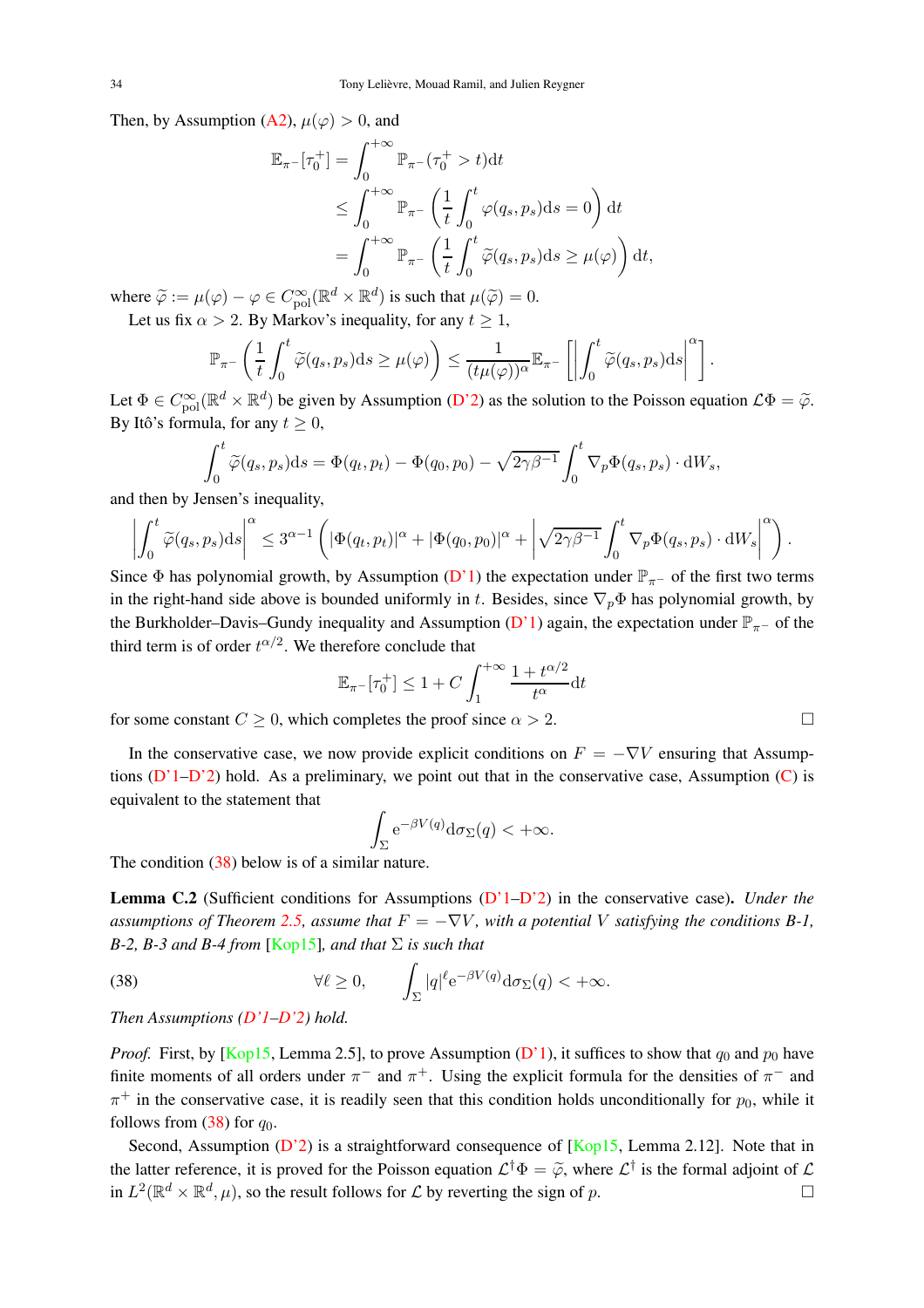Then, by Assumption (A2), $\mu(\varphi) > 0$, and

$$\begin{aligned}
\mathbb{E}_{\pi^-}[\tau_0^+] &= \int_0^{+\infty} \mathbb{P}_{\pi^-}(\tau_0^+ > t)\mathrm{d}t \\
&\leq \int_0^{+\infty} \mathbb{P}_{\pi^-}\left(\frac{1}{t}\int_0^t \varphi(q_s,p_s)\mathrm{d}s = 0\right)\mathrm{d}t \\
&= \int_0^{+\infty} \mathbb{P}_{\pi^-}\left(\frac{1}{t}\int_0^t \widetilde{\varphi}(q_s,p_s)\mathrm{d}s \geq \mu(\varphi)\right)\mathrm{d}t,
\end{aligned}$$

where $\widetilde{\varphi} := \mu(\varphi) - \varphi \in C^\infty_{\mathrm{pol}}(\mathbb{R}^d \times \mathbb{R}^d)$ is such that $\mu(\widetilde{\varphi}) = 0$.

Let us fix $\alpha > 2$. By Markov's inequality, for any $t \geq 1$,

$$\mathbb{P}_{\pi^-}\left(\frac{1}{t}\int_0^t \widetilde{\varphi}(q_s,p_s)\mathrm{d}s \geq \mu(\varphi)\right) \leq \frac{1}{(t\mu(\varphi))^\alpha}\mathbb{E}_{\pi^-}\left[\left|\int_0^t \widetilde{\varphi}(q_s,p_s)\mathrm{d}s\right|^\alpha\right].$$

Let $\Phi \in C^\infty_{\mathrm{pol}}(\mathbb{R}^d \times \mathbb{R}^d)$ be given by Assumption (D'2) as the solution to the Poisson equation $\mathcal{L}\Phi = \widetilde{\varphi}$. By Itô's formula, for any $t \geq 0$,

$$\int_0^t \widetilde{\varphi}(q_s,p_s)\mathrm{d}s = \Phi(q_t,p_t) - \Phi(q_0,p_0) - \sqrt{2\gamma\beta^{-1}}\int_0^t \nabla_p\Phi(q_s,p_s)\cdot\mathrm{d}W_s,$$

and then by Jensen's inequality,

$$\left|\int_0^t \widetilde{\varphi}(q_s,p_s)\mathrm{d}s\right|^\alpha \leq 3^{\alpha-1}\left(|\Phi(q_t,p_t)|^\alpha + |\Phi(q_0,p_0)|^\alpha + \left|\sqrt{2\gamma\beta^{-1}}\int_0^t \nabla_p\Phi(q_s,p_s)\cdot\mathrm{d}W_s\right|^\alpha\right).$$

Since $\Phi$ has polynomial growth, by Assumption (D'1) the expectation under $\mathbb{P}_{\pi^-}$ of the first two terms in the right-hand side above is bounded uniformly in $t$. Besides, since $\nabla_p\Phi$ has polynomial growth, by the Burkholder–Davis–Gundy inequality and Assumption (D'1) again, the expectation under $\mathbb{P}_{\pi^-}$ of the third term is of order $t^{\alpha/2}$. We therefore conclude that

$$\mathbb{E}_{\pi^-}[\tau_0^+] \leq 1 + C\int_1^{+\infty}\frac{1+t^{\alpha/2}}{t^\alpha}\mathrm{d}t$$

for some constant $C \geq 0$, which completes the proof since $\alpha > 2$. □

In the conservative case, we now provide explicit conditions on $F = -\nabla V$ ensuring that Assumptions (D'1–D'2) hold. As a preliminary, we point out that in the conservative case, Assumption (C) is equivalent to the statement that

$$\int_\Sigma \mathrm{e}^{-\beta V(q)}\mathrm{d}\sigma_\Sigma(q) < +\infty.$$

The condition (38) below is of a similar nature.

**Lemma C.2** (Sufficient conditions for Assumptions (D'1–D'2) in the conservative case)**.** *Under the assumptions of Theorem 2.5, assume that $F = -\nabla V$, with a potential $V$ satisfying the conditions B-1, B-2, B-3 and B-4 from* [Kop15]*, and that $\Sigma$ is such that*

$$\forall \ell \geq 0, \qquad \int_\Sigma |q|^\ell \mathrm{e}^{-\beta V(q)}\mathrm{d}\sigma_\Sigma(q) < +\infty. \tag{38}$$

*Then Assumptions (D'1–D'2) hold.*

*Proof.* First, by [Kop15, Lemma 2.5], to prove Assumption (D'1), it suffices to show that $q_0$ and $p_0$ have finite moments of all orders under $\pi^-$ and $\pi^+$. Using the explicit formula for the densities of $\pi^-$ and $\pi^+$ in the conservative case, it is readily seen that this condition holds unconditionally for $p_0$, while it follows from (38) for $q_0$.

Second, Assumption (D'2) is a straightforward consequence of [Kop15, Lemma 2.12]. Note that in the latter reference, it is proved for the Poisson equation $\mathcal{L}^\dagger\Phi = \widetilde{\varphi}$, where $\mathcal{L}^\dagger$ is the formal adjoint of $\mathcal{L}$ in $L^2(\mathbb{R}^d \times \mathbb{R}^d, \mu)$, so the result follows for $\mathcal{L}$ by reverting the sign of $p$. □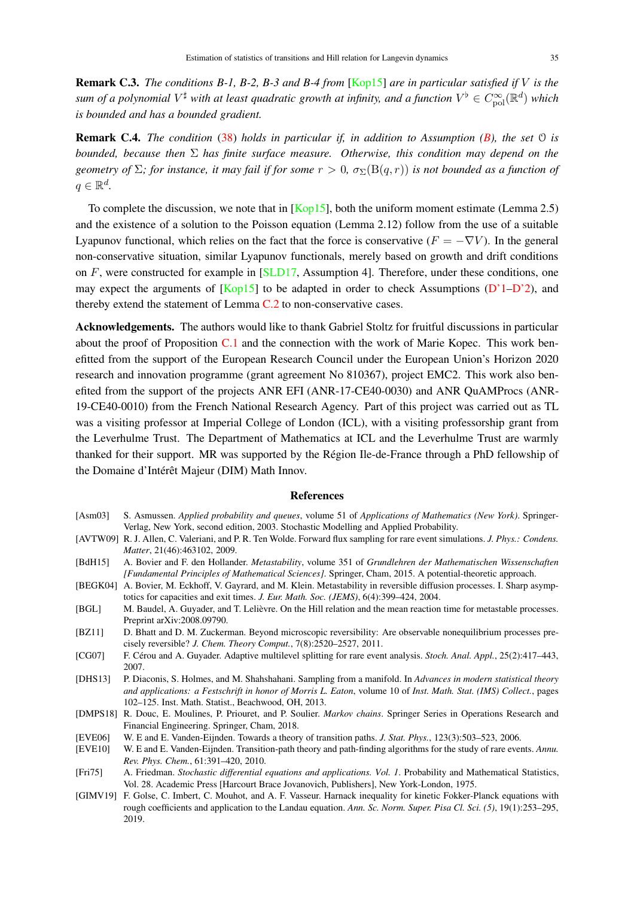**Remark C.3.** *The conditions B-1, B-2, B-3 and B-4 from* [Kop15] *are in particular satisfied if $V$ is the sum of a polynomial $V^\sharp$ with at least quadratic growth at infinity, and a function $V^\flat \in C^\infty_{\mathrm{pol}}(\mathbb{R}^d)$ which is bounded and has a bounded gradient.*

**Remark C.4.** *The condition* (38) *holds in particular if, in addition to Assumption (B), the set $\mathcal{O}$ is bounded, because then $\Sigma$ has finite surface measure. Otherwise, this condition may depend on the geometry of $\Sigma$; for instance, it may fail if for some $r > 0$, $\sigma_\Sigma(\mathrm{B}(q,r))$ is not bounded as a function of $q \in \mathbb{R}^d$.*

To complete the discussion, we note that in [Kop15], both the uniform moment estimate (Lemma 2.5) and the existence of a solution to the Poisson equation (Lemma 2.12) follow from the use of a suitable Lyapunov functional, which relies on the fact that the force is conservative ($F = -\nabla V$). In the general non-conservative situation, similar Lyapunov functionals, merely based on growth and drift conditions on $F$, were constructed for example in [SLD17, Assumption 4]. Therefore, under these conditions, one may expect the arguments of [Kop15] to be adapted in order to check Assumptions (D'1–D'2), and thereby extend the statement of Lemma C.2 to non-conservative cases.

**Acknowledgements.** The authors would like to thank Gabriel Stoltz for fruitful discussions in particular about the proof of Proposition C.1 and the connection with the work of Marie Kopec. This work benefitted from the support of the European Research Council under the European Union's Horizon 2020 research and innovation programme (grant agreement No 810367), project EMC2. This work also benefited from the support of the projects ANR EFI (ANR-17-CE40-0030) and ANR QuAMProcs (ANR-19-CE40-0010) from the French National Research Agency. Part of this project was carried out as TL was a visiting professor at Imperial College of London (ICL), with a visiting professorship grant from the Leverhulme Trust. The Department of Mathematics at ICL and the Leverhulme Trust are warmly thanked for their support. MR was supported by the Région Ile-de-France through a PhD fellowship of the Domaine d'Intérêt Majeur (DIM) Math Innov.

## References

- [Asm03] S. Asmussen. *Applied probability and queues*, volume 51 of *Applications of Mathematics (New York)*. Springer-Verlag, New York, second edition, 2003. Stochastic Modelling and Applied Probability.
- [AVTW09] R. J. Allen, C. Valeriani, and P. R. Ten Wolde. Forward flux sampling for rare event simulations. *J. Phys.: Condens. Matter*, 21(46):463102, 2009.
- [BdH15] A. Bovier and F. den Hollander. *Metastability*, volume 351 of *Grundlehren der Mathematischen Wissenschaften [Fundamental Principles of Mathematical Sciences]*. Springer, Cham, 2015. A potential-theoretic approach.
- [BEGK04] A. Bovier, M. Eckhoff, V. Gayrard, and M. Klein. Metastability in reversible diffusion processes. I. Sharp asymptotics for capacities and exit times. *J. Eur. Math. Soc. (JEMS)*, 6(4):399–424, 2004.
- [BGL] M. Baudel, A. Guyader, and T. Lelièvre. On the Hill relation and the mean reaction time for metastable processes. Preprint arXiv:2008.09790.
- [BZ11] D. Bhatt and D. M. Zuckerman. Beyond microscopic reversibility: Are observable nonequilibrium processes precisely reversible? *J. Chem. Theory Comput.*, 7(8):2520–2527, 2011.
- [CG07] F. Cérou and A. Guyader. Adaptive multilevel splitting for rare event analysis. *Stoch. Anal. Appl.*, 25(2):417–443, 2007.
- [DHS13] P. Diaconis, S. Holmes, and M. Shahshahani. Sampling from a manifold. In *Advances in modern statistical theory and applications: a Festschrift in honor of Morris L. Eaton*, volume 10 of *Inst. Math. Stat. (IMS) Collect.*, pages 102–125. Inst. Math. Statist., Beachwood, OH, 2013.
- [DMPS18] R. Douc, E. Moulines, P. Priouret, and P. Soulier. *Markov chains*. Springer Series in Operations Research and Financial Engineering. Springer, Cham, 2018.
- [EVE06] W. E and E. Vanden-Eijnden. Towards a theory of transition paths. *J. Stat. Phys.*, 123(3):503–523, 2006.
- [EVE10] W. E and E. Vanden-Eijnden. Transition-path theory and path-finding algorithms for the study of rare events. *Annu. Rev. Phys. Chem.*, 61:391–420, 2010.
- [Fri75] A. Friedman. *Stochastic differential equations and applications. Vol. 1*. Probability and Mathematical Statistics, Vol. 28. Academic Press [Harcourt Brace Jovanovich, Publishers], New York-London, 1975.
- [GIMV19] F. Golse, C. Imbert, C. Mouhot, and A. F. Vasseur. Harnack inequality for kinetic Fokker-Planck equations with rough coefficients and application to the Landau equation. *Ann. Sc. Norm. Super. Pisa Cl. Sci. (5)*, 19(1):253–295, 2019.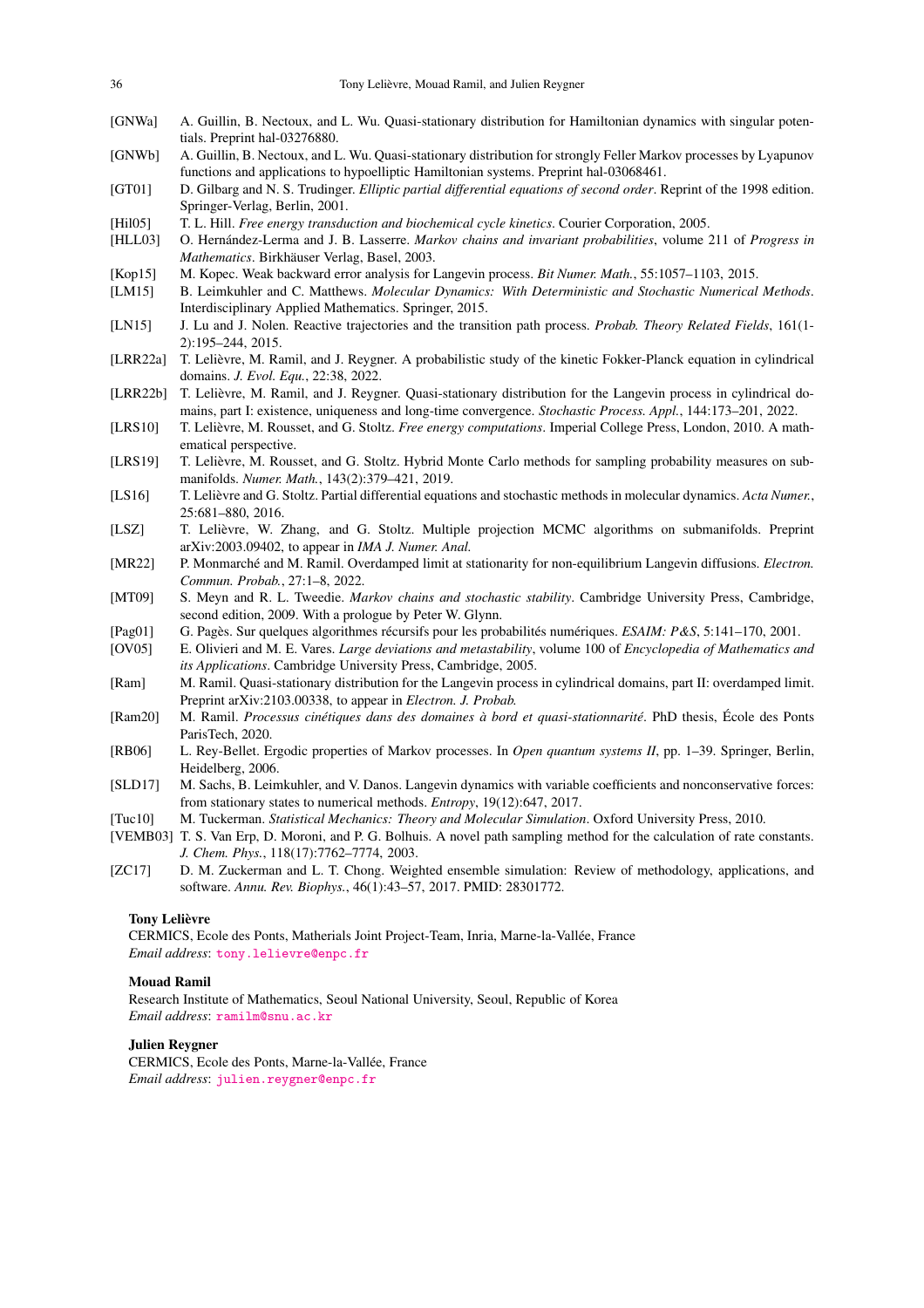[GNWa] A. Guillin, B. Nectoux, and L. Wu. Quasi-stationary distribution for Hamiltonian dynamics with singular potentials. Preprint hal-03276880.

[GNWb] A. Guillin, B. Nectoux, and L. Wu. Quasi-stationary distribution for strongly Feller Markov processes by Lyapunov functions and applications to hypoelliptic Hamiltonian systems. Preprint hal-03068461.

[GT01] D. Gilbarg and N. S. Trudinger. *Elliptic partial differential equations of second order*. Reprint of the 1998 edition. Springer-Verlag, Berlin, 2001.

[Hil05] T. L. Hill. *Free energy transduction and biochemical cycle kinetics*. Courier Corporation, 2005.

[HLL03] O. Hernández-Lerma and J. B. Lasserre. *Markov chains and invariant probabilities*, volume 211 of *Progress in Mathematics*. Birkhäuser Verlag, Basel, 2003.

[Kop15] M. Kopec. Weak backward error analysis for Langevin process. *Bit Numer. Math.*, 55:1057–1103, 2015.

[LM15] B. Leimkuhler and C. Matthews. *Molecular Dynamics: With Deterministic and Stochastic Numerical Methods*. Interdisciplinary Applied Mathematics. Springer, 2015.

[LN15] J. Lu and J. Nolen. Reactive trajectories and the transition path process. *Probab. Theory Related Fields*, 161(1-2):195–244, 2015.

[LRR22a] T. Lelièvre, M. Ramil, and J. Reygner. A probabilistic study of the kinetic Fokker-Planck equation in cylindrical domains. *J. Evol. Equ.*, 22:38, 2022.

[LRR22b] T. Lelièvre, M. Ramil, and J. Reygner. Quasi-stationary distribution for the Langevin process in cylindrical domains, part I: existence, uniqueness and long-time convergence. *Stochastic Process. Appl.*, 144:173–201, 2022.

[LRS10] T. Lelièvre, M. Rousset, and G. Stoltz. *Free energy computations*. Imperial College Press, London, 2010. A mathematical perspective.

[LRS19] T. Lelièvre, M. Rousset, and G. Stoltz. Hybrid Monte Carlo methods for sampling probability measures on submanifolds. *Numer. Math.*, 143(2):379–421, 2019.

[LS16] T. Lelièvre and G. Stoltz. Partial differential equations and stochastic methods in molecular dynamics. *Acta Numer.*, 25:681–880, 2016.

[LSZ] T. Lelièvre, W. Zhang, and G. Stoltz. Multiple projection MCMC algorithms on submanifolds. Preprint arXiv:2003.09402, to appear in *IMA J. Numer. Anal.*

[MR22] P. Monmarché and M. Ramil. Overdamped limit at stationarity for non-equilibrium Langevin diffusions. *Electron. Commun. Probab.*, 27:1–8, 2022.

[MT09] S. Meyn and R. L. Tweedie. *Markov chains and stochastic stability*. Cambridge University Press, Cambridge, second edition, 2009. With a prologue by Peter W. Glynn.

[Pag01] G. Pagès. Sur quelques algorithmes récursifs pour les probabilités numériques. *ESAIM: P&S*, 5:141–170, 2001.

[OV05] E. Olivieri and M. E. Vares. *Large deviations and metastability*, volume 100 of *Encyclopedia of Mathematics and its Applications*. Cambridge University Press, Cambridge, 2005.

[Ram] M. Ramil. Quasi-stationary distribution for the Langevin process in cylindrical domains, part II: overdamped limit. Preprint arXiv:2103.00338, to appear in *Electron. J. Probab.*

[Ram20] M. Ramil. *Processus cinétiques dans des domaines à bord et quasi-stationnarité*. PhD thesis, École des Ponts ParisTech, 2020.

[RB06] L. Rey-Bellet. Ergodic properties of Markov processes. In *Open quantum systems II*, pp. 1–39. Springer, Berlin, Heidelberg, 2006.

[SLD17] M. Sachs, B. Leimkuhler, and V. Danos. Langevin dynamics with variable coefficients and nonconservative forces: from stationary states to numerical methods. *Entropy*, 19(12):647, 2017.

[Tuc10] M. Tuckerman. *Statistical Mechanics: Theory and Molecular Simulation*. Oxford University Press, 2010.

[VEMB03] T. S. Van Erp, D. Moroni, and P. G. Bolhuis. A novel path sampling method for the calculation of rate constants. *J. Chem. Phys.*, 118(17):7762–7774, 2003.

[ZC17] D. M. Zuckerman and L. T. Chong. Weighted ensemble simulation: Review of methodology, applications, and software. *Annu. Rev. Biophys.*, 46(1):43–57, 2017. PMID: 28301772.

**Tony Lelièvre**
CERMICS, Ecole des Ponts, Matherials Joint Project-Team, Inria, Marne-la-Vallée, France
*Email address*: tony.lelievre@enpc.fr

**Mouad Ramil**
Research Institute of Mathematics, Seoul National University, Seoul, Republic of Korea
*Email address*: ramilm@snu.ac.kr

**Julien Reygner**
CERMICS, Ecole des Ponts, Marne-la-Vallée, France
*Email address*: julien.reygner@enpc.fr